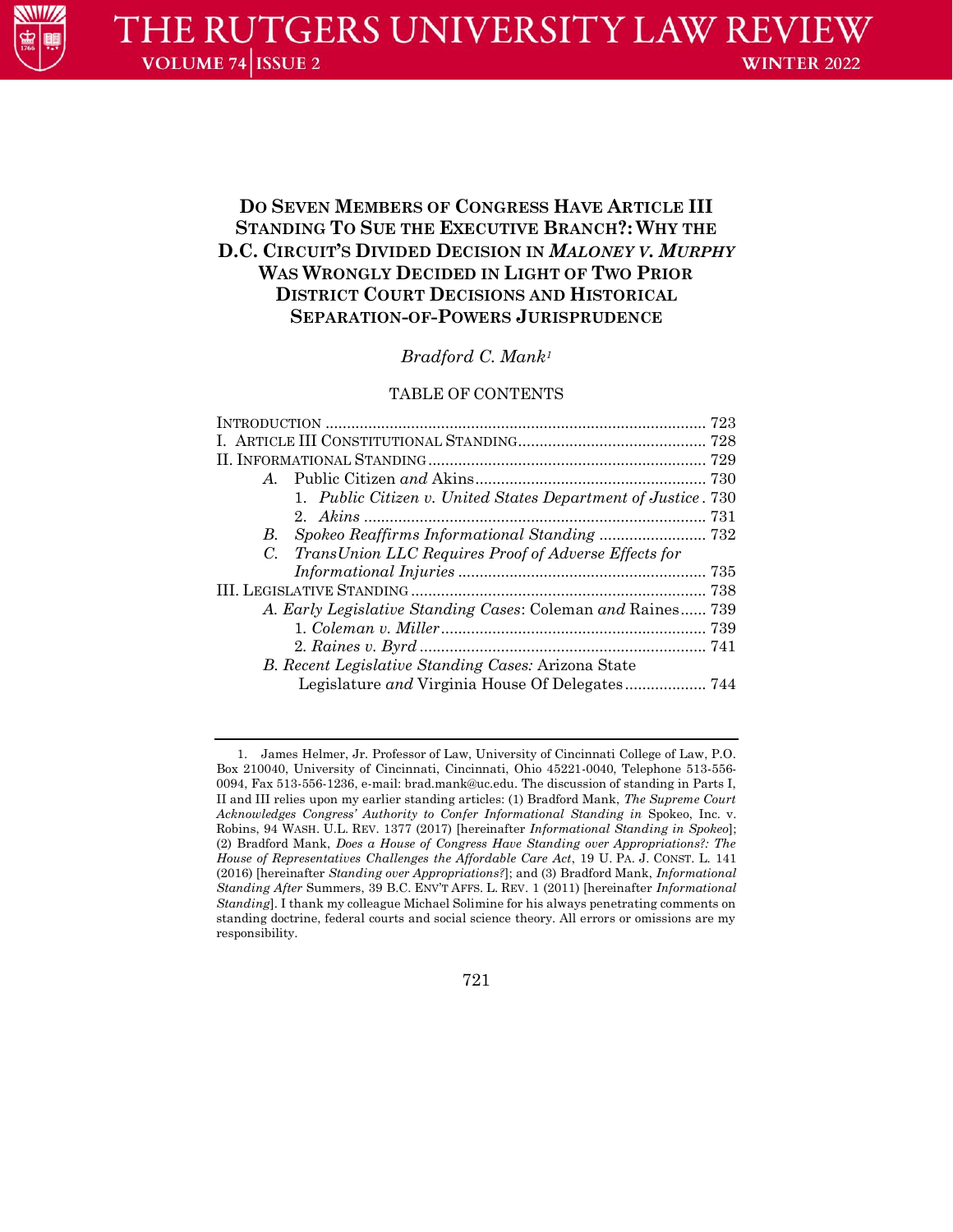# DO SEVEN MEMBERS OF CONGRESS HAVE ARTICLE III STANDING TO SUE THE EXECUTIVE BRANCH?: WHY THE D.C. CIRCUIT'S DIVIDED DECISION IN *MALONEY V. MURPHY* WAS WRONGLY DECIDED IN LIGHT OF TWO PRIOR DISTRICT COURT DECISIONS AND HISTORICAL SEPARATION-OF-POWERS JURISPRUDENCE

*Bradford C. Mank*[1]

TABLE OF CONTENTS

INTRODUCTION ........................................................................................ 723
I. ARTICLE III CONSTITUTIONAL STANDING............................................ 728
II. INFORMATIONAL STANDING................................................................ 729
 *A.* Public Citizen *and* Akins...................................................... 730
  1. *Public Citizen v. United States Department of Justice* . 730
  2. *Akins* ................................................................................ 731
 *B.* *Spokeo Reaffirms Informational Standing* ......................... 732
 *C.* *TransUnion LLC Requires Proof of Adverse Effects for Informational Injuries* .......................................................... 735
III. LEGISLATIVE STANDING..................................................................... 738
 *A. Early Legislative Standing Cases*: Coleman *and* Raines...... 739
  1. *Coleman v. Miller*.............................................................. 739
  2. *Raines v. Byrd* ................................................................... 741
 *B. Recent Legislative Standing Cases:* Arizona State Legislature *and* Virginia House Of Delegates................... 744

---

1. James Helmer, Jr. Professor of Law, University of Cincinnati College of Law, P.O. Box 210040, University of Cincinnati, Cincinnati, Ohio 45221-0040, Telephone 513-556-0094, Fax 513-556-1236, e-mail: brad.mank@uc.edu. The discussion of standing in Parts I, II and III relies upon my earlier standing articles: (1) Bradford Mank, *The Supreme Court Acknowledges Congress' Authority to Confer Informational Standing in* Spokeo, Inc. v. Robins, 94 WASH. U.L. REV. 1377 (2017) [hereinafter *Informational Standing in Spokeo*]; (2) Bradford Mank, *Does a House of Congress Have Standing over Appropriations?: The House of Representatives Challenges the Affordable Care Act*, 19 U. PA. J. CONST. L. 141 (2016) [hereinafter *Standing over Appropriations?*]; and (3) Bradford Mank, *Informational Standing After* Summers, 39 B.C. ENV'T AFFS. L. REV. 1 (2011) [hereinafter *Informational Standing*]. I thank my colleague Michael Solimine for his always penetrating comments on standing doctrine, federal courts and social science theory. All errors or omissions are my responsibility.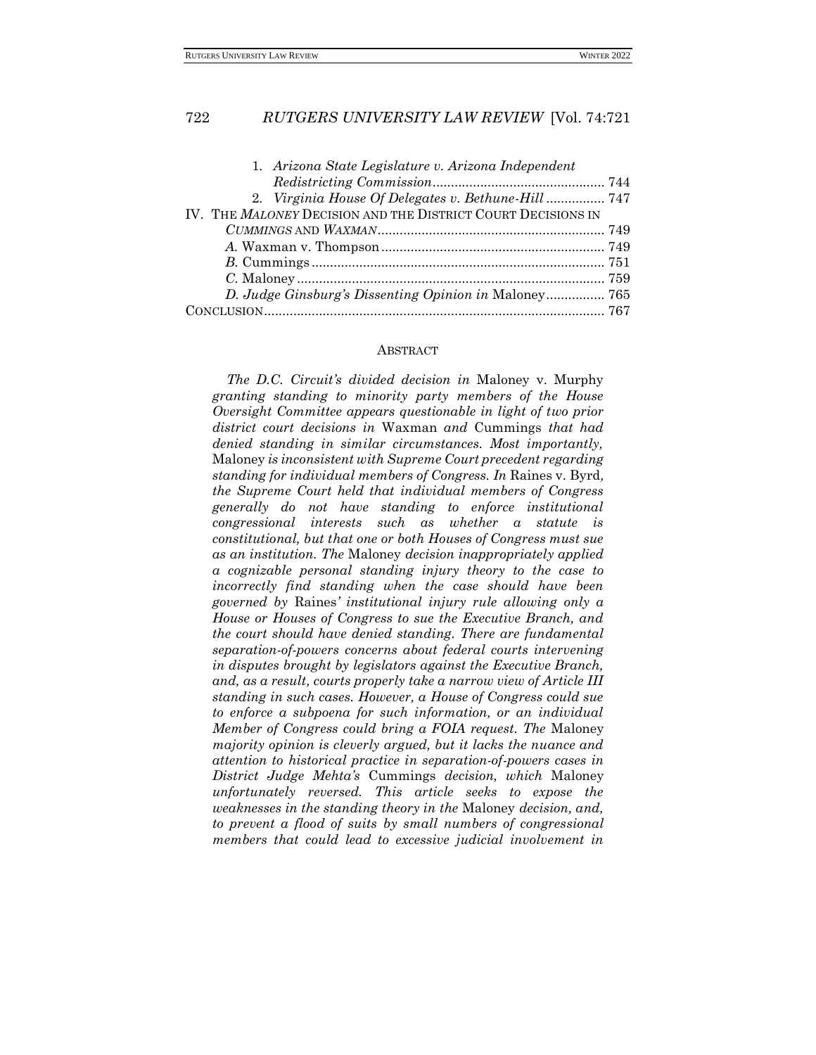1. *Arizona State Legislature v. Arizona Independent Redistricting Commission*............................................... 744
2. *Virginia House Of Delegates v. Bethune-Hill* ................ 747

IV. THE *MALONEY* DECISION AND THE DISTRICT COURT DECISIONS IN *CUMMINGS* AND *WAXMAN*.............................................................. 749
*A.* Waxman v. Thompson............................................................. 749
*B.* Cummings................................................................................ 751
*C.* Maloney.................................................................................... 759
*D. Judge Ginsburg's Dissenting Opinion in* Maloney................ 765

CONCLUSION............................................................................................ 767

## ABSTRACT

*The D.C. Circuit's divided decision in* Maloney v. Murphy *granting standing to minority party members of the House Oversight Committee appears questionable in light of two prior district court decisions in* Waxman *and* Cummings *that had denied standing in similar circumstances. Most importantly,* Maloney *is inconsistent with Supreme Court precedent regarding standing for individual members of Congress. In* Raines v. Byrd*, the Supreme Court held that individual members of Congress generally do not have standing to enforce institutional congressional interests such as whether a statute is constitutional, but that one or both Houses of Congress must sue as an institution. The* Maloney *decision inappropriately applied a cognizable personal standing injury theory to the case to incorrectly find standing when the case should have been governed by* Raines' *institutional injury rule allowing only a House or Houses of Congress to sue the Executive Branch, and the court should have denied standing. There are fundamental separation-of-powers concerns about federal courts intervening in disputes brought by legislators against the Executive Branch, and, as a result, courts properly take a narrow view of Article III standing in such cases. However, a House of Congress could sue to enforce a subpoena for such information, or an individual Member of Congress could bring a FOIA request. The* Maloney *majority opinion is cleverly argued, but it lacks the nuance and attention to historical practice in separation-of-powers cases in District Judge Mehta's* Cummings *decision, which* Maloney *unfortunately reversed. This article seeks to expose the weaknesses in the standing theory in the* Maloney *decision, and, to prevent a flood of suits by small numbers of congressional members that could lead to excessive judicial involvement in*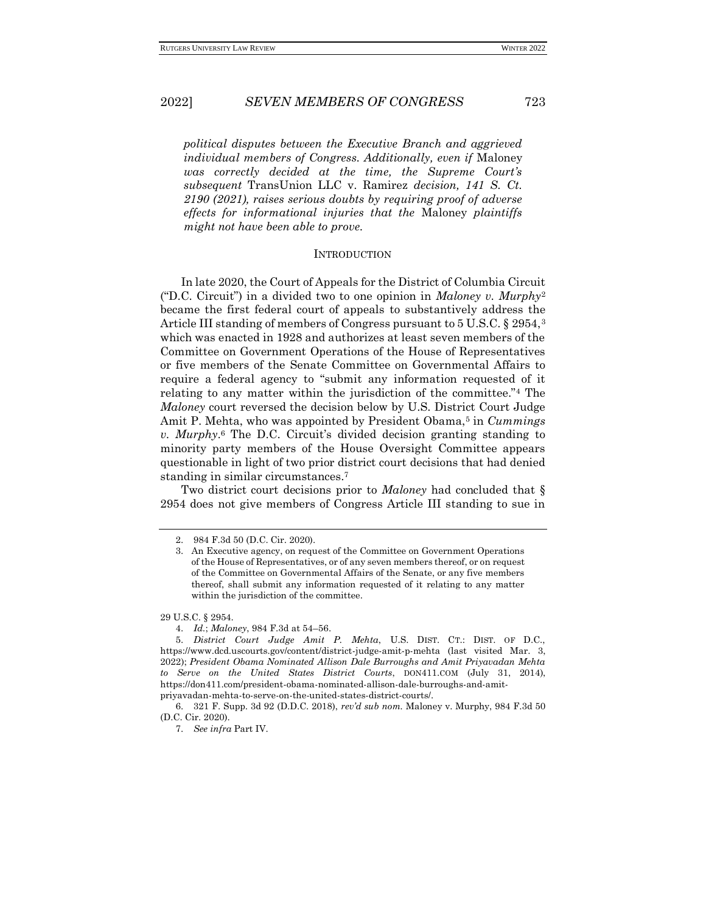*political disputes between the Executive Branch and aggrieved individual members of Congress. Additionally, even if* Maloney *was correctly decided at the time, the Supreme Court's subsequent* TransUnion LLC v. Ramirez *decision, 141 S. Ct. 2190 (2021), raises serious doubts by requiring proof of adverse effects for informational injuries that the* Maloney *plaintiffs might not have been able to prove.*

## INTRODUCTION

In late 2020, the Court of Appeals for the District of Columbia Circuit ("D.C. Circuit") in a divided two to one opinion in *Maloney v. Murphy*[2] became the first federal court of appeals to substantively address the Article III standing of members of Congress pursuant to 5 U.S.C. § 2954,[3] which was enacted in 1928 and authorizes at least seven members of the Committee on Government Operations of the House of Representatives or five members of the Senate Committee on Governmental Affairs to require a federal agency to "submit any information requested of it relating to any matter within the jurisdiction of the committee."[4] The *Maloney* court reversed the decision below by U.S. District Court Judge Amit P. Mehta, who was appointed by President Obama,[5] in *Cummings v. Murphy*.[6] The D.C. Circuit's divided decision granting standing to minority party members of the House Oversight Committee appears questionable in light of two prior district court decisions that had denied standing in similar circumstances.[7]

Two district court decisions prior to *Maloney* had concluded that § 2954 does not give members of Congress Article III standing to sue in

---

2. 984 F.3d 50 (D.C. Cir. 2020).

3. An Executive agency, on request of the Committee on Government Operations of the House of Representatives, or of any seven members thereof, or on request of the Committee on Governmental Affairs of the Senate, or any five members thereof, shall submit any information requested of it relating to any matter within the jurisdiction of the committee.

29 U.S.C. § 2954.

4. *Id.*; *Maloney*, 984 F.3d at 54–56.

5. *District Court Judge Amit P. Mehta*, U.S. DIST. CT.: DIST. OF D.C., https://www.dcd.uscourts.gov/content/district-judge-amit-p-mehta (last visited Mar. 3, 2022); *President Obama Nominated Allison Dale Burroughs and Amit Priyavadan Mehta to Serve on the United States District Courts*, DON411.COM (July 31, 2014), https://don411.com/president-obama-nominated-allison-dale-burroughs-and-amit-priyavadan-mehta-to-serve-on-the-united-states-district-courts/.

6. 321 F. Supp. 3d 92 (D.D.C. 2018), *rev'd sub nom.* Maloney v. Murphy, 984 F.3d 50 (D.C. Cir. 2020).

7. *See infra* Part IV.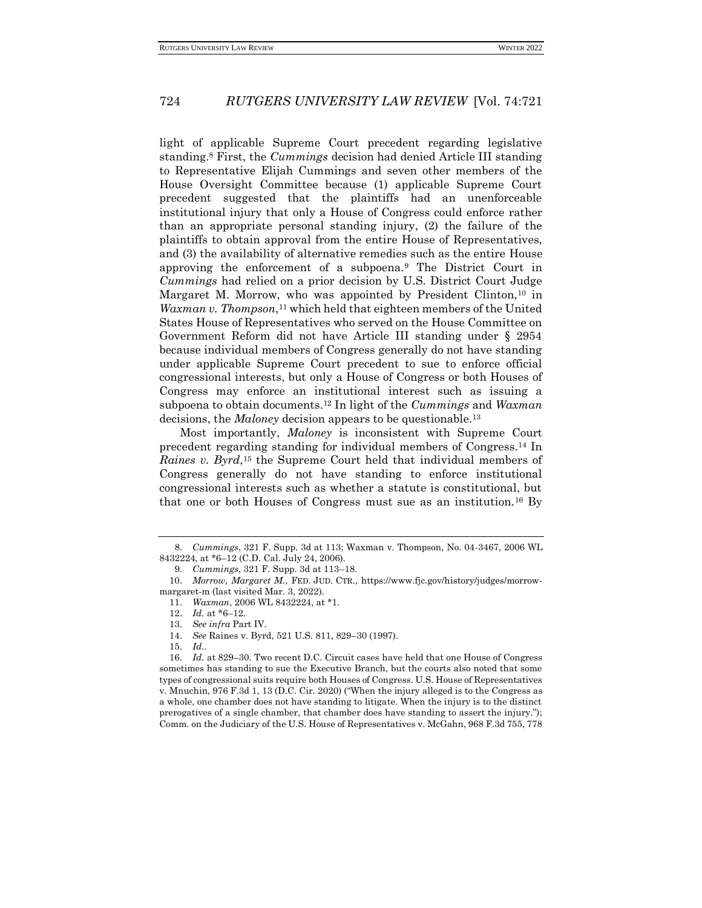light of applicable Supreme Court precedent regarding legislative standing.[8] First, the *Cummings* decision had denied Article III standing to Representative Elijah Cummings and seven other members of the House Oversight Committee because (1) applicable Supreme Court precedent suggested that the plaintiffs had an unenforceable institutional injury that only a House of Congress could enforce rather than an appropriate personal standing injury, (2) the failure of the plaintiffs to obtain approval from the entire House of Representatives, and (3) the availability of alternative remedies such as the entire House approving the enforcement of a subpoena.[9] The District Court in *Cummings* had relied on a prior decision by U.S. District Court Judge Margaret M. Morrow, who was appointed by President Clinton,[10] in *Waxman v. Thompson*,[11] which held that eighteen members of the United States House of Representatives who served on the House Committee on Government Reform did not have Article III standing under § 2954 because individual members of Congress generally do not have standing under applicable Supreme Court precedent to sue to enforce official congressional interests, but only a House of Congress or both Houses of Congress may enforce an institutional interest such as issuing a subpoena to obtain documents.[12] In light of the *Cummings* and *Waxman* decisions, the *Maloney* decision appears to be questionable.[13]

Most importantly, *Maloney* is inconsistent with Supreme Court precedent regarding standing for individual members of Congress.[14] In *Raines v. Byrd*,[15] the Supreme Court held that individual members of Congress generally do not have standing to enforce institutional congressional interests such as whether a statute is constitutional, but that one or both Houses of Congress must sue as an institution.[16] By

---

8. *Cummings*, 321 F. Supp. 3d at 113; Waxman v. Thompson, No. 04-3467, 2006 WL 8432224, at *6–12 (C.D. Cal. July 24, 2006).

9. *Cummings*, 321 F. Supp. 3d at 113–18.

10. *Morrow, Margaret M.*, FED. JUD. CTR., https://www.fjc.gov/history/judges/morrow-margaret-m (last visited Mar. 3, 2022).

11. *Waxman*, 2006 WL 8432224, at *1.

12. *Id.* at *6–12.

13. *See infra* Part IV.

14. *See* Raines v. Byrd, 521 U.S. 811, 829–30 (1997).

15. *Id.*.

16. *Id.* at 829–30. Two recent D.C. Circuit cases have held that one House of Congress sometimes has standing to sue the Executive Branch, but the courts also noted that some types of congressional suits require both Houses of Congress. U.S. House of Representatives v. Mnuchin, 976 F.3d 1, 13 (D.C. Cir. 2020) ("When the injury alleged is to the Congress as a whole, one chamber does not have standing to litigate. When the injury is to the distinct prerogatives of a single chamber, that chamber does have standing to assert the injury."); Comm. on the Judiciary of the U.S. House of Representatives v. McGahn, 968 F.3d 755, 778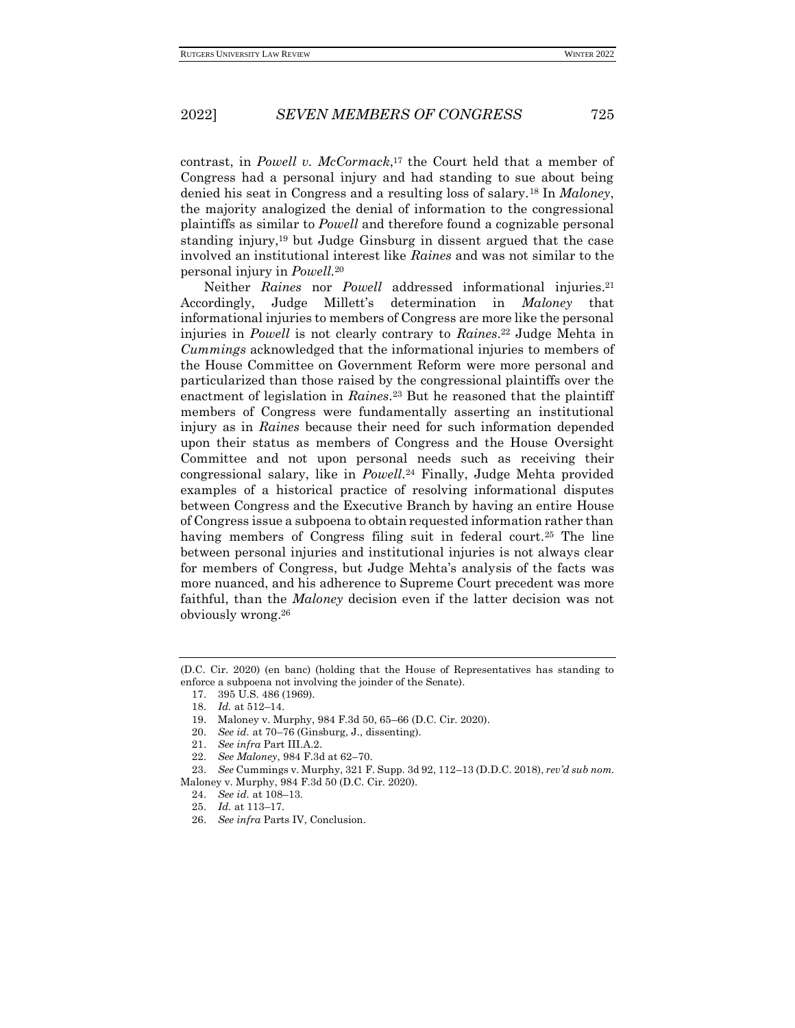contrast, in *Powell v. McCormack*,[17] the Court held that a member of Congress had a personal injury and had standing to sue about being denied his seat in Congress and a resulting loss of salary.[18] In *Maloney*, the majority analogized the denial of information to the congressional plaintiffs as similar to *Powell* and therefore found a cognizable personal standing injury,[19] but Judge Ginsburg in dissent argued that the case involved an institutional interest like *Raines* and was not similar to the personal injury in *Powell*.[20]

Neither *Raines* nor *Powell* addressed informational injuries.[21] Accordingly, Judge Millett's determination in *Maloney* that informational injuries to members of Congress are more like the personal injuries in *Powell* is not clearly contrary to *Raines*.[22] Judge Mehta in *Cummings* acknowledged that the informational injuries to members of the House Committee on Government Reform were more personal and particularized than those raised by the congressional plaintiffs over the enactment of legislation in *Raines*.[23] But he reasoned that the plaintiff members of Congress were fundamentally asserting an institutional injury as in *Raines* because their need for such information depended upon their status as members of Congress and the House Oversight Committee and not upon personal needs such as receiving their congressional salary, like in *Powell*.[24] Finally, Judge Mehta provided examples of a historical practice of resolving informational disputes between Congress and the Executive Branch by having an entire House of Congress issue a subpoena to obtain requested information rather than having members of Congress filing suit in federal court.[25] The line between personal injuries and institutional injuries is not always clear for members of Congress, but Judge Mehta's analysis of the facts was more nuanced, and his adherence to Supreme Court precedent was more faithful, than the *Maloney* decision even if the latter decision was not obviously wrong.[26]

---

(D.C. Cir. 2020) (en banc) (holding that the House of Representatives has standing to enforce a subpoena not involving the joinder of the Senate).

17. 395 U.S. 486 (1969).

18. *Id.* at 512–14.

19. Maloney v. Murphy, 984 F.3d 50, 65–66 (D.C. Cir. 2020).

20. *See id.* at 70–76 (Ginsburg, J., dissenting).

21. *See infra* Part III.A.2.

22. *See Maloney*, 984 F.3d at 62–70.

23. *See* Cummings v. Murphy, 321 F. Supp. 3d 92, 112–13 (D.D.C. 2018), *rev'd sub nom.* Maloney v. Murphy, 984 F.3d 50 (D.C. Cir. 2020).

24. *See id.* at 108–13.

25. *Id.* at 113–17.

26. *See infra* Parts IV, Conclusion.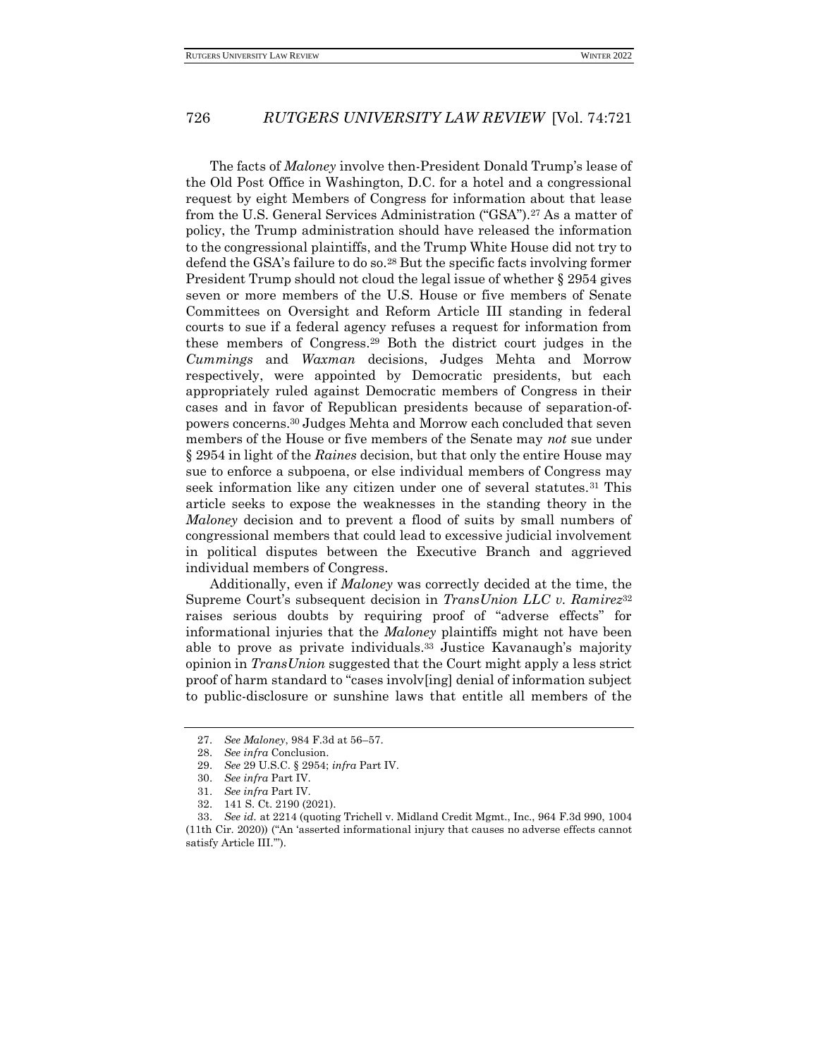The facts of *Maloney* involve then-President Donald Trump's lease of the Old Post Office in Washington, D.C. for a hotel and a congressional request by eight Members of Congress for information about that lease from the U.S. General Services Administration ("GSA").[27] As a matter of policy, the Trump administration should have released the information to the congressional plaintiffs, and the Trump White House did not try to defend the GSA's failure to do so.[28] But the specific facts involving former President Trump should not cloud the legal issue of whether § 2954 gives seven or more members of the U.S. House or five members of Senate Committees on Oversight and Reform Article III standing in federal courts to sue if a federal agency refuses a request for information from these members of Congress.[29] Both the district court judges in the *Cummings* and *Waxman* decisions, Judges Mehta and Morrow respectively, were appointed by Democratic presidents, but each appropriately ruled against Democratic members of Congress in their cases and in favor of Republican presidents because of separation-of-powers concerns.[30] Judges Mehta and Morrow each concluded that seven members of the House or five members of the Senate may *not* sue under § 2954 in light of the *Raines* decision, but that only the entire House may sue to enforce a subpoena, or else individual members of Congress may seek information like any citizen under one of several statutes.[31] This article seeks to expose the weaknesses in the standing theory in the *Maloney* decision and to prevent a flood of suits by small numbers of congressional members that could lead to excessive judicial involvement in political disputes between the Executive Branch and aggrieved individual members of Congress.

Additionally, even if *Maloney* was correctly decided at the time, the Supreme Court's subsequent decision in *TransUnion LLC v. Ramirez*[32] raises serious doubts by requiring proof of "adverse effects" for informational injuries that the *Maloney* plaintiffs might not have been able to prove as private individuals.[33] Justice Kavanaugh's majority opinion in *TransUnion* suggested that the Court might apply a less strict proof of harm standard to "cases involv[ing] denial of information subject to public-disclosure or sunshine laws that entitle all members of the

---

27. *See Maloney*, 984 F.3d at 56–57.

28. *See infra* Conclusion.

29. *See* 29 U.S.C. § 2954; *infra* Part IV.

30. *See infra* Part IV.

31. *See infra* Part IV.

32. 141 S. Ct. 2190 (2021).

33. *See id.* at 2214 (quoting Trichell v. Midland Credit Mgmt., Inc., 964 F.3d 990, 1004 (11th Cir. 2020)) ("An 'asserted informational injury that causes no adverse effects cannot satisfy Article III.'").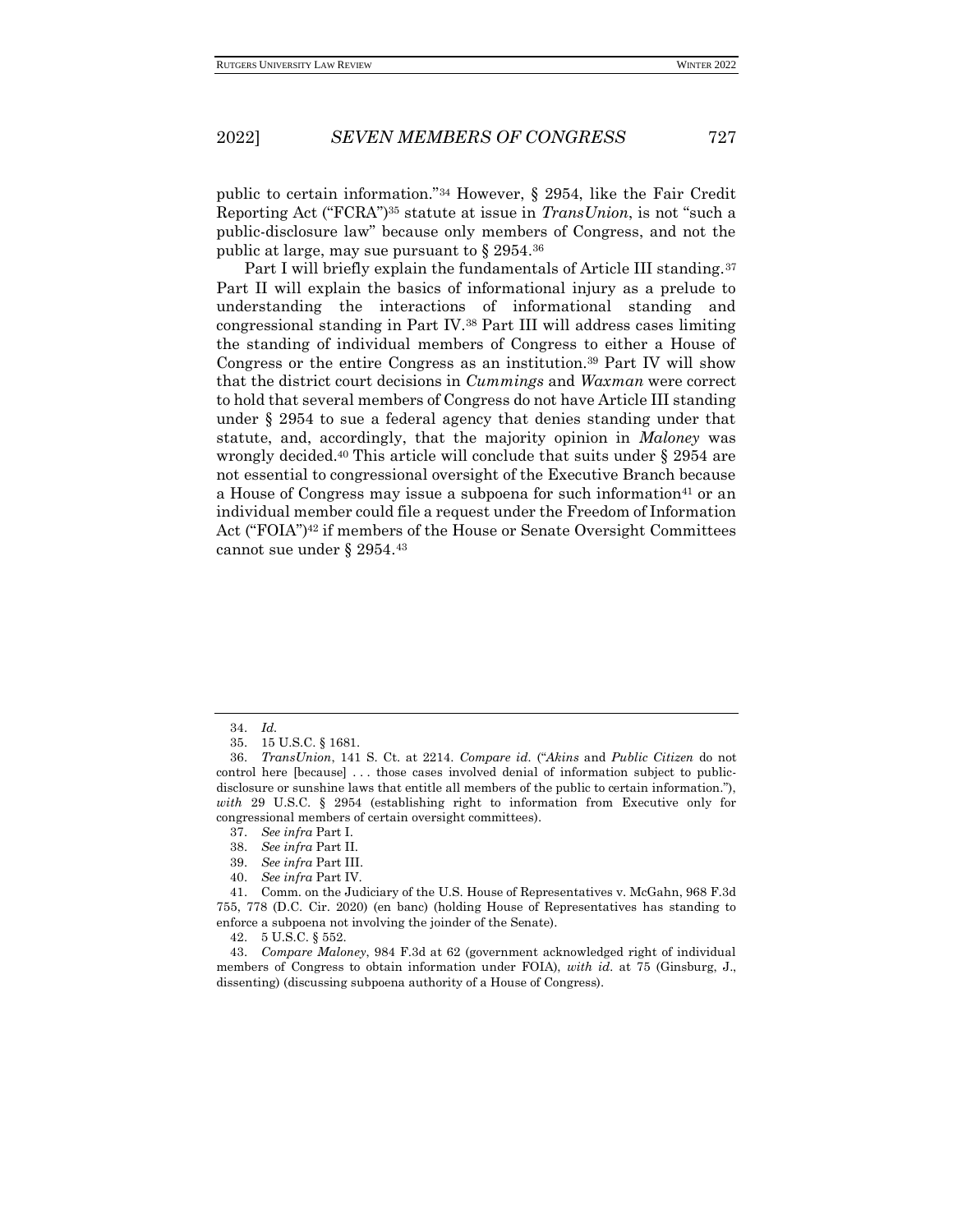public to certain information."[34] However, § 2954, like the Fair Credit Reporting Act ("FCRA")[35] statute at issue in *TransUnion*, is not "such a public-disclosure law" because only members of Congress, and not the public at large, may sue pursuant to § 2954.[36]

Part I will briefly explain the fundamentals of Article III standing.[37] Part II will explain the basics of informational injury as a prelude to understanding the interactions of informational standing and congressional standing in Part IV.[38] Part III will address cases limiting the standing of individual members of Congress to either a House of Congress or the entire Congress as an institution.[39] Part IV will show that the district court decisions in *Cummings* and *Waxman* were correct to hold that several members of Congress do not have Article III standing under § 2954 to sue a federal agency that denies standing under that statute, and, accordingly, that the majority opinion in *Maloney* was wrongly decided.[40] This article will conclude that suits under § 2954 are not essential to congressional oversight of the Executive Branch because a House of Congress may issue a subpoena for such information[41] or an individual member could file a request under the Freedom of Information Act ("FOIA")[42] if members of the House or Senate Oversight Committees cannot sue under § 2954.[43]

---

34. *Id.*

35. 15 U.S.C. § 1681.

36. *TransUnion*, 141 S. Ct. at 2214. *Compare id.* ("*Akins* and *Public Citizen* do not control here [because] . . . those cases involved denial of information subject to public-disclosure or sunshine laws that entitle all members of the public to certain information."), *with* 29 U.S.C. § 2954 (establishing right to information from Executive only for congressional members of certain oversight committees).

37. *See infra* Part I.

38. *See infra* Part II.

39. *See infra* Part III.

40. *See infra* Part IV.

41. Comm. on the Judiciary of the U.S. House of Representatives v. McGahn, 968 F.3d 755, 778 (D.C. Cir. 2020) (en banc) (holding House of Representatives has standing to enforce a subpoena not involving the joinder of the Senate).

42. 5 U.S.C. § 552.

43. *Compare Maloney*, 984 F.3d at 62 (government acknowledged right of individual members of Congress to obtain information under FOIA), *with id.* at 75 (Ginsburg, J., dissenting) (discussing subpoena authority of a House of Congress).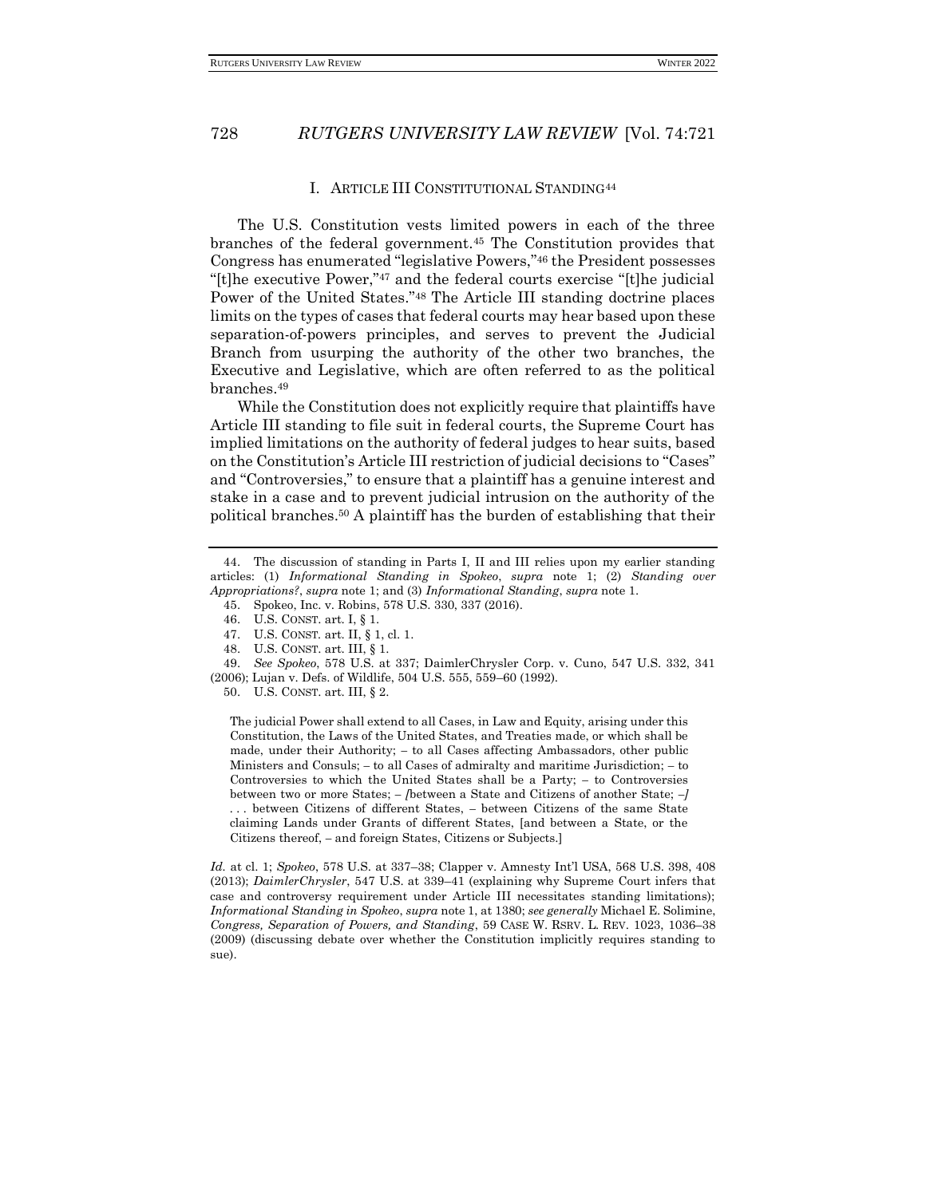## I. ARTICLE III CONSTITUTIONAL STANDING[44]

The U.S. Constitution vests limited powers in each of the three branches of the federal government.[45] The Constitution provides that Congress has enumerated "legislative Powers,"[46] the President possesses "[t]he executive Power,"[47] and the federal courts exercise "[t]he judicial Power of the United States."[48] The Article III standing doctrine places limits on the types of cases that federal courts may hear based upon these separation-of-powers principles, and serves to prevent the Judicial Branch from usurping the authority of the other two branches, the Executive and Legislative, which are often referred to as the political branches.[49]

While the Constitution does not explicitly require that plaintiffs have Article III standing to file suit in federal courts, the Supreme Court has implied limitations on the authority of federal judges to hear suits, based on the Constitution's Article III restriction of judicial decisions to "Cases" and "Controversies," to ensure that a plaintiff has a genuine interest and stake in a case and to prevent judicial intrusion on the authority of the political branches.[50] A plaintiff has the burden of establishing that their

---

44. The discussion of standing in Parts I, II and III relies upon my earlier standing articles: (1) *Informational Standing in Spokeo*, *supra* note 1; (2) *Standing over Appropriations?*, *supra* note 1; and (3) *Informational Standing*, *supra* note 1.

45. Spokeo, Inc. v. Robins, 578 U.S. 330, 337 (2016).

46. U.S. CONST. art. I, § 1.

47. U.S. CONST. art. II, § 1, cl. 1.

48. U.S. CONST. art. III, § 1.

49. *See Spokeo*, 578 U.S. at 337; DaimlerChrysler Corp. v. Cuno, 547 U.S. 332, 341 (2006); Lujan v. Defs. of Wildlife, 504 U.S. 555, 559–60 (1992).

50. U.S. CONST. art. III, § 2.

> The judicial Power shall extend to all Cases, in Law and Equity, arising under this Constitution, the Laws of the United States, and Treaties made, or which shall be made, under their Authority; – to all Cases affecting Ambassadors, other public Ministers and Consuls; – to all Cases of admiralty and maritime Jurisdiction; – to Controversies to which the United States shall be a Party; – to Controversies between two or more States; – *[*between a State and Citizens of another State; –*]* . . . between Citizens of different States, – between Citizens of the same State claiming Lands under Grants of different States, [and between a State, or the Citizens thereof, – and foreign States, Citizens or Subjects.]

*Id.* at cl. 1; *Spokeo*, 578 U.S. at 337–38; Clapper v. Amnesty Int'l USA, 568 U.S. 398, 408 (2013); *DaimlerChrysler*, 547 U.S. at 339–41 (explaining why Supreme Court infers that case and controversy requirement under Article III necessitates standing limitations); *Informational Standing in Spokeo*, *supra* note 1, at 1380; *see generally* Michael E. Solimine, *Congress, Separation of Powers, and Standing*, 59 CASE W. RSRV. L. REV. 1023, 1036–38 (2009) (discussing debate over whether the Constitution implicitly requires standing to sue).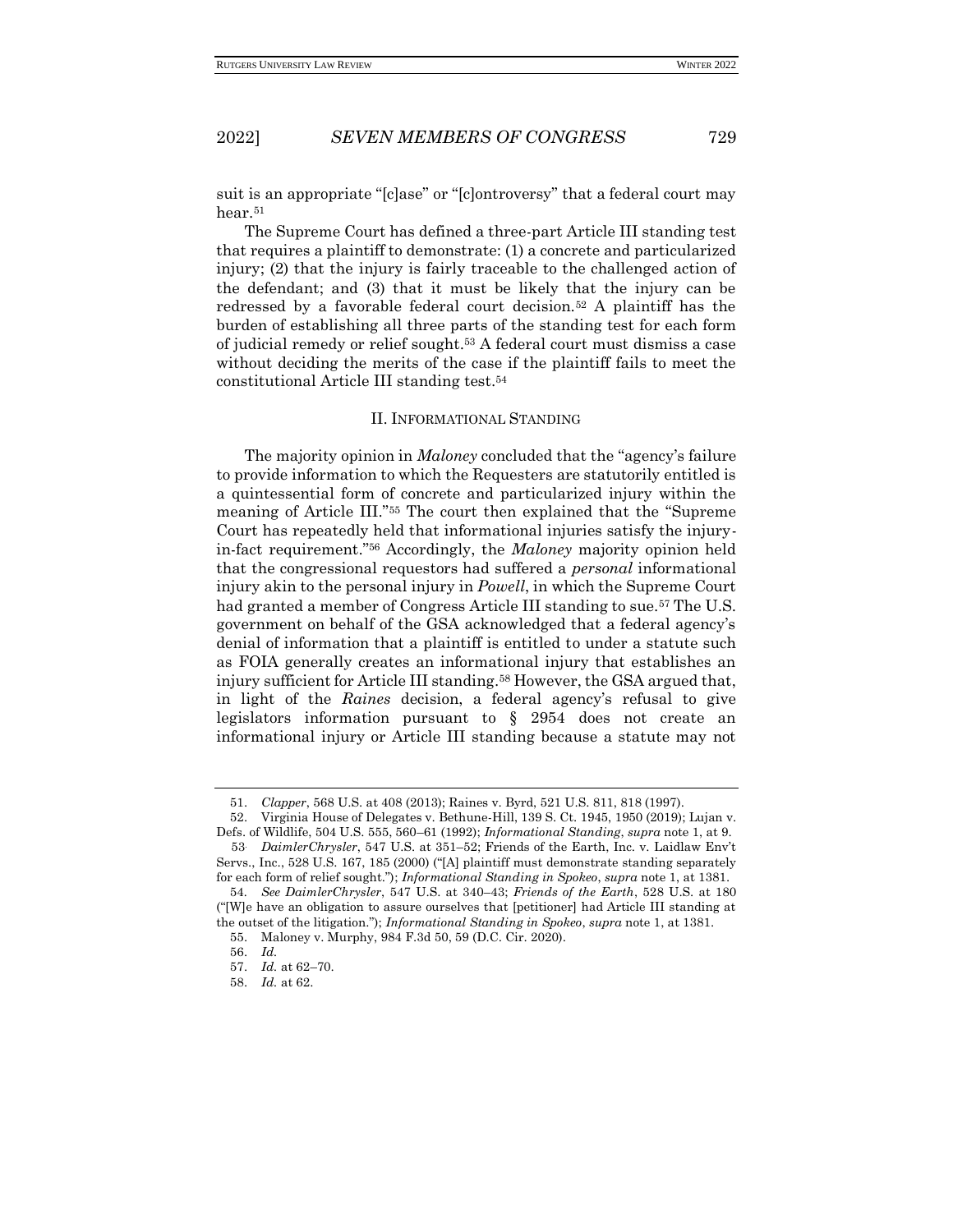suit is an appropriate "[c]ase" or "[c]ontroversy" that a federal court may hear.[51]

The Supreme Court has defined a three-part Article III standing test that requires a plaintiff to demonstrate: (1) a concrete and particularized injury; (2) that the injury is fairly traceable to the challenged action of the defendant; and (3) that it must be likely that the injury can be redressed by a favorable federal court decision.[52] A plaintiff has the burden of establishing all three parts of the standing test for each form of judicial remedy or relief sought.[53] A federal court must dismiss a case without deciding the merits of the case if the plaintiff fails to meet the constitutional Article III standing test.[54]

## II. INFORMATIONAL STANDING

The majority opinion in *Maloney* concluded that the "agency's failure to provide information to which the Requesters are statutorily entitled is a quintessential form of concrete and particularized injury within the meaning of Article III."[55] The court then explained that the "Supreme Court has repeatedly held that informational injuries satisfy the injury-in-fact requirement."[56] Accordingly, the *Maloney* majority opinion held that the congressional requestors had suffered a *personal* informational injury akin to the personal injury in *Powell*, in which the Supreme Court had granted a member of Congress Article III standing to sue.[57] The U.S. government on behalf of the GSA acknowledged that a federal agency's denial of information that a plaintiff is entitled to under a statute such as FOIA generally creates an informational injury that establishes an injury sufficient for Article III standing.[58] However, the GSA argued that, in light of the *Raines* decision, a federal agency's refusal to give legislators information pursuant to § 2954 does not create an informational injury or Article III standing because a statute may not

---

51. *Clapper*, 568 U.S. at 408 (2013); Raines v. Byrd, 521 U.S. 811, 818 (1997).

52. Virginia House of Delegates v. Bethune-Hill, 139 S. Ct. 1945, 1950 (2019); Lujan v. Defs. of Wildlife, 504 U.S. 555, 560–61 (1992); *Informational Standing*, *supra* note 1, at 9.

53. *DaimlerChrysler*, 547 U.S. at 351–52; Friends of the Earth, Inc. v. Laidlaw Env't Servs., Inc., 528 U.S. 167, 185 (2000) ("[A] plaintiff must demonstrate standing separately for each form of relief sought."); *Informational Standing in Spokeo*, *supra* note 1, at 1381.

54. *See DaimlerChrysler*, 547 U.S. at 340–43; *Friends of the Earth*, 528 U.S. at 180 ("[W]e have an obligation to assure ourselves that [petitioner] had Article III standing at the outset of the litigation."); *Informational Standing in Spokeo*, *supra* note 1, at 1381.

55. Maloney v. Murphy, 984 F.3d 50, 59 (D.C. Cir. 2020).

56. *Id.*

57. *Id.* at 62–70.

58. *Id.* at 62.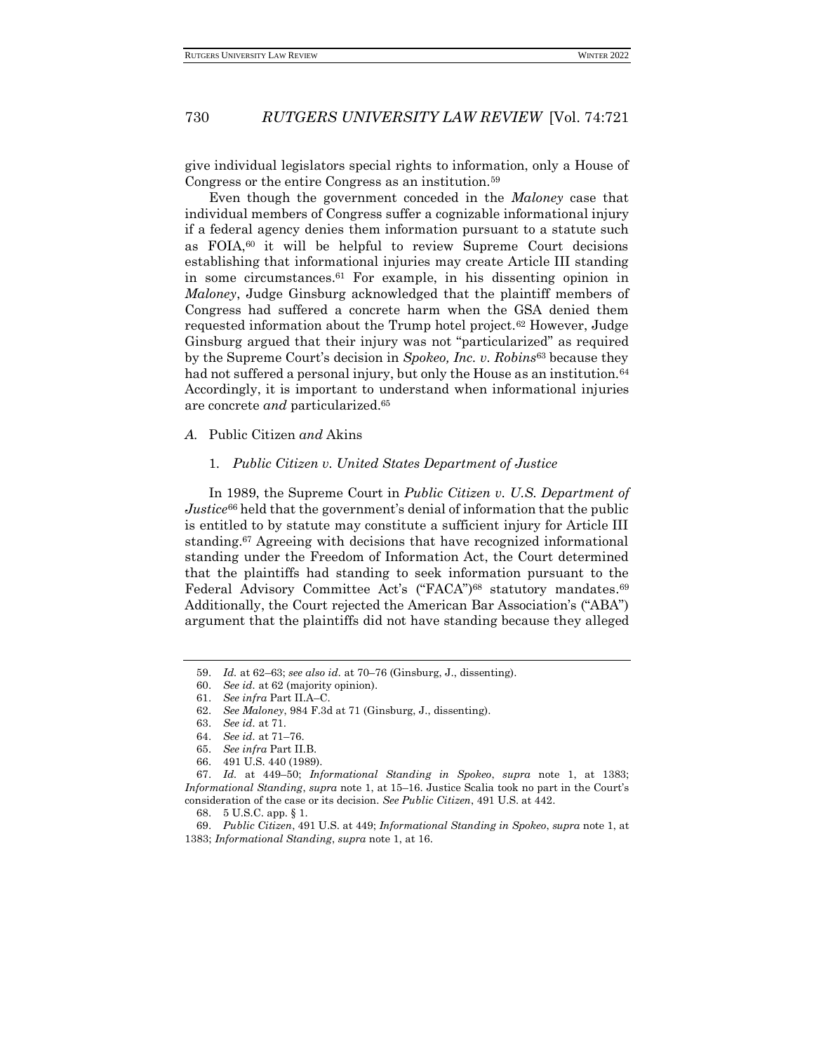give individual legislators special rights to information, only a House of Congress or the entire Congress as an institution.[59]

Even though the government conceded in the *Maloney* case that individual members of Congress suffer a cognizable informational injury if a federal agency denies them information pursuant to a statute such as FOIA,[60] it will be helpful to review Supreme Court decisions establishing that informational injuries may create Article III standing in some circumstances.[61] For example, in his dissenting opinion in *Maloney*, Judge Ginsburg acknowledged that the plaintiff members of Congress had suffered a concrete harm when the GSA denied them requested information about the Trump hotel project.[62] However, Judge Ginsburg argued that their injury was not "particularized" as required by the Supreme Court's decision in *Spokeo, Inc. v. Robins*[63] because they had not suffered a personal injury, but only the House as an institution.[64] Accordingly, it is important to understand when informational injuries are concrete *and* particularized.[65]

### *A.* Public Citizen *and* Akins

#### 1. *Public Citizen v. United States Department of Justice*

In 1989, the Supreme Court in *Public Citizen v. U.S. Department of Justice*[66] held that the government's denial of information that the public is entitled to by statute may constitute a sufficient injury for Article III standing.[67] Agreeing with decisions that have recognized informational standing under the Freedom of Information Act, the Court determined that the plaintiffs had standing to seek information pursuant to the Federal Advisory Committee Act's ("FACA")[68] statutory mandates.[69] Additionally, the Court rejected the American Bar Association's ("ABA") argument that the plaintiffs did not have standing because they alleged

---

59. *Id.* at 62–63; *see also id.* at 70–76 (Ginsburg, J., dissenting).

60. *See id.* at 62 (majority opinion).

61. *See infra* Part II.A–C.

62. *See Maloney*, 984 F.3d at 71 (Ginsburg, J., dissenting).

63. *See id.* at 71.

64. *See id.* at 71–76.

65. *See infra* Part II.B.

66. 491 U.S. 440 (1989).

67. *Id.* at 449–50; *Informational Standing in Spokeo*, *supra* note 1, at 1383; *Informational Standing*, *supra* note 1, at 15–16. Justice Scalia took no part in the Court's consideration of the case or its decision. *See Public Citizen*, 491 U.S. at 442.

68. 5 U.S.C. app. § 1.

69. *Public Citizen*, 491 U.S. at 449; *Informational Standing in Spokeo*, *supra* note 1, at 1383; *Informational Standing*, *supra* note 1, at 16.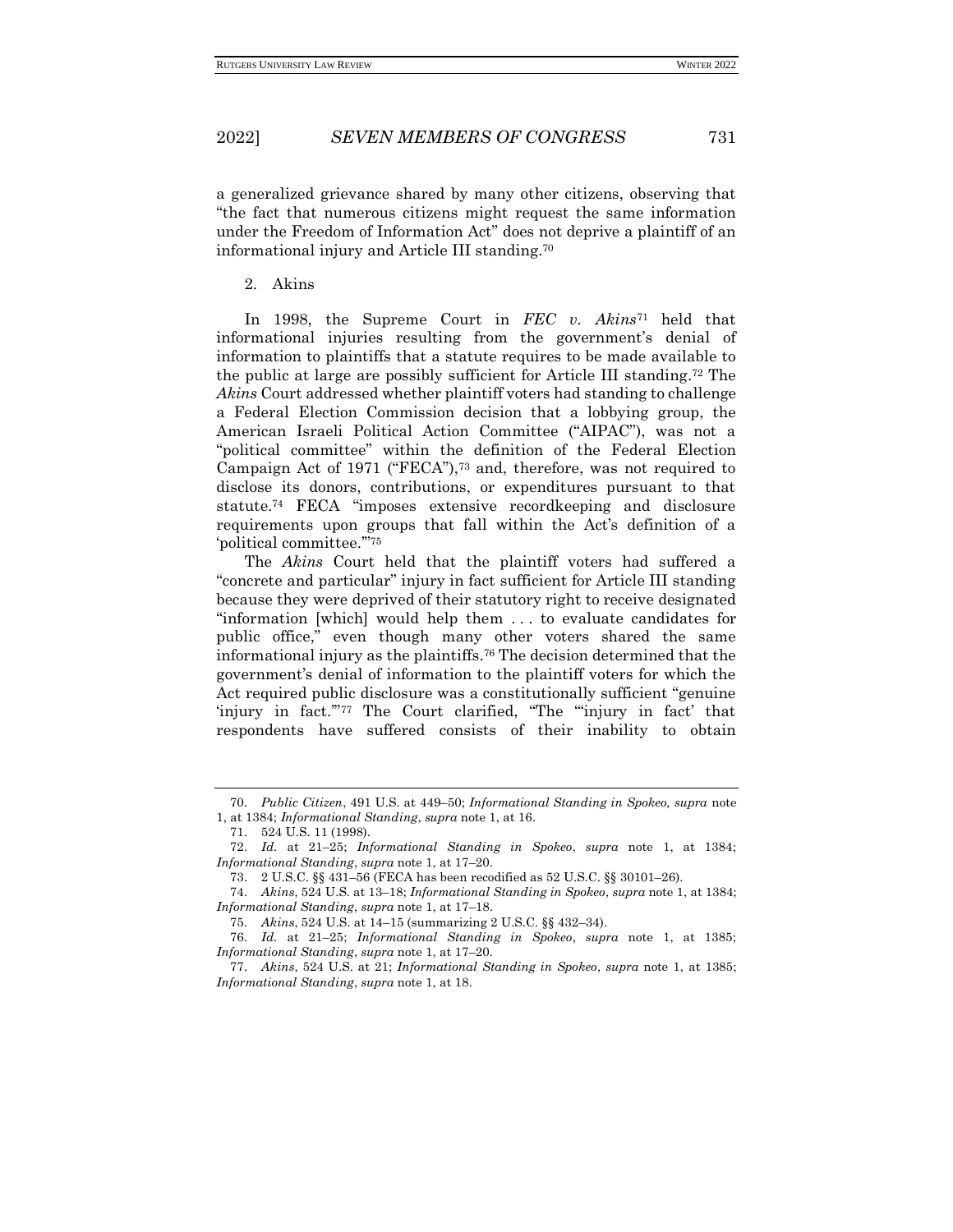a generalized grievance shared by many other citizens, observing that "the fact that numerous citizens might request the same information under the Freedom of Information Act" does not deprive a plaintiff of an informational injury and Article III standing.[70]

2. Akins

In 1998, the Supreme Court in *FEC v. Akins*[71] held that informational injuries resulting from the government's denial of information to plaintiffs that a statute requires to be made available to the public at large are possibly sufficient for Article III standing.[72] The *Akins* Court addressed whether plaintiff voters had standing to challenge a Federal Election Commission decision that a lobbying group, the American Israeli Political Action Committee ("AIPAC"), was not a "political committee" within the definition of the Federal Election Campaign Act of 1971 ("FECA"),[73] and, therefore, was not required to disclose its donors, contributions, or expenditures pursuant to that statute.[74] FECA "imposes extensive recordkeeping and disclosure requirements upon groups that fall within the Act's definition of a 'political committee.'"[75]

The *Akins* Court held that the plaintiff voters had suffered a "concrete and particular" injury in fact sufficient for Article III standing because they were deprived of their statutory right to receive designated "information [which] would help them . . . to evaluate candidates for public office," even though many other voters shared the same informational injury as the plaintiffs.[76] The decision determined that the government's denial of information to the plaintiff voters for which the Act required public disclosure was a constitutionally sufficient "genuine 'injury in fact.'"[77] The Court clarified, "The "'injury in fact' that respondents have suffered consists of their inability to obtain

---

70. *Public Citizen*, 491 U.S. at 449–50; *Informational Standing in Spokeo, supra* note 1, at 1384; *Informational Standing*, *supra* note 1, at 16.

71. 524 U.S. 11 (1998).

72. *Id.* at 21–25; *Informational Standing in Spokeo*, *supra* note 1, at 1384; *Informational Standing*, *supra* note 1, at 17–20.

73. 2 U.S.C. §§ 431–56 (FECA has been recodified as 52 U.S.C. §§ 30101–26).

74. *Akins*, 524 U.S. at 13–18; *Informational Standing in Spokeo*, *supra* note 1, at 1384; *Informational Standing*, *supra* note 1, at 17–18.

75. *Akins*, 524 U.S. at 14–15 (summarizing 2 U.S.C. §§ 432–34).

76. *Id.* at 21–25; *Informational Standing in Spokeo*, *supra* note 1, at 1385; *Informational Standing*, *supra* note 1, at 17–20.

77. *Akins*, 524 U.S. at 21; *Informational Standing in Spokeo*, *supra* note 1, at 1385; *Informational Standing*, *supra* note 1, at 18.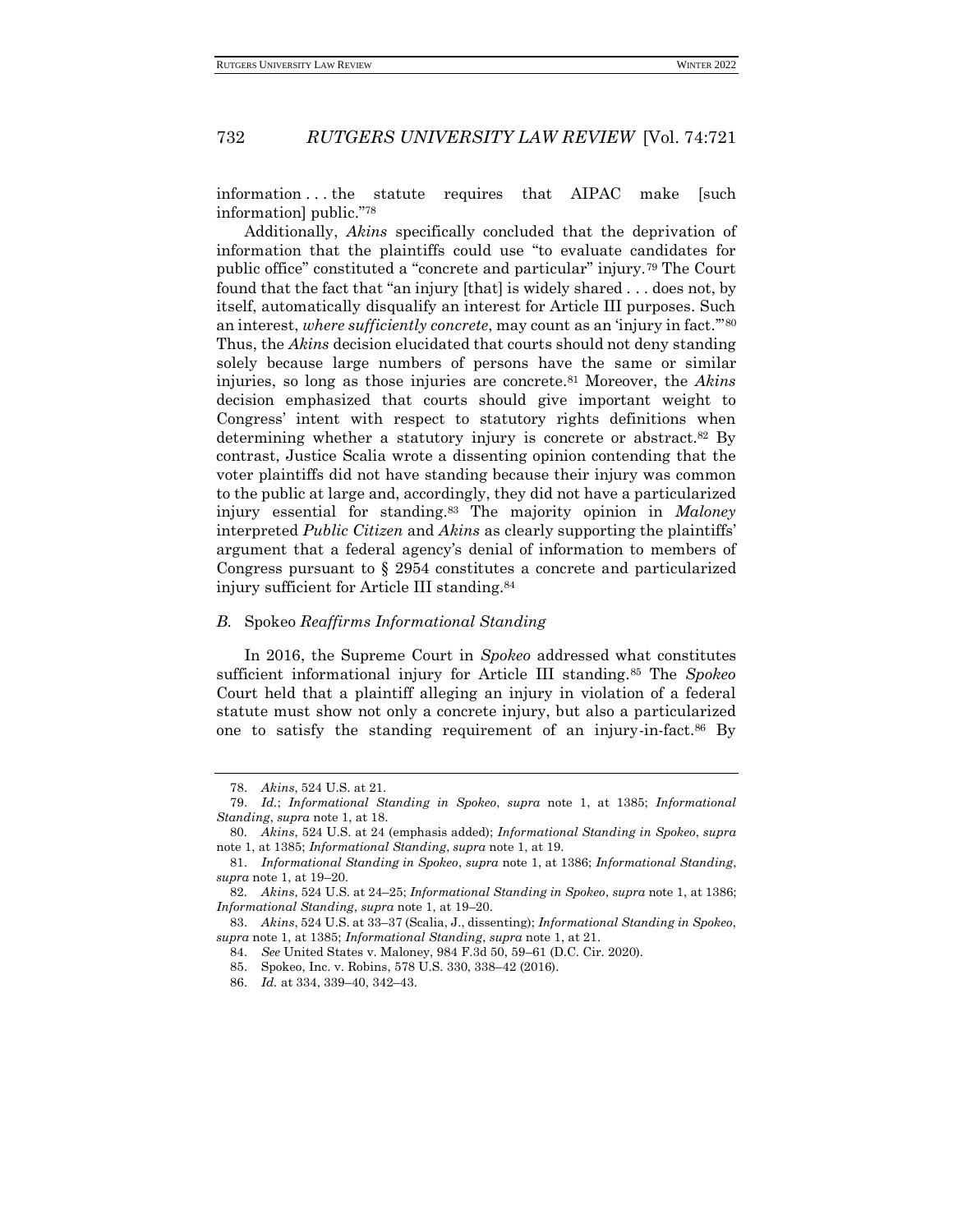information . . . the statute requires that AIPAC make [such information] public."[78]

Additionally, *Akins* specifically concluded that the deprivation of information that the plaintiffs could use "to evaluate candidates for public office" constituted a "concrete and particular" injury.[79] The Court found that the fact that "an injury [that] is widely shared . . . does not, by itself, automatically disqualify an interest for Article III purposes. Such an interest, *where sufficiently concrete*, may count as an 'injury in fact.'"[80] Thus, the *Akins* decision elucidated that courts should not deny standing solely because large numbers of persons have the same or similar injuries, so long as those injuries are concrete.[81] Moreover, the *Akins* decision emphasized that courts should give important weight to Congress' intent with respect to statutory rights definitions when determining whether a statutory injury is concrete or abstract.[82] By contrast, Justice Scalia wrote a dissenting opinion contending that the voter plaintiffs did not have standing because their injury was common to the public at large and, accordingly, they did not have a particularized injury essential for standing.[83] The majority opinion in *Maloney* interpreted *Public Citizen* and *Akins* as clearly supporting the plaintiffs' argument that a federal agency's denial of information to members of Congress pursuant to § 2954 constitutes a concrete and particularized injury sufficient for Article III standing.[84]

### *B.* *Spokeo Reaffirms Informational Standing*

In 2016, the Supreme Court in *Spokeo* addressed what constitutes sufficient informational injury for Article III standing.[85] The *Spokeo* Court held that a plaintiff alleging an injury in violation of a federal statute must show not only a concrete injury, but also a particularized one to satisfy the standing requirement of an injury-in-fact.[86] By

---

78. *Akins*, 524 U.S. at 21.

79. *Id.*; *Informational Standing in Spokeo*, *supra* note 1, at 1385; *Informational Standing*, *supra* note 1, at 18.

80. *Akins*, 524 U.S. at 24 (emphasis added); *Informational Standing in Spokeo*, *supra* note 1, at 1385; *Informational Standing*, *supra* note 1, at 19.

81. *Informational Standing in Spokeo*, *supra* note 1, at 1386; *Informational Standing*, *supra* note 1, at 19–20.

82. *Akins*, 524 U.S. at 24–25; *Informational Standing in Spokeo*, *supra* note 1, at 1386; *Informational Standing*, *supra* note 1, at 19–20.

83. *Akins*, 524 U.S. at 33–37 (Scalia, J., dissenting); *Informational Standing in Spokeo*, *supra* note 1, at 1385; *Informational Standing*, *supra* note 1, at 21.

84. *See* United States v. Maloney, 984 F.3d 50, 59–61 (D.C. Cir. 2020).

85. Spokeo, Inc. v. Robins, 578 U.S. 330, 338–42 (2016).

86. *Id.* at 334, 339–40, 342–43.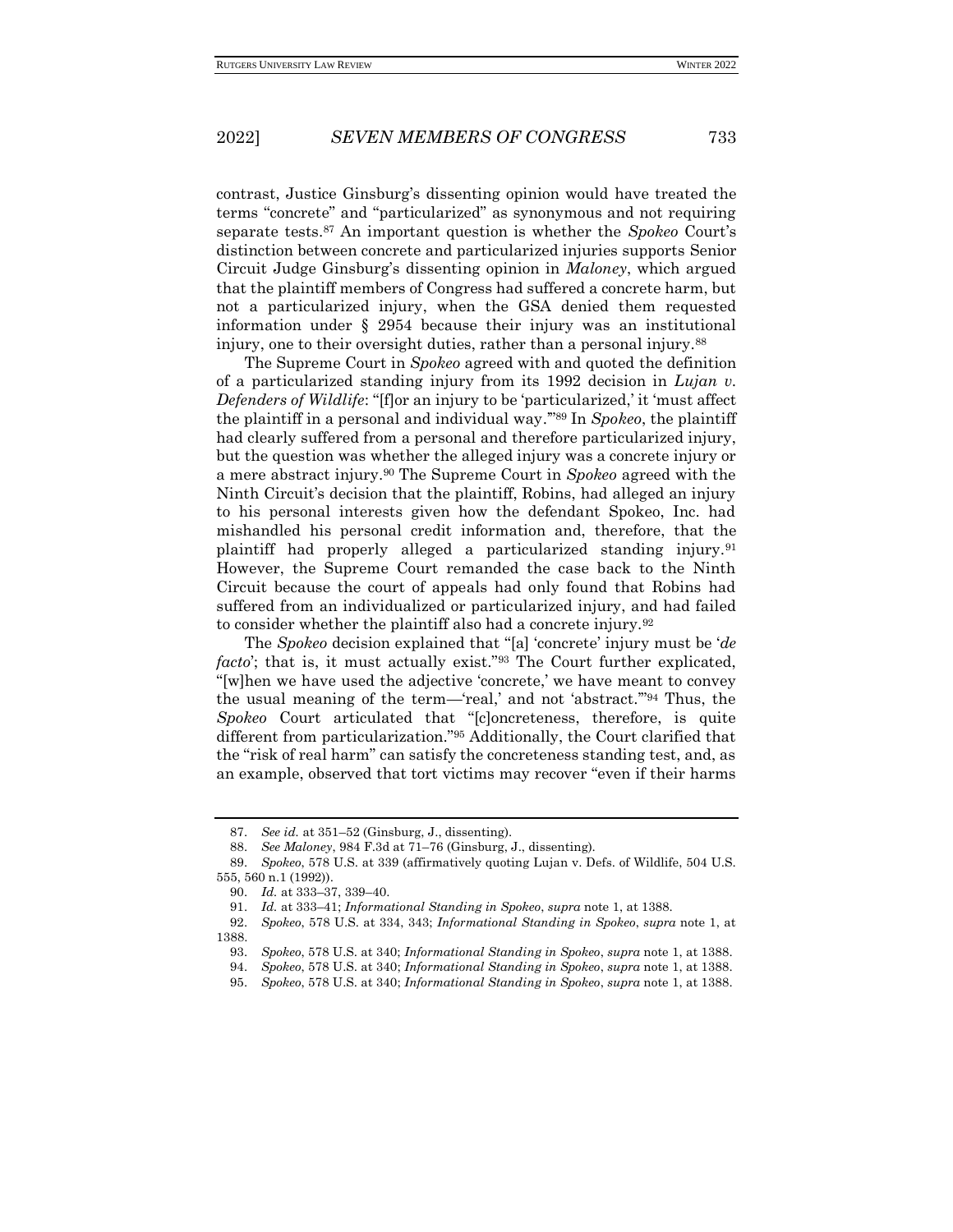contrast, Justice Ginsburg's dissenting opinion would have treated the terms "concrete" and "particularized" as synonymous and not requiring separate tests.[87] An important question is whether the *Spokeo* Court's distinction between concrete and particularized injuries supports Senior Circuit Judge Ginsburg's dissenting opinion in *Maloney*, which argued that the plaintiff members of Congress had suffered a concrete harm, but not a particularized injury, when the GSA denied them requested information under § 2954 because their injury was an institutional injury, one to their oversight duties, rather than a personal injury.[88]

The Supreme Court in *Spokeo* agreed with and quoted the definition of a particularized standing injury from its 1992 decision in *Lujan v. Defenders of Wildlife*: "[f]or an injury to be 'particularized,' it 'must affect the plaintiff in a personal and individual way.'"[89] In *Spokeo*, the plaintiff had clearly suffered from a personal and therefore particularized injury, but the question was whether the alleged injury was a concrete injury or a mere abstract injury.[90] The Supreme Court in *Spokeo* agreed with the Ninth Circuit's decision that the plaintiff, Robins, had alleged an injury to his personal interests given how the defendant Spokeo, Inc. had mishandled his personal credit information and, therefore, that the plaintiff had properly alleged a particularized standing injury.[91] However, the Supreme Court remanded the case back to the Ninth Circuit because the court of appeals had only found that Robins had suffered from an individualized or particularized injury, and had failed to consider whether the plaintiff also had a concrete injury.[92]

The *Spokeo* decision explained that "[a] 'concrete' injury must be '*de facto*'; that is, it must actually exist."[93] The Court further explicated, "[w]hen we have used the adjective 'concrete,' we have meant to convey the usual meaning of the term—'real,' and not 'abstract.'"[94] Thus, the *Spokeo* Court articulated that "[c]oncreteness, therefore, is quite different from particularization."[95] Additionally, the Court clarified that the "risk of real harm" can satisfy the concreteness standing test, and, as an example, observed that tort victims may recover "even if their harms

---

87. *See id.* at 351–52 (Ginsburg, J., dissenting).

88. *See Maloney*, 984 F.3d at 71–76 (Ginsburg, J., dissenting).

89. *Spokeo*, 578 U.S. at 339 (affirmatively quoting Lujan v. Defs. of Wildlife, 504 U.S. 555, 560 n.1 (1992)).

90. *Id.* at 333–37, 339–40.

91. *Id.* at 333–41; *Informational Standing in Spokeo*, *supra* note 1, at 1388.

92. *Spokeo*, 578 U.S. at 334, 343; *Informational Standing in Spokeo*, *supra* note 1, at 1388.

93. *Spokeo*, 578 U.S. at 340; *Informational Standing in Spokeo*, *supra* note 1, at 1388.

94. *Spokeo*, 578 U.S. at 340; *Informational Standing in Spokeo*, *supra* note 1, at 1388.

95. *Spokeo*, 578 U.S. at 340; *Informational Standing in Spokeo*, *supra* note 1, at 1388.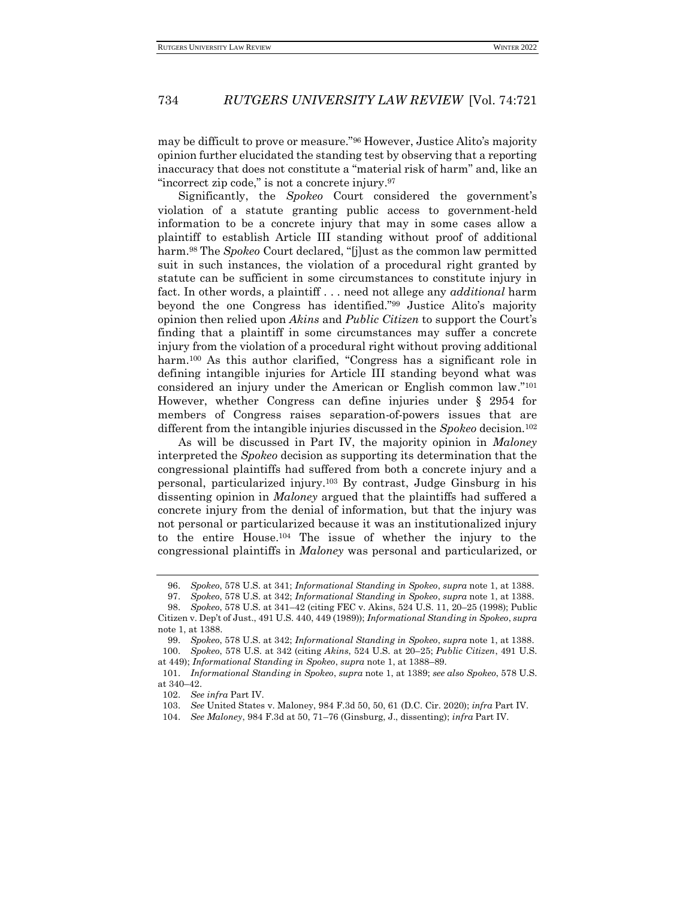may be difficult to prove or measure."[96] However, Justice Alito's majority opinion further elucidated the standing test by observing that a reporting inaccuracy that does not constitute a "material risk of harm" and, like an "incorrect zip code," is not a concrete injury.[97]

Significantly, the *Spokeo* Court considered the government's violation of a statute granting public access to government-held information to be a concrete injury that may in some cases allow a plaintiff to establish Article III standing without proof of additional harm.[98] The *Spokeo* Court declared, "[j]ust as the common law permitted suit in such instances, the violation of a procedural right granted by statute can be sufficient in some circumstances to constitute injury in fact. In other words, a plaintiff . . . need not allege any *additional* harm beyond the one Congress has identified."[99] Justice Alito's majority opinion then relied upon *Akins* and *Public Citizen* to support the Court's finding that a plaintiff in some circumstances may suffer a concrete injury from the violation of a procedural right without proving additional harm.[100] As this author clarified, "Congress has a significant role in defining intangible injuries for Article III standing beyond what was considered an injury under the American or English common law."[101] However, whether Congress can define injuries under § 2954 for members of Congress raises separation-of-powers issues that are different from the intangible injuries discussed in the *Spokeo* decision.[102]

As will be discussed in Part IV, the majority opinion in *Maloney* interpreted the *Spokeo* decision as supporting its determination that the congressional plaintiffs had suffered from both a concrete injury and a personal, particularized injury.[103] By contrast, Judge Ginsburg in his dissenting opinion in *Maloney* argued that the plaintiffs had suffered a concrete injury from the denial of information, but that the injury was not personal or particularized because it was an institutionalized injury to the entire House.[104] The issue of whether the injury to the congressional plaintiffs in *Maloney* was personal and particularized, or

---

96. *Spokeo*, 578 U.S. at 341; *Informational Standing in Spokeo*, *supra* note 1, at 1388.

97. *Spokeo*, 578 U.S. at 342; *Informational Standing in Spokeo*, *supra* note 1, at 1388.

98. *Spokeo*, 578 U.S. at 341–42 (citing FEC v. Akins, 524 U.S. 11, 20–25 (1998); Public Citizen v. Dep't of Just., 491 U.S. 440, 449 (1989)); *Informational Standing in Spokeo*, *supra* note 1, at 1388.

99. *Spokeo*, 578 U.S. at 342; *Informational Standing in Spokeo*, *supra* note 1, at 1388.

100. *Spokeo*, 578 U.S. at 342 (citing *Akins*, 524 U.S. at 20–25; *Public Citizen*, 491 U.S. at 449); *Informational Standing in Spokeo*, *supra* note 1, at 1388–89.

101. *Informational Standing in Spokeo*, *supra* note 1, at 1389; *see also Spokeo*, 578 U.S. at 340–42.

102. *See infra* Part IV.

103. *See* United States v. Maloney, 984 F.3d 50, 50, 61 (D.C. Cir. 2020); *infra* Part IV.

104. *See Maloney*, 984 F.3d at 50, 71–76 (Ginsburg, J., dissenting); *infra* Part IV.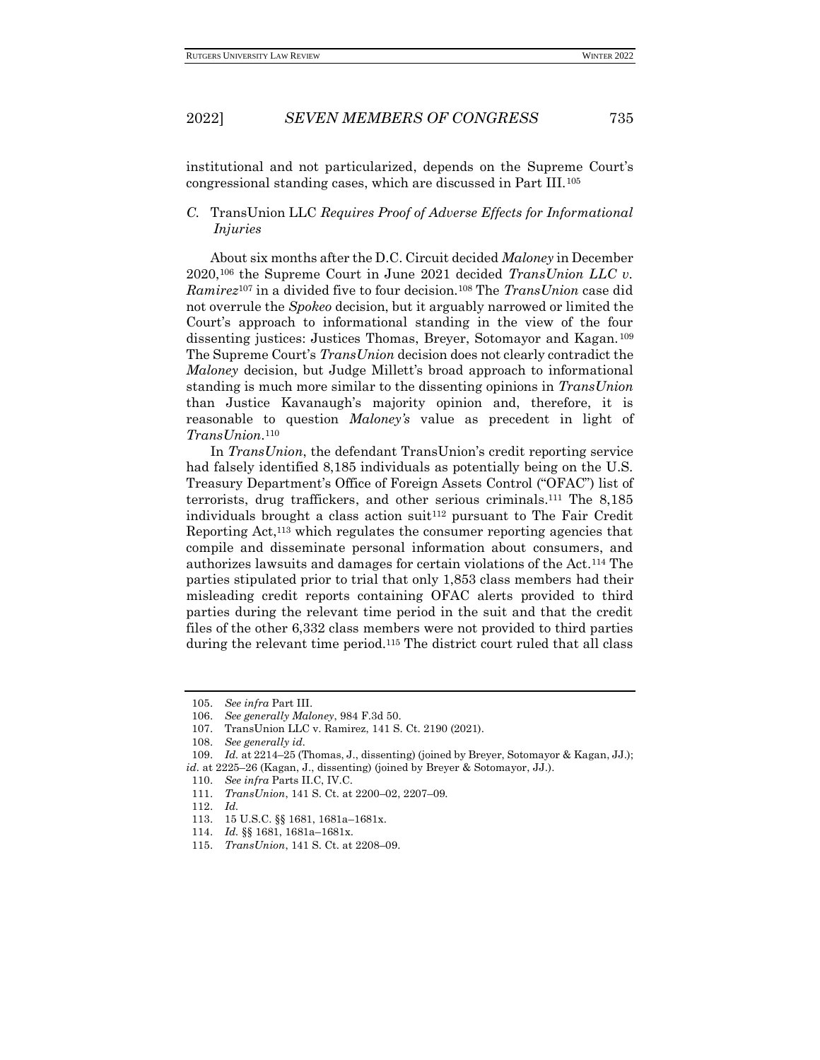institutional and not particularized, depends on the Supreme Court's congressional standing cases, which are discussed in Part III.[105]

### *C.* TransUnion LLC *Requires Proof of Adverse Effects for Informational Injuries*

About six months after the D.C. Circuit decided *Maloney* in December 2020,[106] the Supreme Court in June 2021 decided *TransUnion LLC v. Ramirez*[107] in a divided five to four decision.[108] The *TransUnion* case did not overrule the *Spokeo* decision, but it arguably narrowed or limited the Court's approach to informational standing in the view of the four dissenting justices: Justices Thomas, Breyer, Sotomayor and Kagan.[109] The Supreme Court's *TransUnion* decision does not clearly contradict the *Maloney* decision, but Judge Millett's broad approach to informational standing is much more similar to the dissenting opinions in *TransUnion* than Justice Kavanaugh's majority opinion and, therefore, it is reasonable to question *Maloney's* value as precedent in light of *TransUnion*.[110]

In *TransUnion*, the defendant TransUnion's credit reporting service had falsely identified 8,185 individuals as potentially being on the U.S. Treasury Department's Office of Foreign Assets Control ("OFAC") list of terrorists, drug traffickers, and other serious criminals.[111] The 8,185 individuals brought a class action suit[112] pursuant to The Fair Credit Reporting Act,[113] which regulates the consumer reporting agencies that compile and disseminate personal information about consumers, and authorizes lawsuits and damages for certain violations of the Act.[114] The parties stipulated prior to trial that only 1,853 class members had their misleading credit reports containing OFAC alerts provided to third parties during the relevant time period in the suit and that the credit files of the other 6,332 class members were not provided to third parties during the relevant time period.[115] The district court ruled that all class

---

105. *See infra* Part III.
106. *See generally Maloney*, 984 F.3d 50.
107. TransUnion LLC v. Ramirez, 141 S. Ct. 2190 (2021).
108. *See generally id.*
109. *Id.* at 2214–25 (Thomas, J., dissenting) (joined by Breyer, Sotomayor & Kagan, JJ.); *id.* at 2225–26 (Kagan, J., dissenting) (joined by Breyer & Sotomayor, JJ.).
110. *See infra* Parts II.C, IV.C.
111. *TransUnion*, 141 S. Ct. at 2200–02, 2207–09.
112. *Id.*
113. 15 U.S.C. §§ 1681, 1681a–1681x.
114. *Id.* §§ 1681, 1681a–1681x.
115. *TransUnion*, 141 S. Ct. at 2208–09.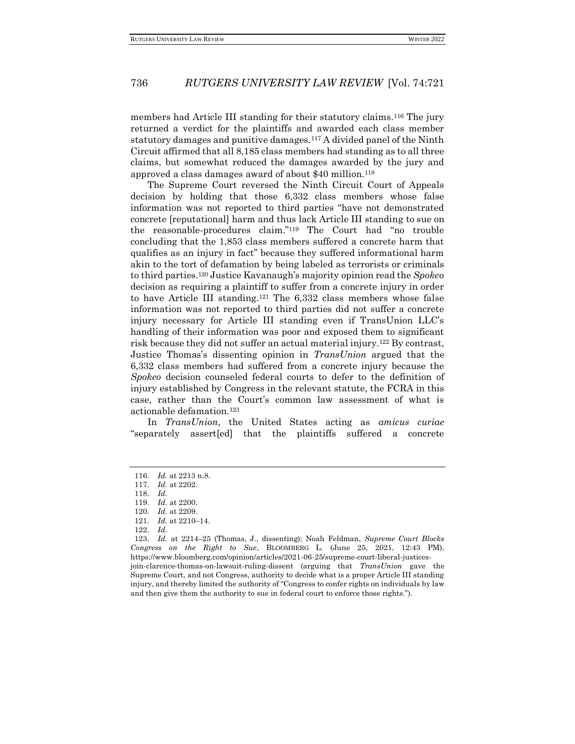members had Article III standing for their statutory claims.[116] The jury returned a verdict for the plaintiffs and awarded each class member statutory damages and punitive damages.[117] A divided panel of the Ninth Circuit affirmed that all 8,185 class members had standing as to all three claims, but somewhat reduced the damages awarded by the jury and approved a class damages award of about $40 million.[118]

The Supreme Court reversed the Ninth Circuit Court of Appeals decision by holding that those 6,332 class members whose false information was not reported to third parties "have not demonstrated concrete [reputational] harm and thus lack Article III standing to sue on the reasonable-procedures claim."[119] The Court had "no trouble concluding that the 1,853 class members suffered a concrete harm that qualifies as an injury in fact" because they suffered informational harm akin to the tort of defamation by being labeled as terrorists or criminals to third parties.[120] Justice Kavanaugh's majority opinion read the *Spokeo* decision as requiring a plaintiff to suffer from a concrete injury in order to have Article III standing.[121] The 6,332 class members whose false information was not reported to third parties did not suffer a concrete injury necessary for Article III standing even if TransUnion LLC's handling of their information was poor and exposed them to significant risk because they did not suffer an actual material injury.[122] By contrast, Justice Thomas's dissenting opinion in *TransUnion* argued that the 6,332 class members had suffered from a concrete injury because the *Spokeo* decision counseled federal courts to defer to the definition of injury established by Congress in the relevant statute, the FCRA in this case, rather than the Court's common law assessment of what is actionable defamation.[123]

In *TransUnion*, the United States acting as *amicus curiae* "separately assert[ed] that the plaintiffs suffered a concrete

---

116. *Id.* at 2213 n.8.

117. *Id.* at 2202.

118. *Id.*

119. *Id.* at 2200.

120. *Id.* at 2209.

121. *Id.* at 2210–14.

122. *Id.*

123. *Id.* at 2214–25 (Thomas, J., dissenting); Noah Feldman, *Supreme Court Blocks Congress on the Right to Sue*, BLOOMBERG L. (June 25, 2021, 12:43 PM), https://www.bloomberg.com/opinion/articles/2021-06-25/supreme-court-liberal-justices-join-clarence-thomas-on-lawsuit-ruling-dissent (arguing that *TransUnion* gave the Supreme Court, and not Congress, authority to decide what is a proper Article III standing injury, and thereby limited the authority of "Congress to confer rights on individuals by law and then give them the authority to sue in federal court to enforce those rights.").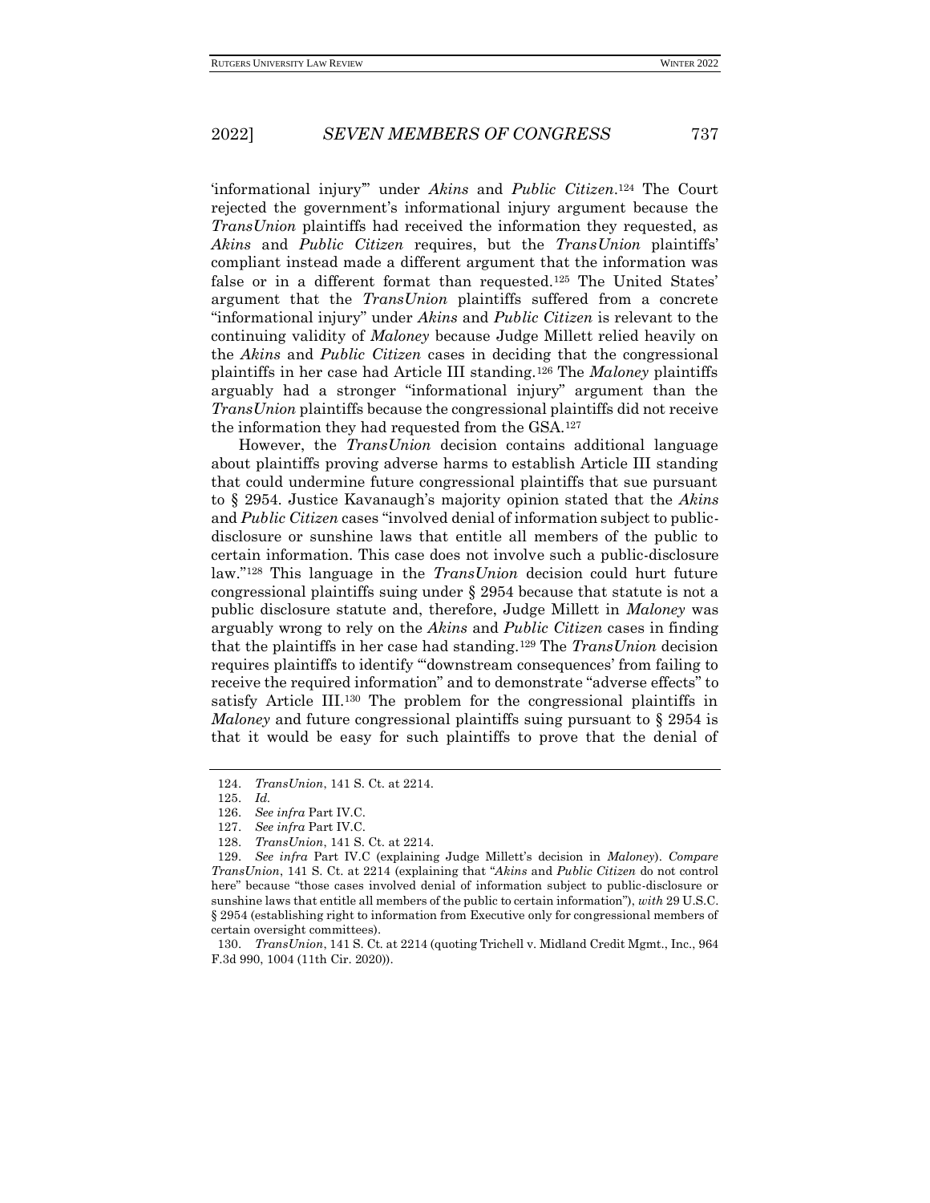'informational injury'" under *Akins* and *Public Citizen*.[124] The Court rejected the government's informational injury argument because the *TransUnion* plaintiffs had received the information they requested, as *Akins* and *Public Citizen* requires, but the *TransUnion* plaintiffs' compliant instead made a different argument that the information was false or in a different format than requested.[125] The United States' argument that the *TransUnion* plaintiffs suffered from a concrete "informational injury" under *Akins* and *Public Citizen* is relevant to the continuing validity of *Maloney* because Judge Millett relied heavily on the *Akins* and *Public Citizen* cases in deciding that the congressional plaintiffs in her case had Article III standing.[126] The *Maloney* plaintiffs arguably had a stronger "informational injury" argument than the *TransUnion* plaintiffs because the congressional plaintiffs did not receive the information they had requested from the GSA.[127]

However, the *TransUnion* decision contains additional language about plaintiffs proving adverse harms to establish Article III standing that could undermine future congressional plaintiffs that sue pursuant to § 2954. Justice Kavanaugh's majority opinion stated that the *Akins* and *Public Citizen* cases "involved denial of information subject to public-disclosure or sunshine laws that entitle all members of the public to certain information. This case does not involve such a public-disclosure law."[128] This language in the *TransUnion* decision could hurt future congressional plaintiffs suing under § 2954 because that statute is not a public disclosure statute and, therefore, Judge Millett in *Maloney* was arguably wrong to rely on the *Akins* and *Public Citizen* cases in finding that the plaintiffs in her case had standing.[129] The *TransUnion* decision requires plaintiffs to identify "'downstream consequences' from failing to receive the required information" and to demonstrate "adverse effects" to satisfy Article III.[130] The problem for the congressional plaintiffs in *Maloney* and future congressional plaintiffs suing pursuant to § 2954 is that it would be easy for such plaintiffs to prove that the denial of

---

124. *TransUnion*, 141 S. Ct. at 2214.

125. *Id.*

126. *See infra* Part IV.C.

127. *See infra* Part IV.C.

128. *TransUnion*, 141 S. Ct. at 2214.

129. *See infra* Part IV.C (explaining Judge Millett's decision in *Maloney*). *Compare TransUnion*, 141 S. Ct. at 2214 (explaining that "*Akins* and *Public Citizen* do not control here" because "those cases involved denial of information subject to public-disclosure or sunshine laws that entitle all members of the public to certain information"), *with* 29 U.S.C. § 2954 (establishing right to information from Executive only for congressional members of certain oversight committees).

130. *TransUnion*, 141 S. Ct. at 2214 (quoting Trichell v. Midland Credit Mgmt., Inc., 964 F.3d 990, 1004 (11th Cir. 2020)).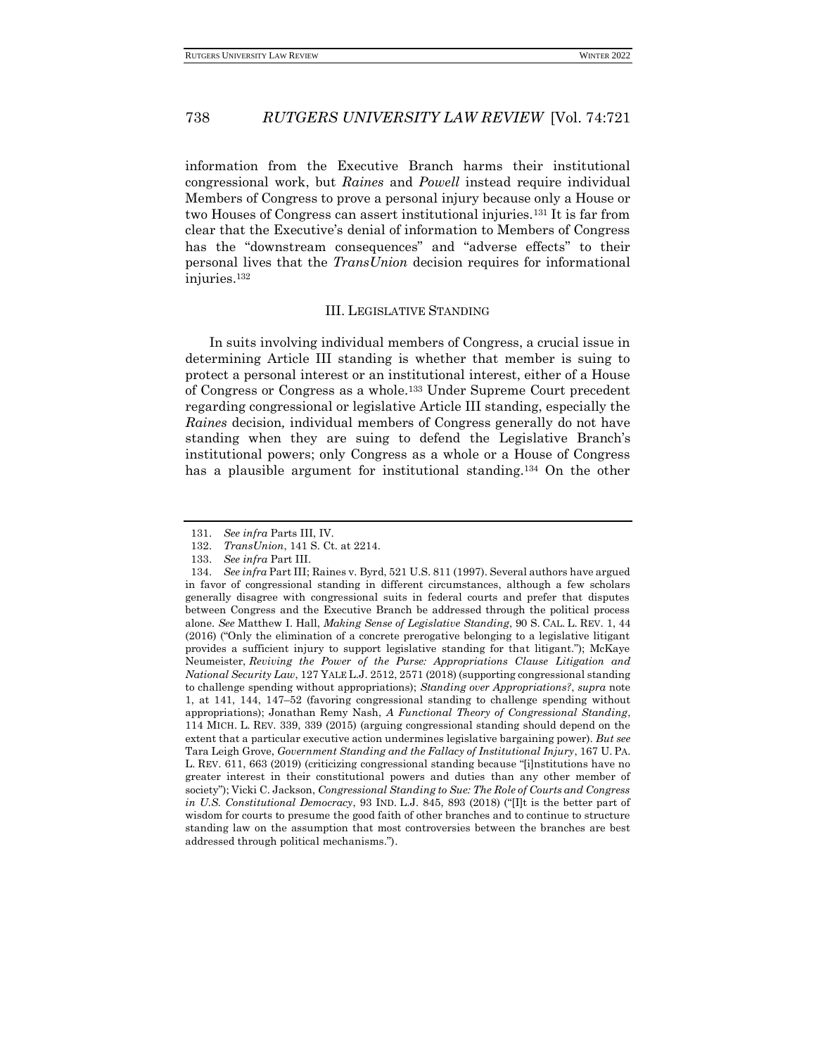information from the Executive Branch harms their institutional congressional work, but *Raines* and *Powell* instead require individual Members of Congress to prove a personal injury because only a House or two Houses of Congress can assert institutional injuries.[131] It is far from clear that the Executive's denial of information to Members of Congress has the "downstream consequences" and "adverse effects" to their personal lives that the *TransUnion* decision requires for informational injuries.[132]

## III. LEGISLATIVE STANDING

In suits involving individual members of Congress, a crucial issue in determining Article III standing is whether that member is suing to protect a personal interest or an institutional interest, either of a House of Congress or Congress as a whole.[133] Under Supreme Court precedent regarding congressional or legislative Article III standing, especially the *Raines* decision, individual members of Congress generally do not have standing when they are suing to defend the Legislative Branch's institutional powers; only Congress as a whole or a House of Congress has a plausible argument for institutional standing.[134] On the other

---

131. *See infra* Parts III, IV.

132. *TransUnion*, 141 S. Ct. at 2214.

133. *See infra* Part III.

134. *See infra* Part III; Raines v. Byrd, 521 U.S. 811 (1997). Several authors have argued in favor of congressional standing in different circumstances, although a few scholars generally disagree with congressional suits in federal courts and prefer that disputes between Congress and the Executive Branch be addressed through the political process alone. *See* Matthew I. Hall, *Making Sense of Legislative Standing*, 90 S. CAL. L. REV. 1, 44 (2016) ("Only the elimination of a concrete prerogative belonging to a legislative litigant provides a sufficient injury to support legislative standing for that litigant."); McKaye Neumeister, *Reviving the Power of the Purse: Appropriations Clause Litigation and National Security Law*, 127 YALE L.J. 2512, 2571 (2018) (supporting congressional standing to challenge spending without appropriations); *Standing over Appropriations?*, *supra* note 1, at 141, 144, 147–52 (favoring congressional standing to challenge spending without appropriations); Jonathan Remy Nash, *A Functional Theory of Congressional Standing*, 114 MICH. L. REV. 339, 339 (2015) (arguing congressional standing should depend on the extent that a particular executive action undermines legislative bargaining power). *But see* Tara Leigh Grove, *Government Standing and the Fallacy of Institutional Injury*, 167 U. PA. L. REV. 611, 663 (2019) (criticizing congressional standing because "[i]nstitutions have no greater interest in their constitutional powers and duties than any other member of society"); Vicki C. Jackson, *Congressional Standing to Sue: The Role of Courts and Congress in U.S. Constitutional Democracy*, 93 IND. L.J. 845, 893 (2018) ("[I]t is the better part of wisdom for courts to presume the good faith of other branches and to continue to structure standing law on the assumption that most controversies between the branches are best addressed through political mechanisms.").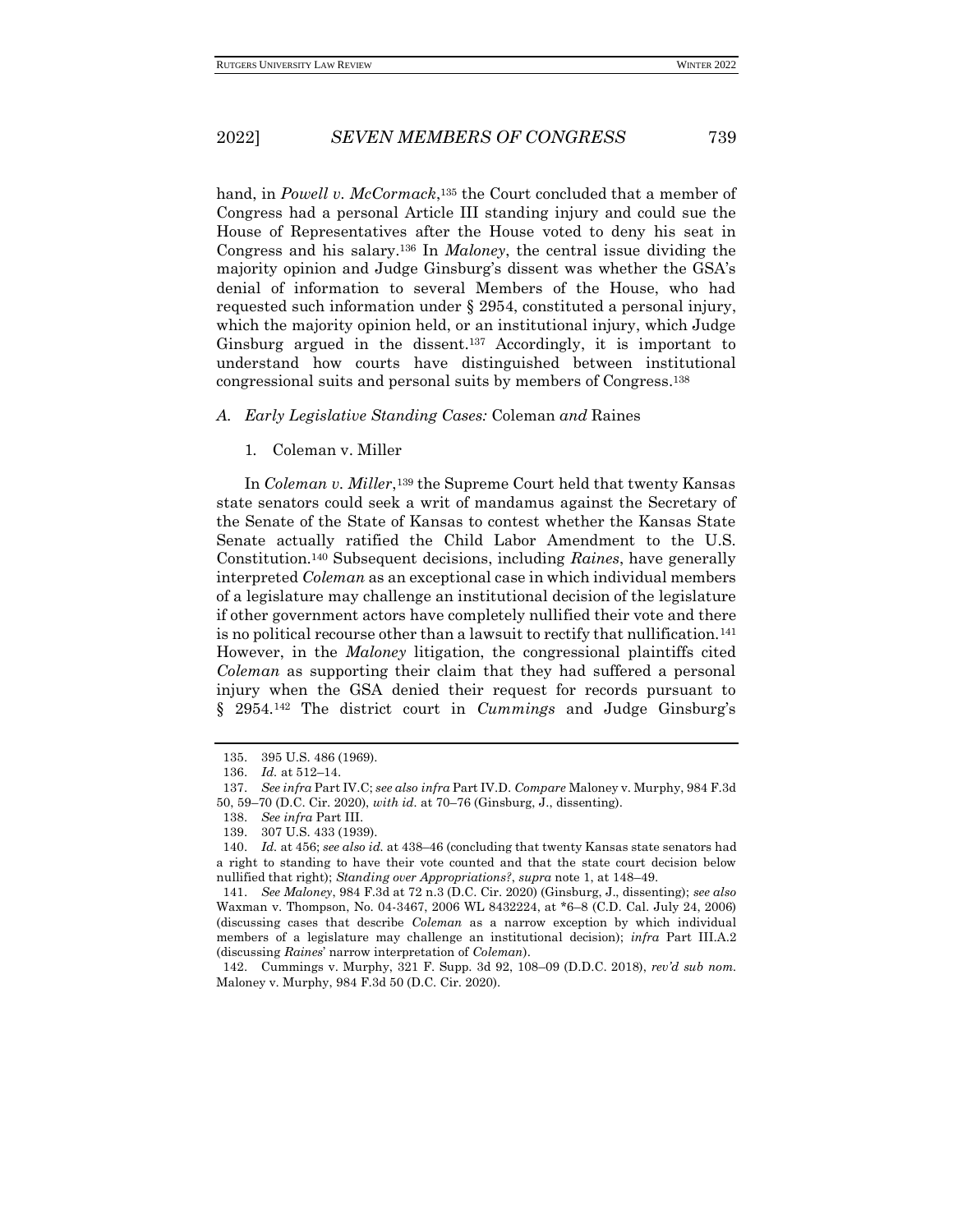hand, in *Powell v. McCormack*,[135] the Court concluded that a member of Congress had a personal Article III standing injury and could sue the House of Representatives after the House voted to deny his seat in Congress and his salary.[136] In *Maloney*, the central issue dividing the majority opinion and Judge Ginsburg's dissent was whether the GSA's denial of information to several Members of the House, who had requested such information under § 2954, constituted a personal injury, which the majority opinion held, or an institutional injury, which Judge Ginsburg argued in the dissent.[137] Accordingly, it is important to understand how courts have distinguished between institutional congressional suits and personal suits by members of Congress.[138]

### *A. Early Legislative Standing Cases:* Coleman *and* Raines

#### 1. Coleman v. Miller

In *Coleman v. Miller*,[139] the Supreme Court held that twenty Kansas state senators could seek a writ of mandamus against the Secretary of the Senate of the State of Kansas to contest whether the Kansas State Senate actually ratified the Child Labor Amendment to the U.S. Constitution.[140] Subsequent decisions, including *Raines*, have generally interpreted *Coleman* as an exceptional case in which individual members of a legislature may challenge an institutional decision of the legislature if other government actors have completely nullified their vote and there is no political recourse other than a lawsuit to rectify that nullification.[141] However, in the *Maloney* litigation, the congressional plaintiffs cited *Coleman* as supporting their claim that they had suffered a personal injury when the GSA denied their request for records pursuant to § 2954.[142] The district court in *Cummings* and Judge Ginsburg's

---

135. 395 U.S. 486 (1969).

136. *Id.* at 512–14.

137. *See infra* Part IV.C; *see also infra* Part IV.D. *Compare* Maloney v. Murphy, 984 F.3d 50, 59–70 (D.C. Cir. 2020), *with id.* at 70–76 (Ginsburg, J., dissenting).

138. *See infra* Part III.

139. 307 U.S. 433 (1939).

140. *Id.* at 456; *see also id.* at 438–46 (concluding that twenty Kansas state senators had a right to standing to have their vote counted and that the state court decision below nullified that right); *Standing over Appropriations?*, *supra* note 1, at 148–49.

141. *See Maloney*, 984 F.3d at 72 n.3 (D.C. Cir. 2020) (Ginsburg, J., dissenting); *see also* Waxman v. Thompson, No. 04-3467, 2006 WL 8432224, at *6–8 (C.D. Cal. July 24, 2006) (discussing cases that describe *Coleman* as a narrow exception by which individual members of a legislature may challenge an institutional decision); *infra* Part III.A.2 (discussing *Raines*' narrow interpretation of *Coleman*).

142. Cummings v. Murphy, 321 F. Supp. 3d 92, 108–09 (D.D.C. 2018), *rev'd sub nom.* Maloney v. Murphy, 984 F.3d 50 (D.C. Cir. 2020).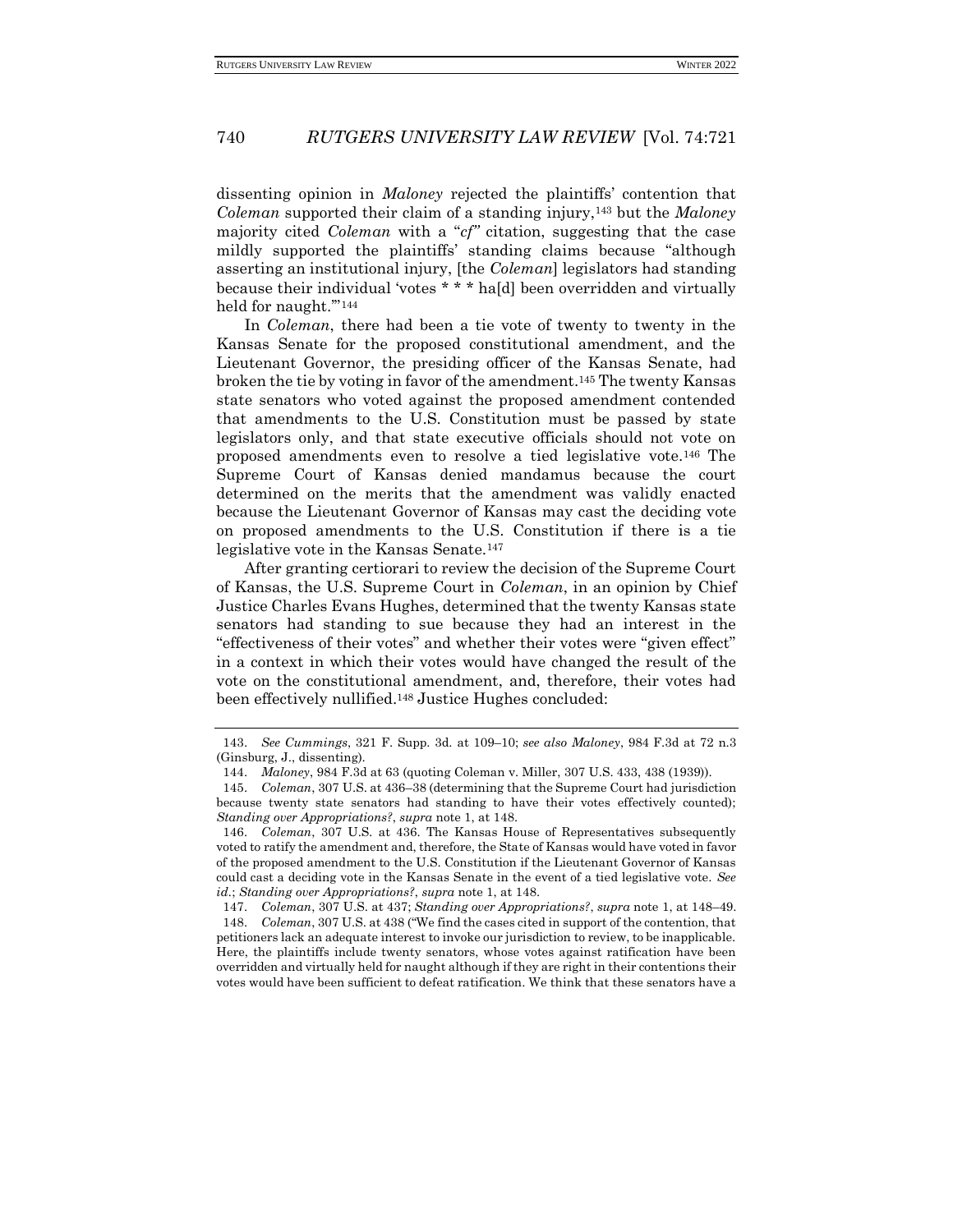dissenting opinion in *Maloney* rejected the plaintiffs' contention that *Coleman* supported their claim of a standing injury,[143] but the *Maloney* majority cited *Coleman* with a "*cf*" citation, suggesting that the case mildly supported the plaintiffs' standing claims because "although asserting an institutional injury, [the *Coleman*] legislators had standing because their individual 'votes * * * ha[d] been overridden and virtually held for naught.'"[144]

In *Coleman*, there had been a tie vote of twenty to twenty in the Kansas Senate for the proposed constitutional amendment, and the Lieutenant Governor, the presiding officer of the Kansas Senate, had broken the tie by voting in favor of the amendment.[145] The twenty Kansas state senators who voted against the proposed amendment contended that amendments to the U.S. Constitution must be passed by state legislators only, and that state executive officials should not vote on proposed amendments even to resolve a tied legislative vote.[146] The Supreme Court of Kansas denied mandamus because the court determined on the merits that the amendment was validly enacted because the Lieutenant Governor of Kansas may cast the deciding vote on proposed amendments to the U.S. Constitution if there is a tie legislative vote in the Kansas Senate.[147]

After granting certiorari to review the decision of the Supreme Court of Kansas, the U.S. Supreme Court in *Coleman*, in an opinion by Chief Justice Charles Evans Hughes, determined that the twenty Kansas state senators had standing to sue because they had an interest in the "effectiveness of their votes" and whether their votes were "given effect" in a context in which their votes would have changed the result of the vote on the constitutional amendment, and, therefore, their votes had been effectively nullified.[148] Justice Hughes concluded:

---

143. *See Cummings*, 321 F. Supp. 3d. at 109–10; *see also Maloney*, 984 F.3d at 72 n.3 (Ginsburg, J., dissenting).

144. *Maloney*, 984 F.3d at 63 (quoting Coleman v. Miller, 307 U.S. 433, 438 (1939)).

145. *Coleman*, 307 U.S. at 436–38 (determining that the Supreme Court had jurisdiction because twenty state senators had standing to have their votes effectively counted); *Standing over Appropriations?*, *supra* note 1, at 148.

146. *Coleman*, 307 U.S. at 436. The Kansas House of Representatives subsequently voted to ratify the amendment and, therefore, the State of Kansas would have voted in favor of the proposed amendment to the U.S. Constitution if the Lieutenant Governor of Kansas could cast a deciding vote in the Kansas Senate in the event of a tied legislative vote. *See id.*; *Standing over Appropriations?*, *supra* note 1, at 148.

147. *Coleman*, 307 U.S. at 437; *Standing over Appropriations?*, *supra* note 1, at 148–49.

148. *Coleman*, 307 U.S. at 438 ("We find the cases cited in support of the contention, that petitioners lack an adequate interest to invoke our jurisdiction to review, to be inapplicable. Here, the plaintiffs include twenty senators, whose votes against ratification have been overridden and virtually held for naught although if they are right in their contentions their votes would have been sufficient to defeat ratification. We think that these senators have a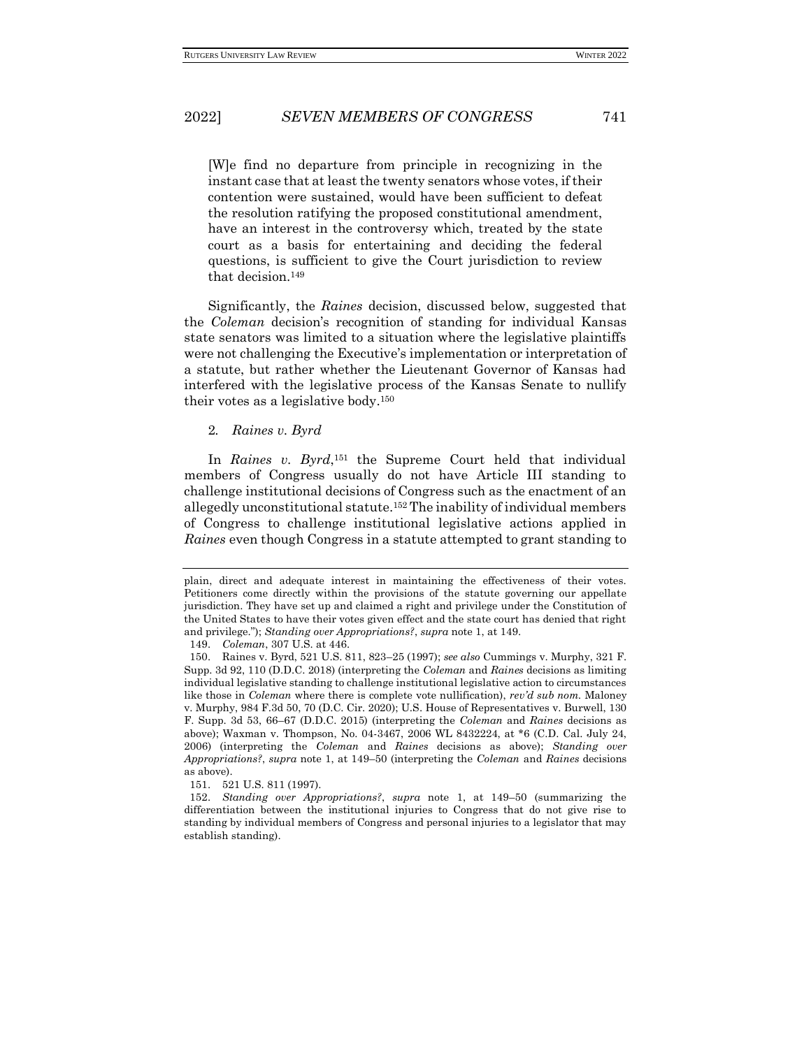[W]e find no departure from principle in recognizing in the instant case that at least the twenty senators whose votes, if their contention were sustained, would have been sufficient to defeat the resolution ratifying the proposed constitutional amendment, have an interest in the controversy which, treated by the state court as a basis for entertaining and deciding the federal questions, is sufficient to give the Court jurisdiction to review that decision.[149]

Significantly, the *Raines* decision, discussed below, suggested that the *Coleman* decision's recognition of standing for individual Kansas state senators was limited to a situation where the legislative plaintiffs were not challenging the Executive's implementation or interpretation of a statute, but rather whether the Lieutenant Governor of Kansas had interfered with the legislative process of the Kansas Senate to nullify their votes as a legislative body.[150]

2. *Raines v. Byrd*

In *Raines v. Byrd*,[151] the Supreme Court held that individual members of Congress usually do not have Article III standing to challenge institutional decisions of Congress such as the enactment of an allegedly unconstitutional statute.[152] The inability of individual members of Congress to challenge institutional legislative actions applied in *Raines* even though Congress in a statute attempted to grant standing to

---

plain, direct and adequate interest in maintaining the effectiveness of their votes. Petitioners come directly within the provisions of the statute governing our appellate jurisdiction. They have set up and claimed a right and privilege under the Constitution of the United States to have their votes given effect and the state court has denied that right and privilege."); *Standing over Appropriations?*, *supra* note 1, at 149.

149. *Coleman*, 307 U.S. at 446.

150. Raines v. Byrd, 521 U.S. 811, 823–25 (1997); *see also* Cummings v. Murphy, 321 F. Supp. 3d 92, 110 (D.D.C. 2018) (interpreting the *Coleman* and *Raines* decisions as limiting individual legislative standing to challenge institutional legislative action to circumstances like those in *Coleman* where there is complete vote nullification), *rev'd sub nom.* Maloney v. Murphy, 984 F.3d 50, 70 (D.C. Cir. 2020); U.S. House of Representatives v. Burwell, 130 F. Supp. 3d 53, 66–67 (D.D.C. 2015) (interpreting the *Coleman* and *Raines* decisions as above); Waxman v. Thompson, No. 04-3467, 2006 WL 8432224, at *6 (C.D. Cal. July 24, 2006) (interpreting the *Coleman* and *Raines* decisions as above); *Standing over Appropriations?*, *supra* note 1, at 149–50 (interpreting the *Coleman* and *Raines* decisions as above).

151. 521 U.S. 811 (1997).

152. *Standing over Appropriations?*, *supra* note 1, at 149–50 (summarizing the differentiation between the institutional injuries to Congress that do not give rise to standing by individual members of Congress and personal injuries to a legislator that may establish standing).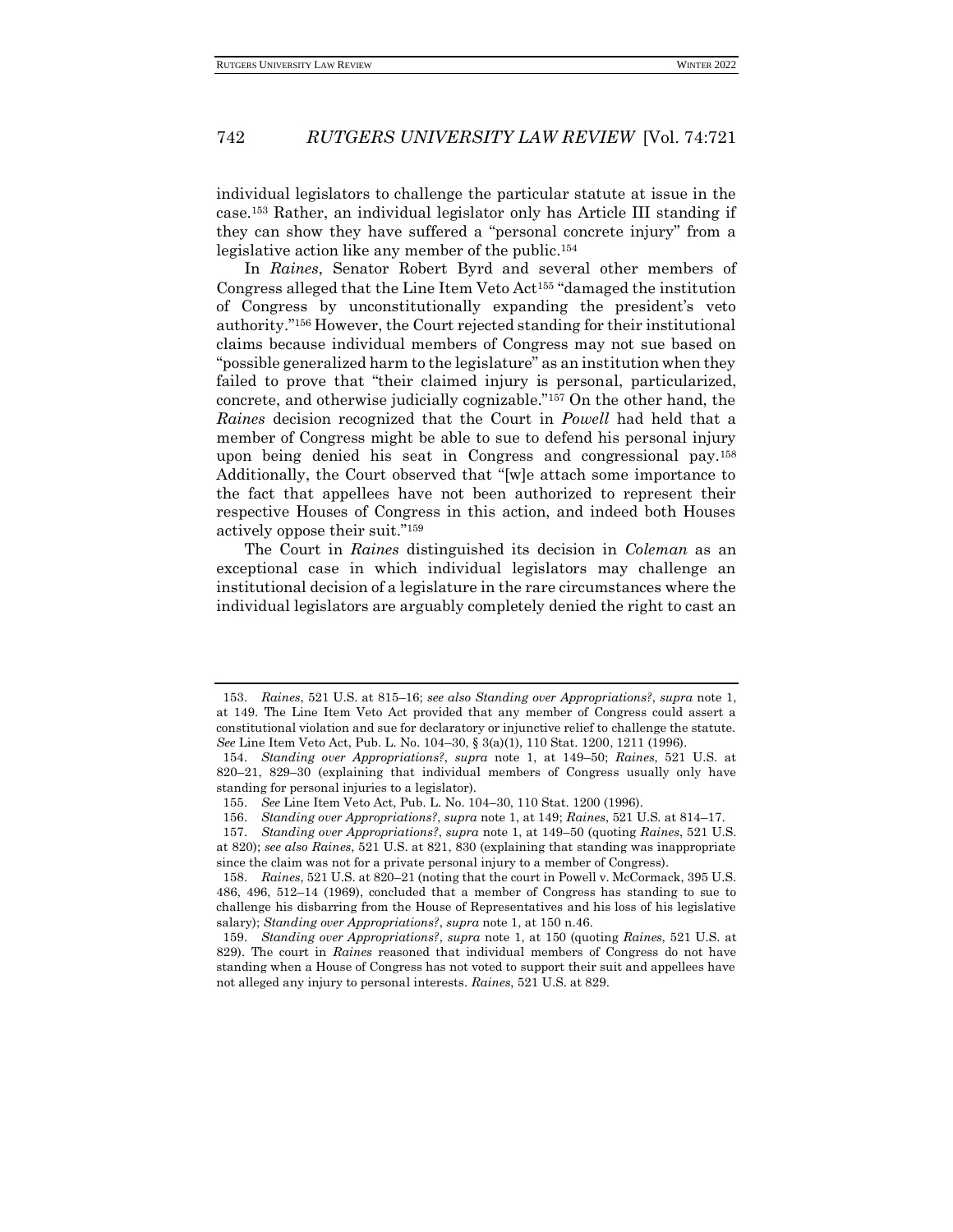individual legislators to challenge the particular statute at issue in the case.[153] Rather, an individual legislator only has Article III standing if they can show they have suffered a "personal concrete injury" from a legislative action like any member of the public.[154]

In *Raines*, Senator Robert Byrd and several other members of Congress alleged that the Line Item Veto Act[155] "damaged the institution of Congress by unconstitutionally expanding the president's veto authority."[156] However, the Court rejected standing for their institutional claims because individual members of Congress may not sue based on "possible generalized harm to the legislature" as an institution when they failed to prove that "their claimed injury is personal, particularized, concrete, and otherwise judicially cognizable."[157] On the other hand, the *Raines* decision recognized that the Court in *Powell* had held that a member of Congress might be able to sue to defend his personal injury upon being denied his seat in Congress and congressional pay.[158] Additionally, the Court observed that "[w]e attach some importance to the fact that appellees have not been authorized to represent their respective Houses of Congress in this action, and indeed both Houses actively oppose their suit."[159]

The Court in *Raines* distinguished its decision in *Coleman* as an exceptional case in which individual legislators may challenge an institutional decision of a legislature in the rare circumstances where the individual legislators are arguably completely denied the right to cast an

---

153. *Raines*, 521 U.S. at 815–16; *see also Standing over Appropriations?*, *supra* note 1, at 149. The Line Item Veto Act provided that any member of Congress could assert a constitutional violation and sue for declaratory or injunctive relief to challenge the statute. *See* Line Item Veto Act, Pub. L. No. 104–30, § 3(a)(1), 110 Stat. 1200, 1211 (1996).

154. *Standing over Appropriations?*, *supra* note 1, at 149–50; *Raines*, 521 U.S. at 820–21, 829–30 (explaining that individual members of Congress usually only have standing for personal injuries to a legislator).

155. *See* Line Item Veto Act, Pub. L. No. 104–30, 110 Stat. 1200 (1996).

156. *Standing over Appropriations?*, *supra* note 1, at 149; *Raines*, 521 U.S. at 814–17.

157. *Standing over Appropriations?*, *supra* note 1, at 149–50 (quoting *Raines*, 521 U.S. at 820); *see also Raines*, 521 U.S. at 821, 830 (explaining that standing was inappropriate since the claim was not for a private personal injury to a member of Congress).

158. *Raines*, 521 U.S. at 820–21 (noting that the court in Powell v. McCormack, 395 U.S. 486, 496, 512–14 (1969), concluded that a member of Congress has standing to sue to challenge his disbarring from the House of Representatives and his loss of his legislative salary); *Standing over Appropriations?*, *supra* note 1, at 150 n.46.

159. *Standing over Appropriations?*, *supra* note 1, at 150 (quoting *Raines*, 521 U.S. at 829). The court in *Raines* reasoned that individual members of Congress do not have standing when a House of Congress has not voted to support their suit and appellees have not alleged any injury to personal interests. *Raines*, 521 U.S. at 829.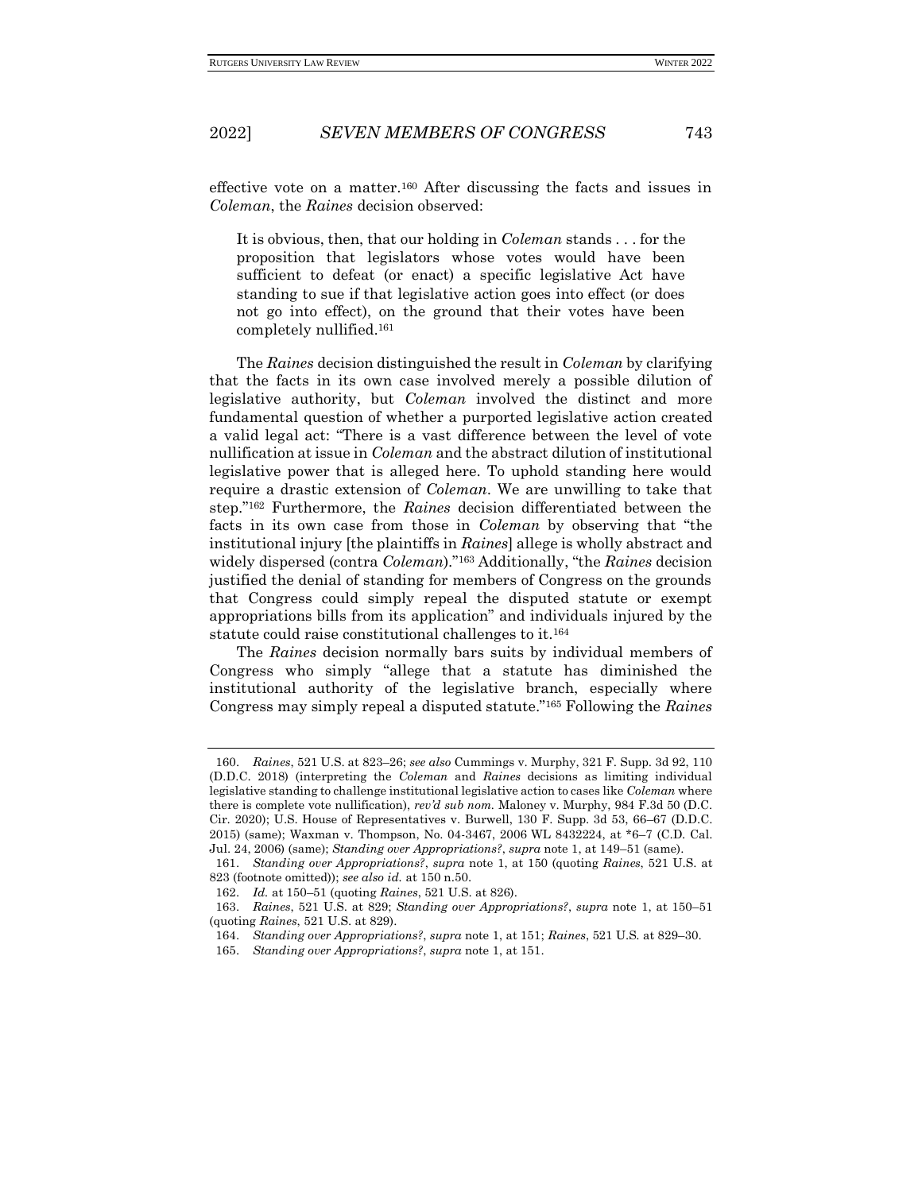effective vote on a matter.[160] After discussing the facts and issues in *Coleman*, the *Raines* decision observed:

> It is obvious, then, that our holding in *Coleman* stands . . . for the proposition that legislators whose votes would have been sufficient to defeat (or enact) a specific legislative Act have standing to sue if that legislative action goes into effect (or does not go into effect), on the ground that their votes have been completely nullified.[161]

The *Raines* decision distinguished the result in *Coleman* by clarifying that the facts in its own case involved merely a possible dilution of legislative authority, but *Coleman* involved the distinct and more fundamental question of whether a purported legislative action created a valid legal act: "There is a vast difference between the level of vote nullification at issue in *Coleman* and the abstract dilution of institutional legislative power that is alleged here. To uphold standing here would require a drastic extension of *Coleman*. We are unwilling to take that step."[162] Furthermore, the *Raines* decision differentiated between the facts in its own case from those in *Coleman* by observing that "the institutional injury [the plaintiffs in *Raines*] allege is wholly abstract and widely dispersed (contra *Coleman*)."[163] Additionally, "the *Raines* decision justified the denial of standing for members of Congress on the grounds that Congress could simply repeal the disputed statute or exempt appropriations bills from its application" and individuals injured by the statute could raise constitutional challenges to it.[164]

The *Raines* decision normally bars suits by individual members of Congress who simply "allege that a statute has diminished the institutional authority of the legislative branch, especially where Congress may simply repeal a disputed statute."[165] Following the *Raines*

---

160. *Raines*, 521 U.S. at 823–26; *see also* Cummings v. Murphy, 321 F. Supp. 3d 92, 110 (D.D.C. 2018) (interpreting the *Coleman* and *Raines* decisions as limiting individual legislative standing to challenge institutional legislative action to cases like *Coleman* where there is complete vote nullification), *rev'd sub nom.* Maloney v. Murphy, 984 F.3d 50 (D.C. Cir. 2020); U.S. House of Representatives v. Burwell, 130 F. Supp. 3d 53, 66–67 (D.D.C. 2015) (same); Waxman v. Thompson, No. 04-3467, 2006 WL 8432224, at *6–7 (C.D. Cal. Jul. 24, 2006) (same); *Standing over Appropriations?*, *supra* note 1, at 149–51 (same).

161. *Standing over Appropriations?*, *supra* note 1, at 150 (quoting *Raines*, 521 U.S. at 823 (footnote omitted)); *see also id.* at 150 n.50.

162. *Id.* at 150–51 (quoting *Raines*, 521 U.S. at 826).

163. *Raines*, 521 U.S. at 829; *Standing over Appropriations?*, *supra* note 1, at 150–51 (quoting *Raines*, 521 U.S. at 829).

164. *Standing over Appropriations?*, *supra* note 1, at 151; *Raines*, 521 U.S. at 829–30.

165. *Standing over Appropriations?*, *supra* note 1, at 151.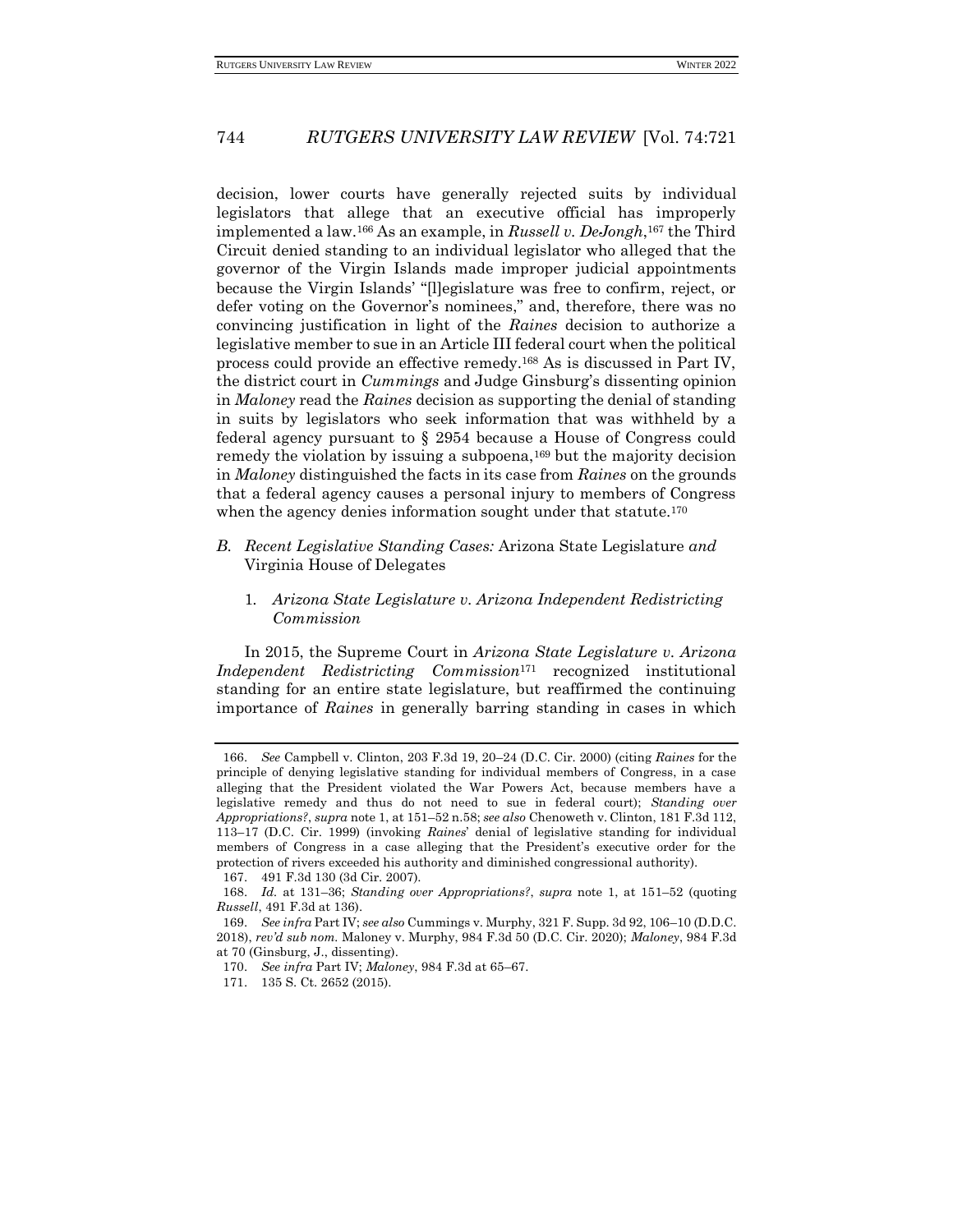decision, lower courts have generally rejected suits by individual legislators that allege that an executive official has improperly implemented a law.[166] As an example, in *Russell v. DeJongh*,[167] the Third Circuit denied standing to an individual legislator who alleged that the governor of the Virgin Islands made improper judicial appointments because the Virgin Islands' "[l]egislature was free to confirm, reject, or defer voting on the Governor's nominees," and, therefore, there was no convincing justification in light of the *Raines* decision to authorize a legislative member to sue in an Article III federal court when the political process could provide an effective remedy.[168] As is discussed in Part IV, the district court in *Cummings* and Judge Ginsburg's dissenting opinion in *Maloney* read the *Raines* decision as supporting the denial of standing in suits by legislators who seek information that was withheld by a federal agency pursuant to § 2954 because a House of Congress could remedy the violation by issuing a subpoena,[169] but the majority decision in *Maloney* distinguished the facts in its case from *Raines* on the grounds that a federal agency causes a personal injury to members of Congress when the agency denies information sought under that statute.[170]

### *B. Recent Legislative Standing Cases:* Arizona State Legislature *and* Virginia House of Delegates

#### 1. *Arizona State Legislature v. Arizona Independent Redistricting Commission*

In 2015, the Supreme Court in *Arizona State Legislature v. Arizona Independent Redistricting Commission*[171] recognized institutional standing for an entire state legislature, but reaffirmed the continuing importance of *Raines* in generally barring standing in cases in which

---

166. *See* Campbell v. Clinton, 203 F.3d 19, 20–24 (D.C. Cir. 2000) (citing *Raines* for the principle of denying legislative standing for individual members of Congress, in a case alleging that the President violated the War Powers Act, because members have a legislative remedy and thus do not need to sue in federal court); *Standing over Appropriations?*, *supra* note 1, at 151–52 n.58; *see also* Chenoweth v. Clinton, 181 F.3d 112, 113–17 (D.C. Cir. 1999) (invoking *Raines*' denial of legislative standing for individual members of Congress in a case alleging that the President's executive order for the protection of rivers exceeded his authority and diminished congressional authority).

167. 491 F.3d 130 (3d Cir. 2007).

168. *Id.* at 131–36; *Standing over Appropriations?*, *supra* note 1, at 151–52 (quoting *Russell*, 491 F.3d at 136).

169. *See infra* Part IV; *see also* Cummings v. Murphy, 321 F. Supp. 3d 92, 106–10 (D.D.C. 2018), *rev'd sub nom.* Maloney v. Murphy, 984 F.3d 50 (D.C. Cir. 2020); *Maloney*, 984 F.3d at 70 (Ginsburg, J., dissenting).

170. *See infra* Part IV; *Maloney*, 984 F.3d at 65–67.

171. 135 S. Ct. 2652 (2015).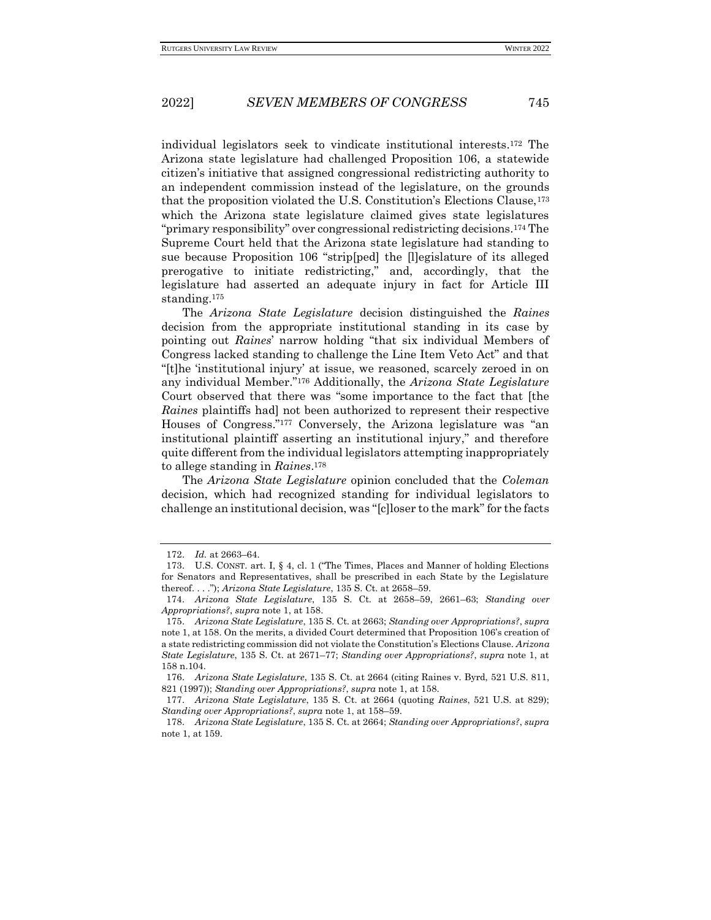individual legislators seek to vindicate institutional interests.[172] The Arizona state legislature had challenged Proposition 106, a statewide citizen's initiative that assigned congressional redistricting authority to an independent commission instead of the legislature, on the grounds that the proposition violated the U.S. Constitution's Elections Clause,[173] which the Arizona state legislature claimed gives state legislatures "primary responsibility" over congressional redistricting decisions.[174] The Supreme Court held that the Arizona state legislature had standing to sue because Proposition 106 "strip[ped] the [l]egislature of its alleged prerogative to initiate redistricting," and, accordingly, that the legislature had asserted an adequate injury in fact for Article III standing.[175]

The *Arizona State Legislature* decision distinguished the *Raines* decision from the appropriate institutional standing in its case by pointing out *Raines*' narrow holding "that six individual Members of Congress lacked standing to challenge the Line Item Veto Act" and that "[t]he 'institutional injury' at issue, we reasoned, scarcely zeroed in on any individual Member."[176] Additionally, the *Arizona State Legislature* Court observed that there was "some importance to the fact that [the *Raines* plaintiffs had] not been authorized to represent their respective Houses of Congress."[177] Conversely, the Arizona legislature was "an institutional plaintiff asserting an institutional injury," and therefore quite different from the individual legislators attempting inappropriately to allege standing in *Raines*.[178]

The *Arizona State Legislature* opinion concluded that the *Coleman* decision, which had recognized standing for individual legislators to challenge an institutional decision, was "[c]loser to the mark" for the facts

---

172. *Id.* at 2663–64.

173. U.S. CONST. art. I, § 4, cl. 1 ("The Times, Places and Manner of holding Elections for Senators and Representatives, shall be prescribed in each State by the Legislature thereof. . . ."); *Arizona State Legislature*, 135 S. Ct. at 2658–59.

174. *Arizona State Legislature*, 135 S. Ct. at 2658–59, 2661–63; *Standing over Appropriations?*, *supra* note 1, at 158.

175. *Arizona State Legislature*, 135 S. Ct. at 2663; *Standing over Appropriations?*, *supra* note 1, at 158. On the merits, a divided Court determined that Proposition 106's creation of a state redistricting commission did not violate the Constitution's Elections Clause. *Arizona State Legislature*, 135 S. Ct. at 2671–77; *Standing over Appropriations?*, *supra* note 1, at 158 n.104.

176. *Arizona State Legislature*, 135 S. Ct. at 2664 (citing Raines v. Byrd, 521 U.S. 811, 821 (1997)); *Standing over Appropriations?*, *supra* note 1, at 158.

177. *Arizona State Legislature*, 135 S. Ct. at 2664 (quoting *Raines*, 521 U.S. at 829); *Standing over Appropriations?*, *supra* note 1, at 158–59.

178. *Arizona State Legislature*, 135 S. Ct. at 2664; *Standing over Appropriations?*, *supra* note 1, at 159.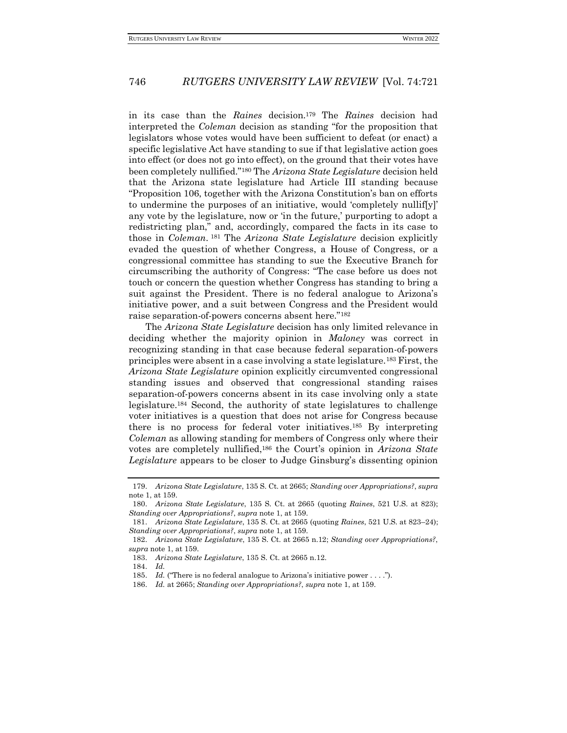in its case than the *Raines* decision.[179] The *Raines* decision had interpreted the *Coleman* decision as standing "for the proposition that legislators whose votes would have been sufficient to defeat (or enact) a specific legislative Act have standing to sue if that legislative action goes into effect (or does not go into effect), on the ground that their votes have been completely nullified."[180] The *Arizona State Legislature* decision held that the Arizona state legislature had Article III standing because "Proposition 106, together with the Arizona Constitution's ban on efforts to undermine the purposes of an initiative, would 'completely nullif[y]' any vote by the legislature, now or 'in the future,' purporting to adopt a redistricting plan," and, accordingly, compared the facts in its case to those in *Coleman*.[181] The *Arizona State Legislature* decision explicitly evaded the question of whether Congress, a House of Congress, or a congressional committee has standing to sue the Executive Branch for circumscribing the authority of Congress: "The case before us does not touch or concern the question whether Congress has standing to bring a suit against the President. There is no federal analogue to Arizona's initiative power, and a suit between Congress and the President would raise separation-of-powers concerns absent here."[182]

The *Arizona State Legislature* decision has only limited relevance in deciding whether the majority opinion in *Maloney* was correct in recognizing standing in that case because federal separation-of-powers principles were absent in a case involving a state legislature.[183] First, the *Arizona State Legislature* opinion explicitly circumvented congressional standing issues and observed that congressional standing raises separation-of-powers concerns absent in its case involving only a state legislature.[184] Second, the authority of state legislatures to challenge voter initiatives is a question that does not arise for Congress because there is no process for federal voter initiatives.[185] By interpreting *Coleman* as allowing standing for members of Congress only where their votes are completely nullified,[186] the Court's opinion in *Arizona State Legislature* appears to be closer to Judge Ginsburg's dissenting opinion

---

179. *Arizona State Legislature*, 135 S. Ct. at 2665; *Standing over Appropriations?*, *supra* note 1, at 159.

180. *Arizona State Legislature*, 135 S. Ct. at 2665 (quoting *Raines*, 521 U.S. at 823); *Standing over Appropriations?*, *supra* note 1, at 159.

181. *Arizona State Legislature*, 135 S. Ct. at 2665 (quoting *Raines*, 521 U.S. at 823–24); *Standing over Appropriations?*, *supra* note 1, at 159.

182. *Arizona State Legislature*, 135 S. Ct. at 2665 n.12; *Standing over Appropriations?*, *supra* note 1, at 159.

183. *Arizona State Legislature*, 135 S. Ct. at 2665 n.12.

184. *Id.*

185. *Id.* ("There is no federal analogue to Arizona's initiative power . . . .").

186. *Id.* at 2665; *Standing over Appropriations?*, *supra* note 1, at 159.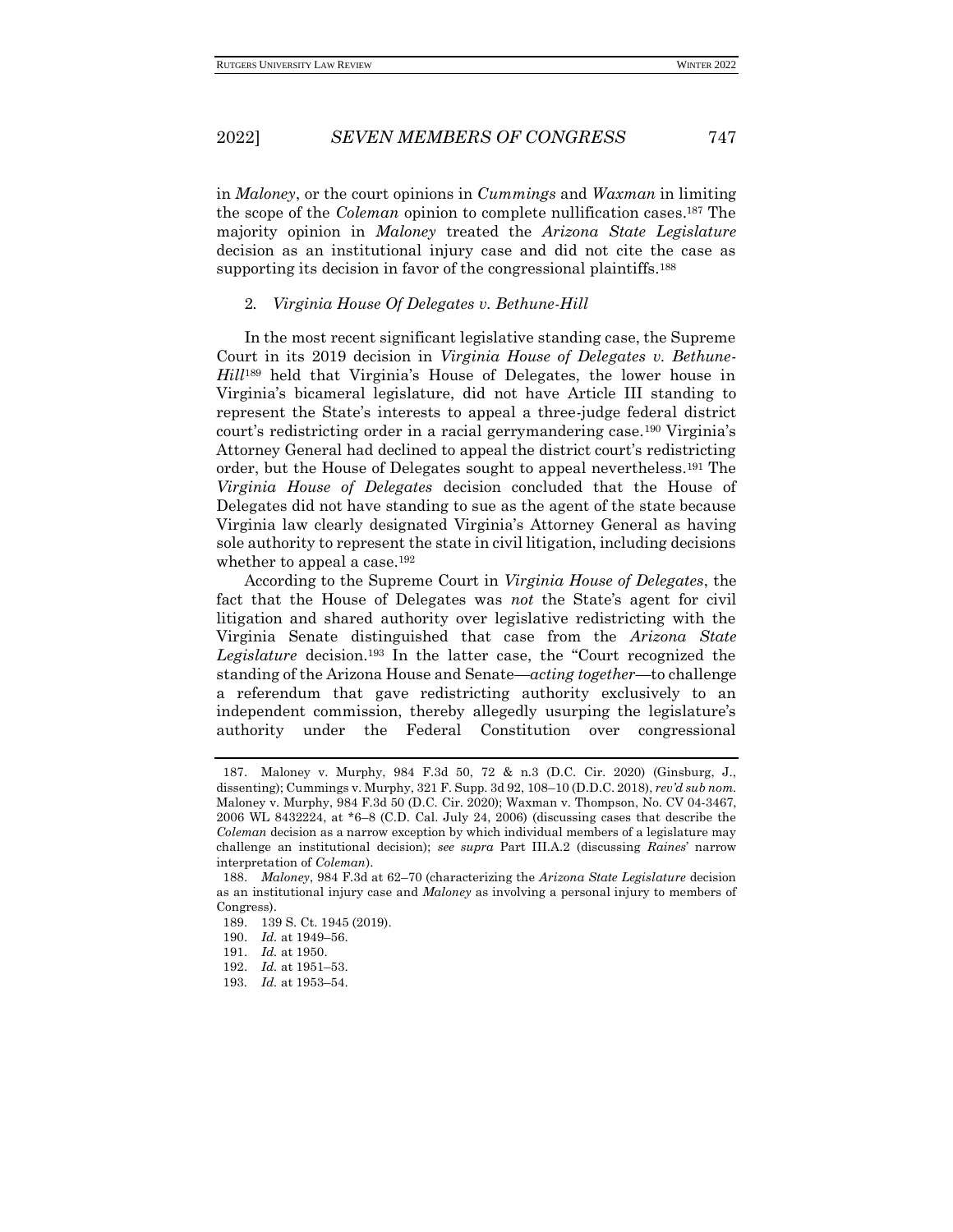in *Maloney*, or the court opinions in *Cummings* and *Waxman* in limiting the scope of the *Coleman* opinion to complete nullification cases.[187] The majority opinion in *Maloney* treated the *Arizona State Legislature* decision as an institutional injury case and did not cite the case as supporting its decision in favor of the congressional plaintiffs.[188]

### 2. *Virginia House Of Delegates v. Bethune-Hill*

In the most recent significant legislative standing case, the Supreme Court in its 2019 decision in *Virginia House of Delegates v. Bethune-Hill*[189] held that Virginia's House of Delegates, the lower house in Virginia's bicameral legislature, did not have Article III standing to represent the State's interests to appeal a three-judge federal district court's redistricting order in a racial gerrymandering case.[190] Virginia's Attorney General had declined to appeal the district court's redistricting order, but the House of Delegates sought to appeal nevertheless.[191] The *Virginia House of Delegates* decision concluded that the House of Delegates did not have standing to sue as the agent of the state because Virginia law clearly designated Virginia's Attorney General as having sole authority to represent the state in civil litigation, including decisions whether to appeal a case.[192]

According to the Supreme Court in *Virginia House of Delegates*, the fact that the House of Delegates was *not* the State's agent for civil litigation and shared authority over legislative redistricting with the Virginia Senate distinguished that case from the *Arizona State Legislature* decision.[193] In the latter case, the "Court recognized the standing of the Arizona House and Senate—*acting together*—to challenge a referendum that gave redistricting authority exclusively to an independent commission, thereby allegedly usurping the legislature's authority under the Federal Constitution over congressional

---

187. Maloney v. Murphy, 984 F.3d 50, 72 & n.3 (D.C. Cir. 2020) (Ginsburg, J., dissenting); Cummings v. Murphy, 321 F. Supp. 3d 92, 108–10 (D.D.C. 2018), *rev'd sub nom.* Maloney v. Murphy, 984 F.3d 50 (D.C. Cir. 2020); Waxman v. Thompson, No. CV 04-3467, 2006 WL 8432224, at *6–8 (C.D. Cal. July 24, 2006) (discussing cases that describe the *Coleman* decision as a narrow exception by which individual members of a legislature may challenge an institutional decision); *see supra* Part III.A.2 (discussing *Raines*' narrow interpretation of *Coleman*).

188. *Maloney*, 984 F.3d at 62–70 (characterizing the *Arizona State Legislature* decision as an institutional injury case and *Maloney* as involving a personal injury to members of Congress).

189. 139 S. Ct. 1945 (2019).

190. *Id.* at 1949–56.

191. *Id.* at 1950.

192. *Id.* at 1951–53.

193. *Id.* at 1953–54.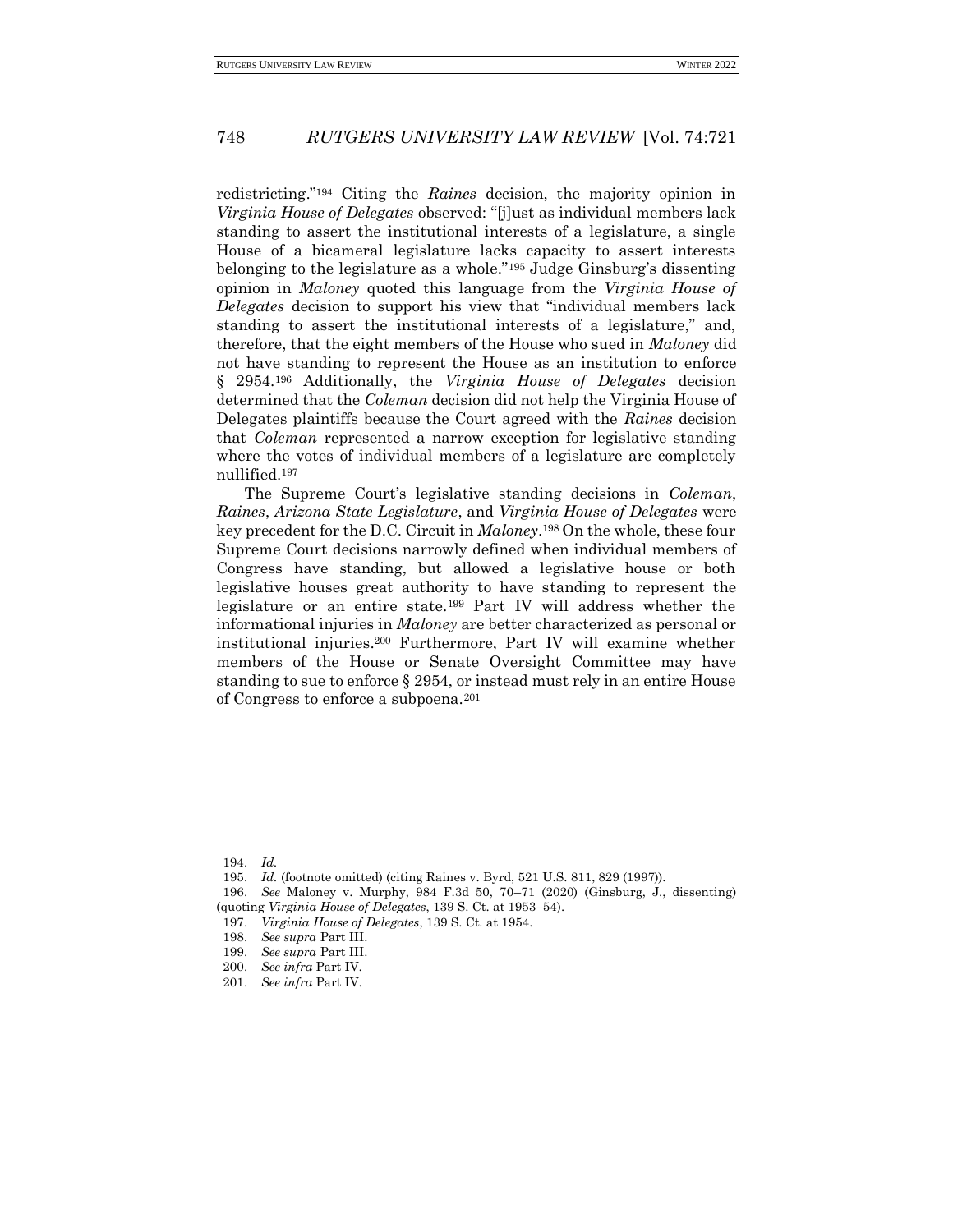redistricting."[194] Citing the *Raines* decision, the majority opinion in *Virginia House of Delegates* observed: "[j]ust as individual members lack standing to assert the institutional interests of a legislature, a single House of a bicameral legislature lacks capacity to assert interests belonging to the legislature as a whole."[195] Judge Ginsburg's dissenting opinion in *Maloney* quoted this language from the *Virginia House of Delegates* decision to support his view that "individual members lack standing to assert the institutional interests of a legislature," and, therefore, that the eight members of the House who sued in *Maloney* did not have standing to represent the House as an institution to enforce § 2954.[196] Additionally, the *Virginia House of Delegates* decision determined that the *Coleman* decision did not help the Virginia House of Delegates plaintiffs because the Court agreed with the *Raines* decision that *Coleman* represented a narrow exception for legislative standing where the votes of individual members of a legislature are completely nullified.[197]

The Supreme Court's legislative standing decisions in *Coleman*, *Raines*, *Arizona State Legislature*, and *Virginia House of Delegates* were key precedent for the D.C. Circuit in *Maloney*.[198] On the whole, these four Supreme Court decisions narrowly defined when individual members of Congress have standing, but allowed a legislative house or both legislative houses great authority to have standing to represent the legislature or an entire state.[199] Part IV will address whether the informational injuries in *Maloney* are better characterized as personal or institutional injuries.[200] Furthermore, Part IV will examine whether members of the House or Senate Oversight Committee may have standing to sue to enforce § 2954, or instead must rely in an entire House of Congress to enforce a subpoena.[201]

---

194. *Id.*

195. *Id.* (footnote omitted) (citing Raines v. Byrd, 521 U.S. 811, 829 (1997)).

196. *See* Maloney v. Murphy, 984 F.3d 50, 70–71 (2020) (Ginsburg, J., dissenting) (quoting *Virginia House of Delegates*, 139 S. Ct. at 1953–54).

197. *Virginia House of Delegates*, 139 S. Ct. at 1954.

198. *See supra* Part III.

199. *See supra* Part III.

200. *See infra* Part IV.

201. *See infra* Part IV.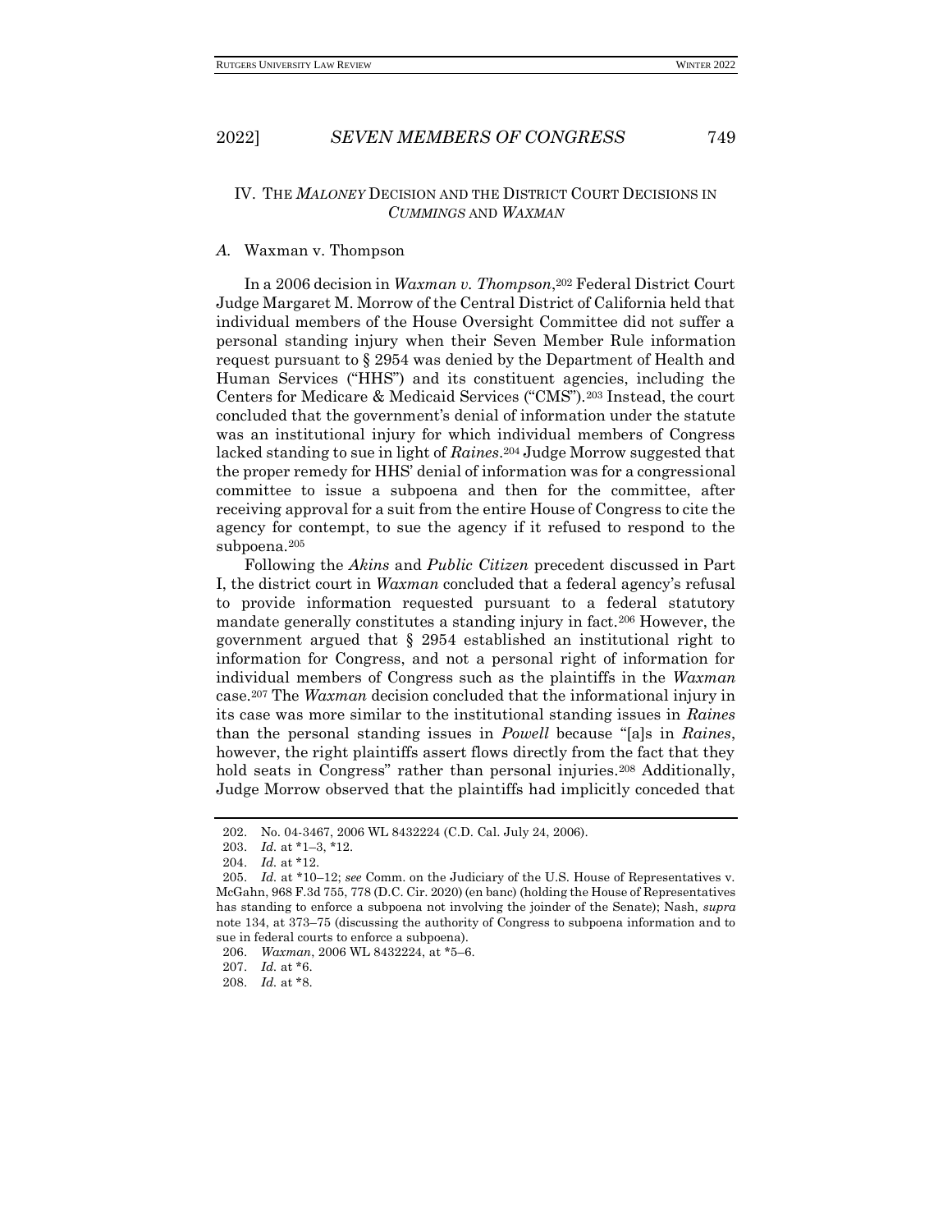## IV. THE *MALONEY* DECISION AND THE DISTRICT COURT DECISIONS IN *CUMMINGS* AND *WAXMAN*

### *A.* Waxman v. Thompson

In a 2006 decision in *Waxman v. Thompson*,[202] Federal District Court Judge Margaret M. Morrow of the Central District of California held that individual members of the House Oversight Committee did not suffer a personal standing injury when their Seven Member Rule information request pursuant to § 2954 was denied by the Department of Health and Human Services ("HHS") and its constituent agencies, including the Centers for Medicare & Medicaid Services ("CMS").[203] Instead, the court concluded that the government's denial of information under the statute was an institutional injury for which individual members of Congress lacked standing to sue in light of *Raines*.[204] Judge Morrow suggested that the proper remedy for HHS' denial of information was for a congressional committee to issue a subpoena and then for the committee, after receiving approval for a suit from the entire House of Congress to cite the agency for contempt, to sue the agency if it refused to respond to the subpoena.[205]

Following the *Akins* and *Public Citizen* precedent discussed in Part I, the district court in *Waxman* concluded that a federal agency's refusal to provide information requested pursuant to a federal statutory mandate generally constitutes a standing injury in fact.[206] However, the government argued that § 2954 established an institutional right to information for Congress, and not a personal right of information for individual members of Congress such as the plaintiffs in the *Waxman* case.[207] The *Waxman* decision concluded that the informational injury in its case was more similar to the institutional standing issues in *Raines* than the personal standing issues in *Powell* because "[a]s in *Raines*, however, the right plaintiffs assert flows directly from the fact that they hold seats in Congress" rather than personal injuries.[208] Additionally, Judge Morrow observed that the plaintiffs had implicitly conceded that

202. No. 04-3467, 2006 WL 8432224 (C.D. Cal. July 24, 2006).

203. *Id.* at \*1–3, \*12.

204. *Id.* at \*12.

205. *Id.* at \*10–12; *see* Comm. on the Judiciary of the U.S. House of Representatives v. McGahn, 968 F.3d 755, 778 (D.C. Cir. 2020) (en banc) (holding the House of Representatives has standing to enforce a subpoena not involving the joinder of the Senate); Nash, *supra* note 134, at 373–75 (discussing the authority of Congress to subpoena information and to sue in federal courts to enforce a subpoena).

206. *Waxman*, 2006 WL 8432224, at \*5–6.

207. *Id.* at \*6.

208. *Id.* at \*8.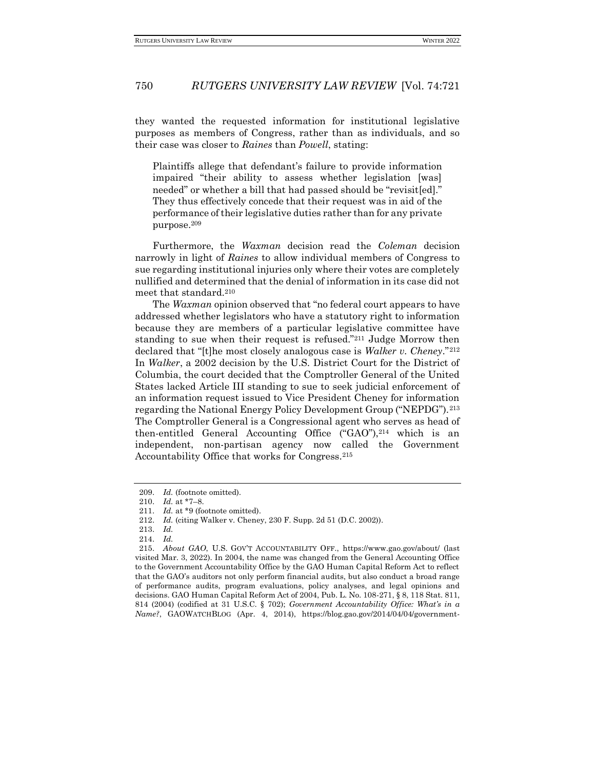they wanted the requested information for institutional legislative purposes as members of Congress, rather than as individuals, and so their case was closer to *Raines* than *Powell*, stating:

> Plaintiffs allege that defendant's failure to provide information impaired "their ability to assess whether legislation [was] needed" or whether a bill that had passed should be "revisit[ed]." They thus effectively concede that their request was in aid of the performance of their legislative duties rather than for any private purpose.[209]

Furthermore, the *Waxman* decision read the *Coleman* decision narrowly in light of *Raines* to allow individual members of Congress to sue regarding institutional injuries only where their votes are completely nullified and determined that the denial of information in its case did not meet that standard.[210]

The *Waxman* opinion observed that "no federal court appears to have addressed whether legislators who have a statutory right to information because they are members of a particular legislative committee have standing to sue when their request is refused."[211] Judge Morrow then declared that "[t]he most closely analogous case is *Walker v. Cheney*."[212] In *Walker*, a 2002 decision by the U.S. District Court for the District of Columbia, the court decided that the Comptroller General of the United States lacked Article III standing to sue to seek judicial enforcement of an information request issued to Vice President Cheney for information regarding the National Energy Policy Development Group ("NEPDG").[213] The Comptroller General is a Congressional agent who serves as head of then-entitled General Accounting Office ("GAO"),[214] which is an independent, non-partisan agency now called the Government Accountability Office that works for Congress.[215]

---

209. *Id.* (footnote omitted).

210. *Id.* at \*7–8.

211. *Id.* at \*9 (footnote omitted).

212. *Id.* (citing Walker v. Cheney, 230 F. Supp. 2d 51 (D.C. 2002)).

213. *Id.*

214. *Id.*

215. *About GAO*, U.S. GOV'T ACCOUNTABILITY OFF., https://www.gao.gov/about/ (last visited Mar. 3, 2022). In 2004, the name was changed from the General Accounting Office to the Government Accountability Office by the GAO Human Capital Reform Act to reflect that the GAO's auditors not only perform financial audits, but also conduct a broad range of performance audits, program evaluations, policy analyses, and legal opinions and decisions. GAO Human Capital Reform Act of 2004, Pub. L. No. 108-271, § 8, 118 Stat. 811, 814 (2004) (codified at 31 U.S.C. § 702); *Government Accountability Office: What's in a Name?*, GAOWATCHBLOG (Apr. 4, 2014), https://blog.gao.gov/2014/04/04/government-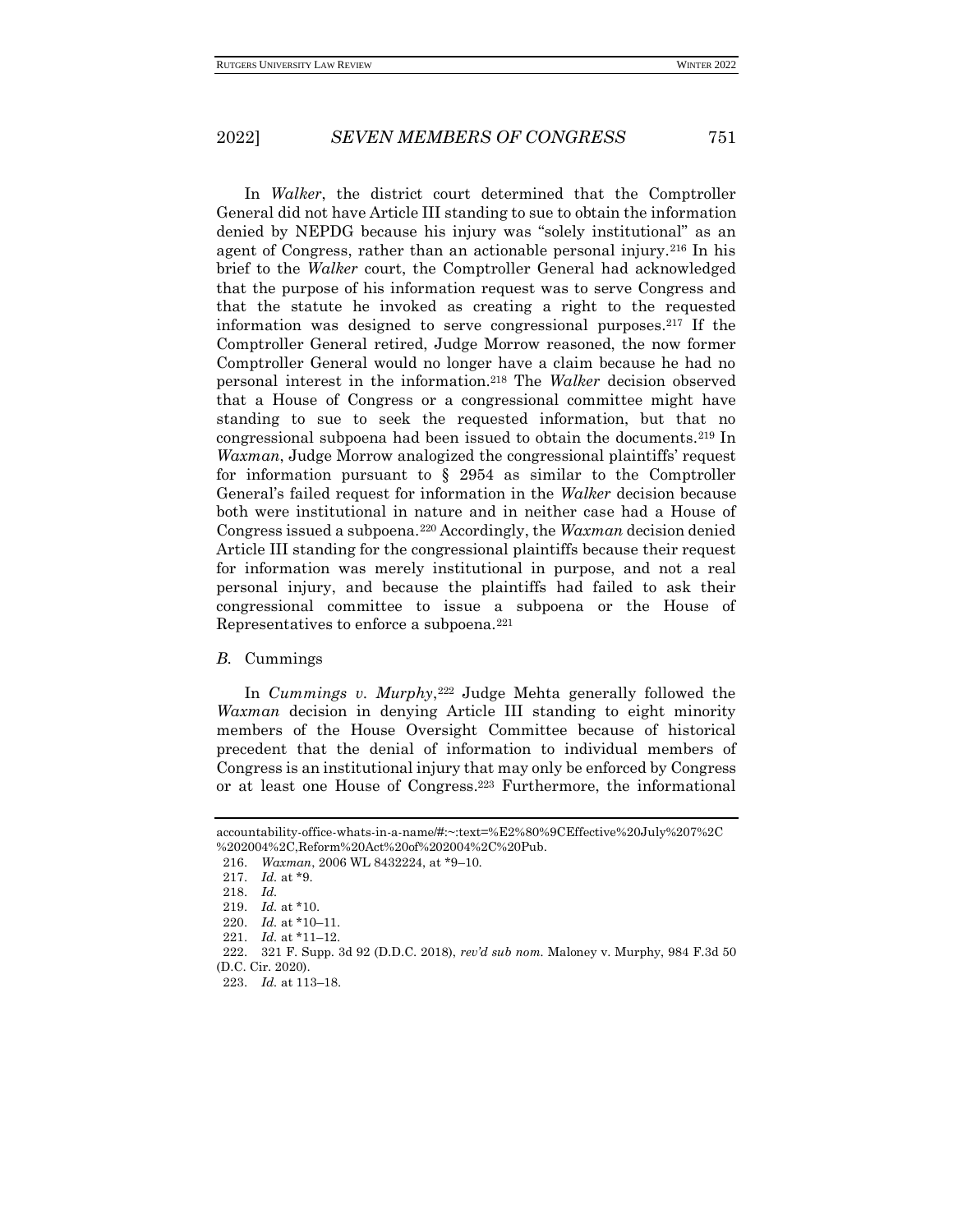In *Walker*, the district court determined that the Comptroller General did not have Article III standing to sue to obtain the information denied by NEPDG because his injury was "solely institutional" as an agent of Congress, rather than an actionable personal injury.[216] In his brief to the *Walker* court, the Comptroller General had acknowledged that the purpose of his information request was to serve Congress and that the statute he invoked as creating a right to the requested information was designed to serve congressional purposes.[217] If the Comptroller General retired, Judge Morrow reasoned, the now former Comptroller General would no longer have a claim because he had no personal interest in the information.[218] The *Walker* decision observed that a House of Congress or a congressional committee might have standing to sue to seek the requested information, but that no congressional subpoena had been issued to obtain the documents.[219] In *Waxman*, Judge Morrow analogized the congressional plaintiffs' request for information pursuant to § 2954 as similar to the Comptroller General's failed request for information in the *Walker* decision because both were institutional in nature and in neither case had a House of Congress issued a subpoena.[220] Accordingly, the *Waxman* decision denied Article III standing for the congressional plaintiffs because their request for information was merely institutional in purpose, and not a real personal injury, and because the plaintiffs had failed to ask their congressional committee to issue a subpoena or the House of Representatives to enforce a subpoena.[221]

### *B.* Cummings

In *Cummings v. Murphy*,[222] Judge Mehta generally followed the *Waxman* decision in denying Article III standing to eight minority members of the House Oversight Committee because of historical precedent that the denial of information to individual members of Congress is an institutional injury that may only be enforced by Congress or at least one House of Congress.[223] Furthermore, the informational

---

accountability-office-whats-in-a-name/#:~:text=%E2%80%9CEffective%20July%207%2C%202004%2C,Reform%20Act%20of%202004%2C%20Pub.

216. *Waxman*, 2006 WL 8432224, at *9–10.

217. *Id.* at *9.

218. *Id.*

219. *Id.* at *10.

220. *Id.* at *10–11.

221. *Id.* at *11–12.

222. 321 F. Supp. 3d 92 (D.D.C. 2018), *rev'd sub nom.* Maloney v. Murphy, 984 F.3d 50 (D.C. Cir. 2020).

223. *Id.* at 113–18.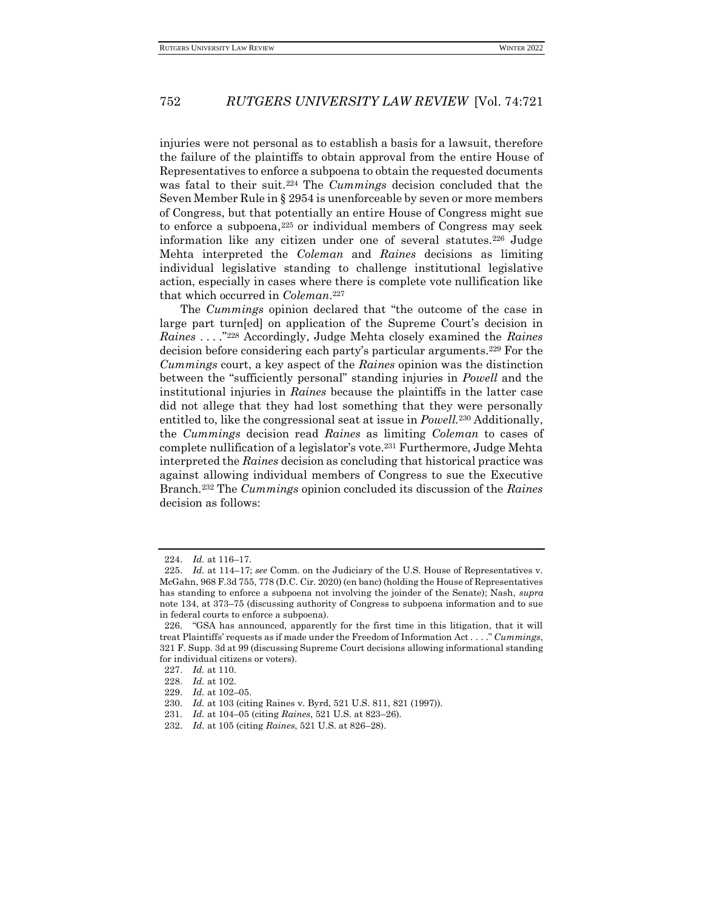injuries were not personal as to establish a basis for a lawsuit, therefore the failure of the plaintiffs to obtain approval from the entire House of Representatives to enforce a subpoena to obtain the requested documents was fatal to their suit.[224] The *Cummings* decision concluded that the Seven Member Rule in § 2954 is unenforceable by seven or more members of Congress, but that potentially an entire House of Congress might sue to enforce a subpoena,[225] or individual members of Congress may seek information like any citizen under one of several statutes.[226] Judge Mehta interpreted the *Coleman* and *Raines* decisions as limiting individual legislative standing to challenge institutional legislative action, especially in cases where there is complete vote nullification like that which occurred in *Coleman*.[227]

The *Cummings* opinion declared that "the outcome of the case in large part turn[ed] on application of the Supreme Court's decision in *Raines* . . . ."[228] Accordingly, Judge Mehta closely examined the *Raines* decision before considering each party's particular arguments.[229] For the *Cummings* court, a key aspect of the *Raines* opinion was the distinction between the "sufficiently personal" standing injuries in *Powell* and the institutional injuries in *Raines* because the plaintiffs in the latter case did not allege that they had lost something that they were personally entitled to, like the congressional seat at issue in *Powell*.[230] Additionally, the *Cummings* decision read *Raines* as limiting *Coleman* to cases of complete nullification of a legislator's vote.[231] Furthermore, Judge Mehta interpreted the *Raines* decision as concluding that historical practice was against allowing individual members of Congress to sue the Executive Branch.[232] The *Cummings* opinion concluded its discussion of the *Raines* decision as follows:

---

224. *Id.* at 116–17.

225. *Id.* at 114–17; *see* Comm. on the Judiciary of the U.S. House of Representatives v. McGahn, 968 F.3d 755, 778 (D.C. Cir. 2020) (en banc) (holding the House of Representatives has standing to enforce a subpoena not involving the joinder of the Senate); Nash, *supra* note 134, at 373–75 (discussing authority of Congress to subpoena information and to sue in federal courts to enforce a subpoena).

226. "GSA has announced, apparently for the first time in this litigation, that it will treat Plaintiffs' requests as if made under the Freedom of Information Act . . . ." *Cummings*, 321 F. Supp. 3d at 99 (discussing Supreme Court decisions allowing informational standing for individual citizens or voters).

227. *Id.* at 110.

228. *Id.* at 102.

229. *Id.* at 102–05.

230. *Id.* at 103 (citing Raines v. Byrd, 521 U.S. 811, 821 (1997)).

231. *Id.* at 104–05 (citing *Raines*, 521 U.S. at 823–26).

232. *Id.* at 105 (citing *Raines*, 521 U.S. at 826–28).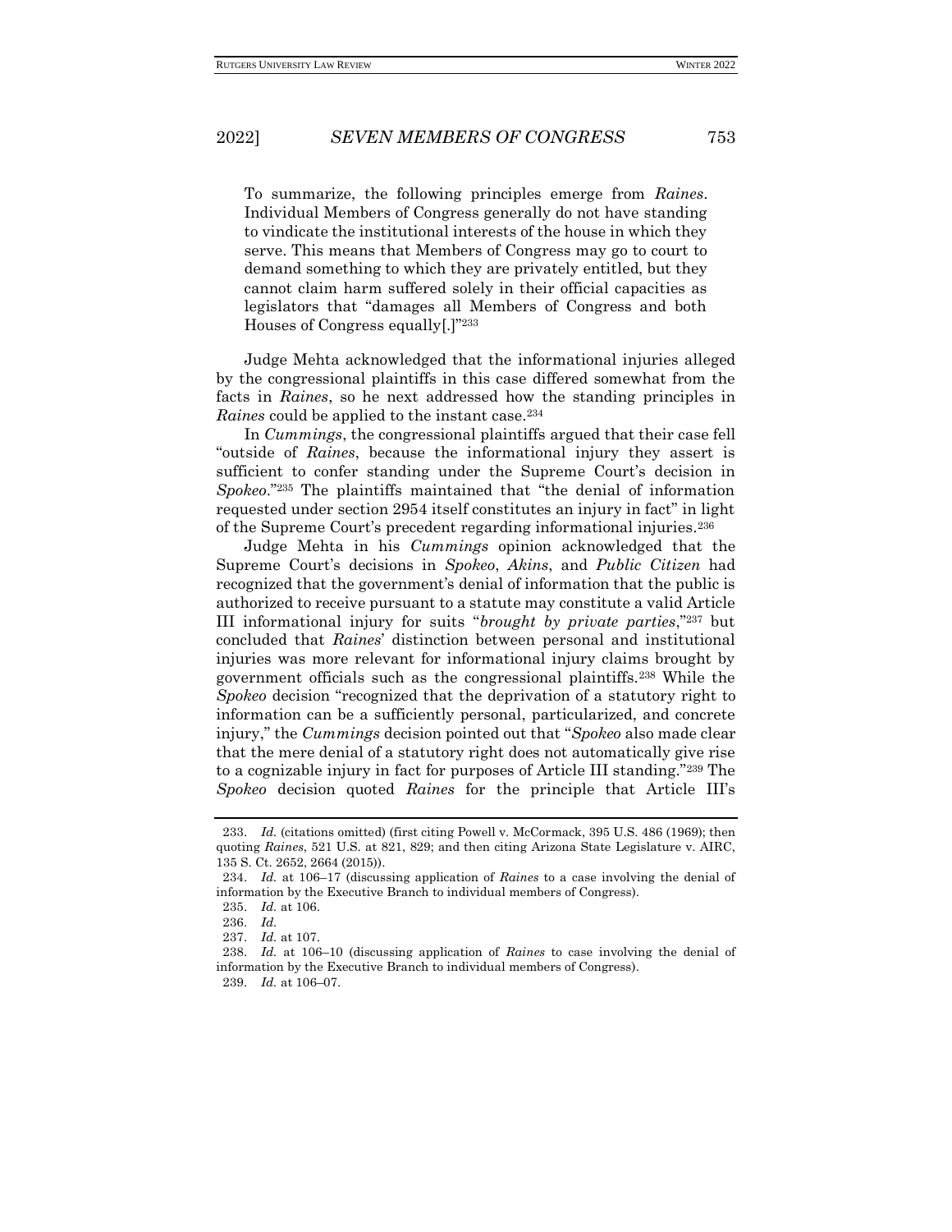To summarize, the following principles emerge from *Raines*. Individual Members of Congress generally do not have standing to vindicate the institutional interests of the house in which they serve. This means that Members of Congress may go to court to demand something to which they are privately entitled, but they cannot claim harm suffered solely in their official capacities as legislators that "damages all Members of Congress and both Houses of Congress equally[.]"[233]

Judge Mehta acknowledged that the informational injuries alleged by the congressional plaintiffs in this case differed somewhat from the facts in *Raines*, so he next addressed how the standing principles in *Raines* could be applied to the instant case.[234]

In *Cummings*, the congressional plaintiffs argued that their case fell "outside of *Raines*, because the informational injury they assert is sufficient to confer standing under the Supreme Court's decision in *Spokeo*."[235] The plaintiffs maintained that "the denial of information requested under section 2954 itself constitutes an injury in fact" in light of the Supreme Court's precedent regarding informational injuries.[236]

Judge Mehta in his *Cummings* opinion acknowledged that the Supreme Court's decisions in *Spokeo*, *Akins*, and *Public Citizen* had recognized that the government's denial of information that the public is authorized to receive pursuant to a statute may constitute a valid Article III informational injury for suits "*brought by private parties*,"[237] but concluded that *Raines*' distinction between personal and institutional injuries was more relevant for informational injury claims brought by government officials such as the congressional plaintiffs.[238] While the *Spokeo* decision "recognized that the deprivation of a statutory right to information can be a sufficiently personal, particularized, and concrete injury," the *Cummings* decision pointed out that "*Spokeo* also made clear that the mere denial of a statutory right does not automatically give rise to a cognizable injury in fact for purposes of Article III standing."[239] The *Spokeo* decision quoted *Raines* for the principle that Article III's

233. *Id.* (citations omitted) (first citing Powell v. McCormack, 395 U.S. 486 (1969); then quoting *Raines*, 521 U.S. at 821, 829; and then citing Arizona State Legislature v. AIRC, 135 S. Ct. 2652, 2664 (2015)).

234. *Id.* at 106–17 (discussing application of *Raines* to a case involving the denial of information by the Executive Branch to individual members of Congress).

235. *Id.* at 106.

236. *Id.*

237. *Id.* at 107.

238. *Id.* at 106–10 (discussing application of *Raines* to case involving the denial of information by the Executive Branch to individual members of Congress).

239. *Id.* at 106–07.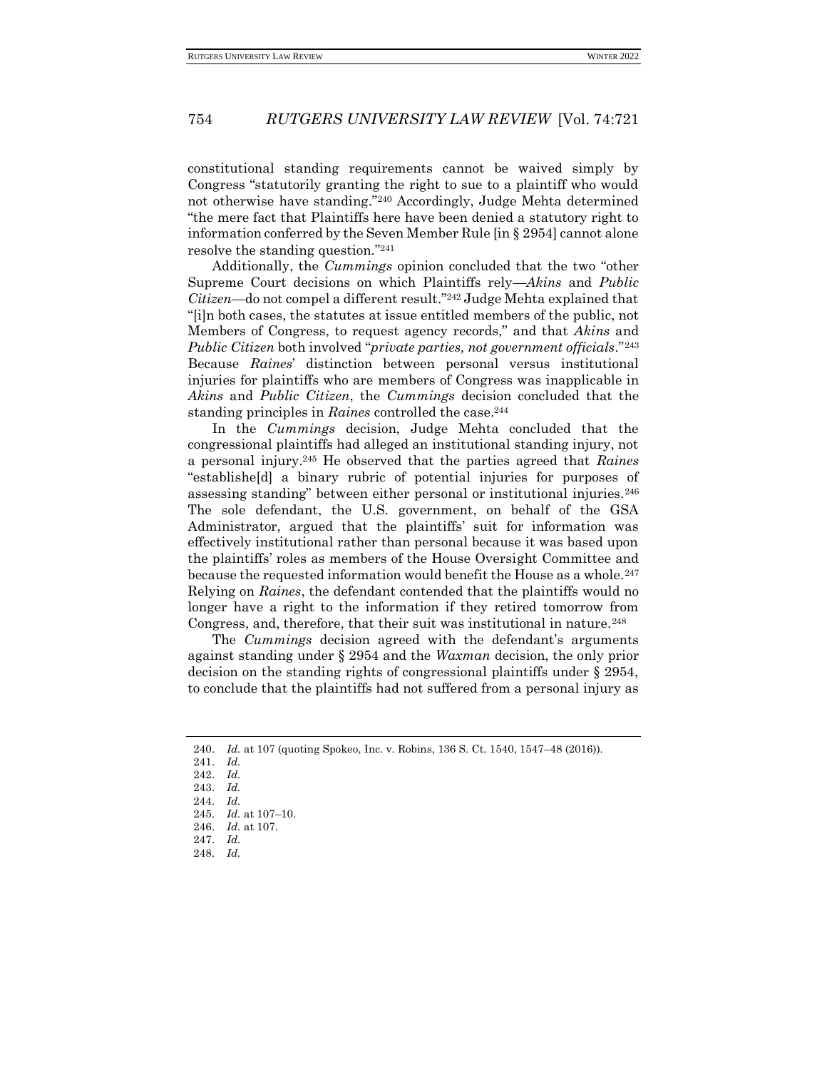constitutional standing requirements cannot be waived simply by Congress "statutorily granting the right to sue to a plaintiff who would not otherwise have standing."[240] Accordingly, Judge Mehta determined "the mere fact that Plaintiffs here have been denied a statutory right to information conferred by the Seven Member Rule [in § 2954] cannot alone resolve the standing question."[241]

Additionally, the *Cummings* opinion concluded that the two "other Supreme Court decisions on which Plaintiffs rely—*Akins* and *Public Citizen*—do not compel a different result."[242] Judge Mehta explained that "[i]n both cases, the statutes at issue entitled members of the public, not Members of Congress, to request agency records," and that *Akins* and *Public Citizen* both involved "*private parties, not government officials*."[243] Because *Raines*' distinction between personal versus institutional injuries for plaintiffs who are members of Congress was inapplicable in *Akins* and *Public Citizen*, the *Cummings* decision concluded that the standing principles in *Raines* controlled the case.[244]

In the *Cummings* decision, Judge Mehta concluded that the congressional plaintiffs had alleged an institutional standing injury, not a personal injury.[245] He observed that the parties agreed that *Raines* "establishe[d] a binary rubric of potential injuries for purposes of assessing standing" between either personal or institutional injuries.[246] The sole defendant, the U.S. government, on behalf of the GSA Administrator, argued that the plaintiffs' suit for information was effectively institutional rather than personal because it was based upon the plaintiffs' roles as members of the House Oversight Committee and because the requested information would benefit the House as a whole.[247] Relying on *Raines*, the defendant contended that the plaintiffs would no longer have a right to the information if they retired tomorrow from Congress, and, therefore, that their suit was institutional in nature.[248]

The *Cummings* decision agreed with the defendant's arguments against standing under § 2954 and the *Waxman* decision, the only prior decision on the standing rights of congressional plaintiffs under § 2954, to conclude that the plaintiffs had not suffered from a personal injury as

---

240. *Id.* at 107 (quoting Spokeo, Inc. v. Robins, 136 S. Ct. 1540, 1547–48 (2016)).
241. *Id.*
242. *Id.*
243. *Id.*
244. *Id.*
245. *Id.* at 107–10.
246. *Id.* at 107.
247. *Id.*
248. *Id.*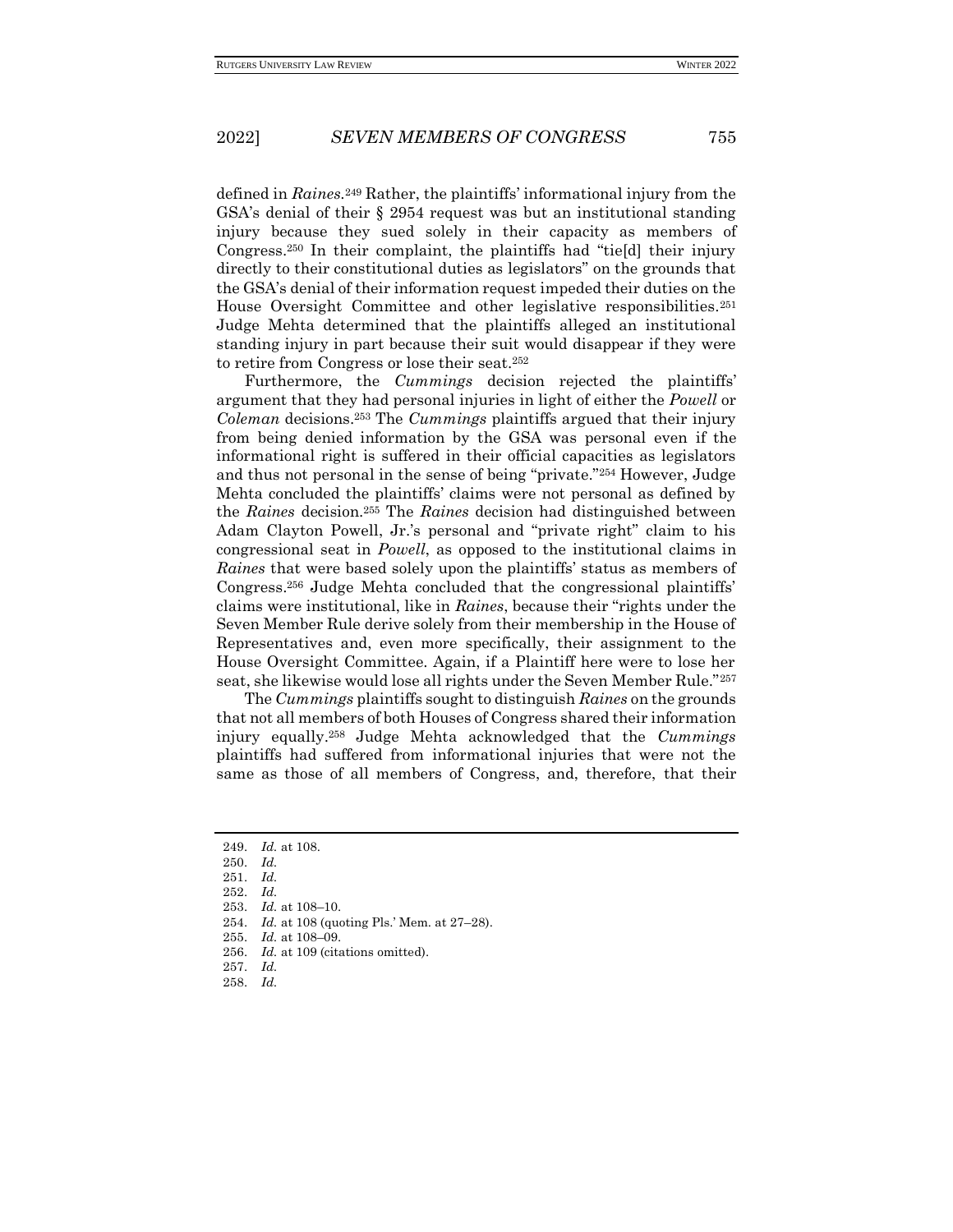defined in *Raines*.[249] Rather, the plaintiffs' informational injury from the GSA's denial of their § 2954 request was but an institutional standing injury because they sued solely in their capacity as members of Congress.[250] In their complaint, the plaintiffs had "tie[d] their injury directly to their constitutional duties as legislators" on the grounds that the GSA's denial of their information request impeded their duties on the House Oversight Committee and other legislative responsibilities.[251] Judge Mehta determined that the plaintiffs alleged an institutional standing injury in part because their suit would disappear if they were to retire from Congress or lose their seat.[252]

Furthermore, the *Cummings* decision rejected the plaintiffs' argument that they had personal injuries in light of either the *Powell* or *Coleman* decisions.[253] The *Cummings* plaintiffs argued that their injury from being denied information by the GSA was personal even if the informational right is suffered in their official capacities as legislators and thus not personal in the sense of being "private."[254] However, Judge Mehta concluded the plaintiffs' claims were not personal as defined by the *Raines* decision.[255] The *Raines* decision had distinguished between Adam Clayton Powell, Jr.'s personal and "private right" claim to his congressional seat in *Powell*, as opposed to the institutional claims in *Raines* that were based solely upon the plaintiffs' status as members of Congress.[256] Judge Mehta concluded that the congressional plaintiffs' claims were institutional, like in *Raines*, because their "rights under the Seven Member Rule derive solely from their membership in the House of Representatives and, even more specifically, their assignment to the House Oversight Committee. Again, if a Plaintiff here were to lose her seat, she likewise would lose all rights under the Seven Member Rule."[257]

The *Cummings* plaintiffs sought to distinguish *Raines* on the grounds that not all members of both Houses of Congress shared their information injury equally.[258] Judge Mehta acknowledged that the *Cummings* plaintiffs had suffered from informational injuries that were not the same as those of all members of Congress, and, therefore, that their

---

249. *Id.* at 108.
250. *Id.*
251. *Id.*
252. *Id.*
253. *Id.* at 108–10.
254. *Id.* at 108 (quoting Pls.' Mem. at 27–28).
255. *Id.* at 108–09.
256. *Id.* at 109 (citations omitted).
257. *Id.*
258. *Id.*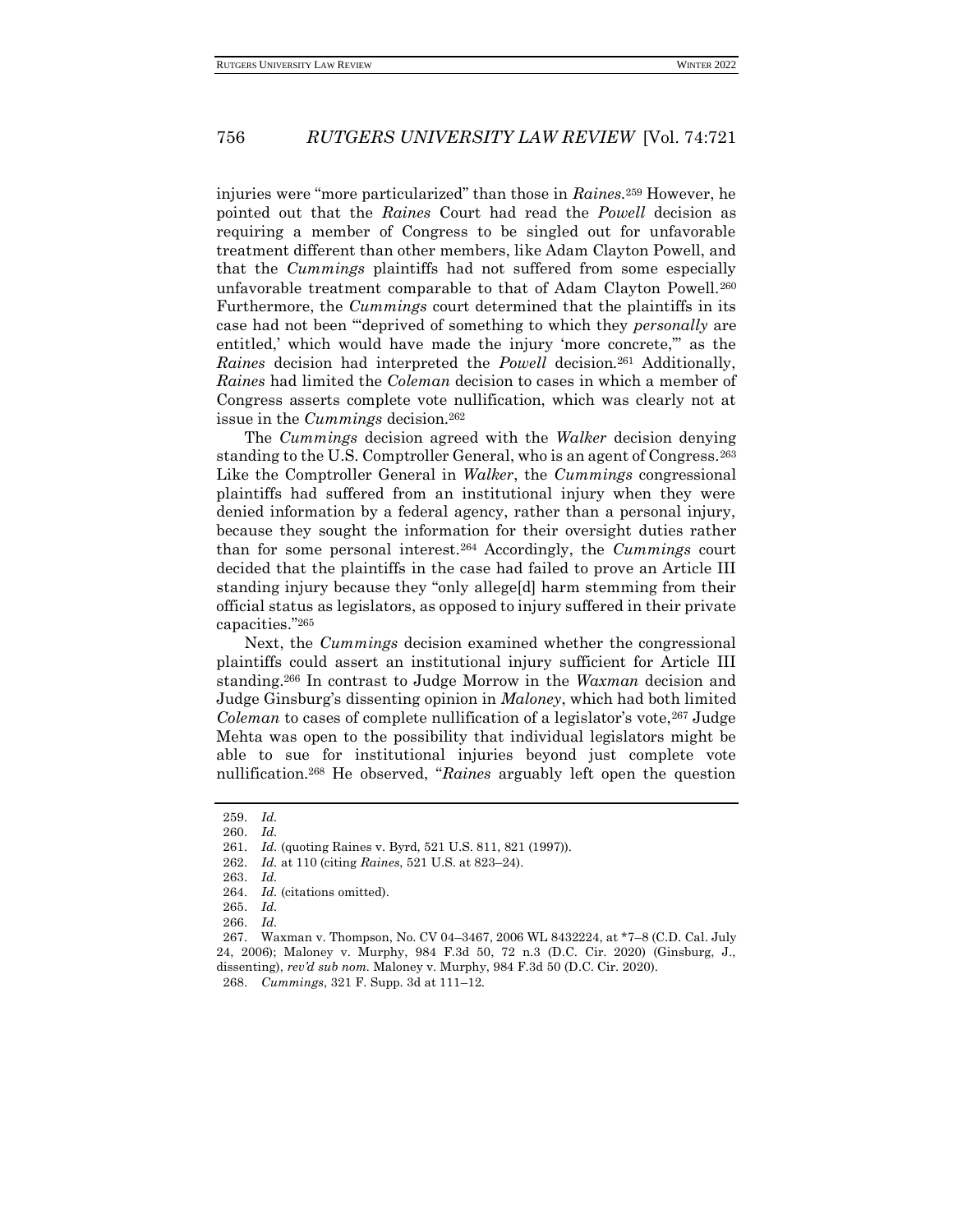injuries were "more particularized" than those in *Raines*.[259] However, he pointed out that the *Raines* Court had read the *Powell* decision as requiring a member of Congress to be singled out for unfavorable treatment different than other members, like Adam Clayton Powell, and that the *Cummings* plaintiffs had not suffered from some especially unfavorable treatment comparable to that of Adam Clayton Powell.[260] Furthermore, the *Cummings* court determined that the plaintiffs in its case had not been "'deprived of something to which they *personally* are entitled,' which would have made the injury 'more concrete,'" as the *Raines* decision had interpreted the *Powell* decision.[261] Additionally, *Raines* had limited the *Coleman* decision to cases in which a member of Congress asserts complete vote nullification, which was clearly not at issue in the *Cummings* decision.[262]

The *Cummings* decision agreed with the *Walker* decision denying standing to the U.S. Comptroller General, who is an agent of Congress.[263] Like the Comptroller General in *Walker*, the *Cummings* congressional plaintiffs had suffered from an institutional injury when they were denied information by a federal agency, rather than a personal injury, because they sought the information for their oversight duties rather than for some personal interest.[264] Accordingly, the *Cummings* court decided that the plaintiffs in the case had failed to prove an Article III standing injury because they "only allege[d] harm stemming from their official status as legislators, as opposed to injury suffered in their private capacities."[265]

Next, the *Cummings* decision examined whether the congressional plaintiffs could assert an institutional injury sufficient for Article III standing.[266] In contrast to Judge Morrow in the *Waxman* decision and Judge Ginsburg's dissenting opinion in *Maloney*, which had both limited *Coleman* to cases of complete nullification of a legislator's vote,[267] Judge Mehta was open to the possibility that individual legislators might be able to sue for institutional injuries beyond just complete vote nullification.[268] He observed, "*Raines* arguably left open the question

---

259. *Id.*

260. *Id.*

261. *Id.* (quoting Raines v. Byrd, 521 U.S. 811, 821 (1997)).

262. *Id.* at 110 (citing *Raines*, 521 U.S. at 823–24).

263. *Id.*

264. *Id.* (citations omitted).

265. *Id.*

266. *Id.*

267. Waxman v. Thompson, No. CV 04–3467, 2006 WL 8432224, at \*7–8 (C.D. Cal. July 24, 2006); Maloney v. Murphy, 984 F.3d 50, 72 n.3 (D.C. Cir. 2020) (Ginsburg, J., dissenting), *rev'd sub nom.* Maloney v. Murphy, 984 F.3d 50 (D.C. Cir. 2020).

268. *Cummings*, 321 F. Supp. 3d at 111–12.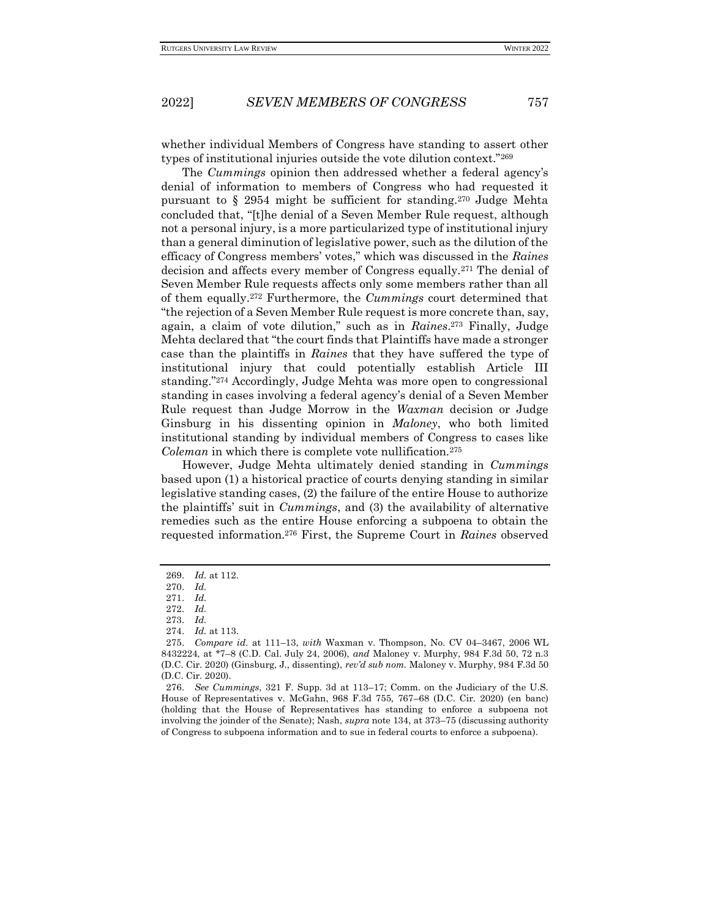whether individual Members of Congress have standing to assert other types of institutional injuries outside the vote dilution context."[269]

The *Cummings* opinion then addressed whether a federal agency's denial of information to members of Congress who had requested it pursuant to § 2954 might be sufficient for standing.[270] Judge Mehta concluded that, "[t]he denial of a Seven Member Rule request, although not a personal injury, is a more particularized type of institutional injury than a general diminution of legislative power, such as the dilution of the efficacy of Congress members' votes," which was discussed in the *Raines* decision and affects every member of Congress equally.[271] The denial of Seven Member Rule requests affects only some members rather than all of them equally.[272] Furthermore, the *Cummings* court determined that "the rejection of a Seven Member Rule request is more concrete than, say, again, a claim of vote dilution," such as in *Raines*.[273] Finally, Judge Mehta declared that "the court finds that Plaintiffs have made a stronger case than the plaintiffs in *Raines* that they have suffered the type of institutional injury that could potentially establish Article III standing."[274] Accordingly, Judge Mehta was more open to congressional standing in cases involving a federal agency's denial of a Seven Member Rule request than Judge Morrow in the *Waxman* decision or Judge Ginsburg in his dissenting opinion in *Maloney*, who both limited institutional standing by individual members of Congress to cases like *Coleman* in which there is complete vote nullification.[275]

However, Judge Mehta ultimately denied standing in *Cummings* based upon (1) a historical practice of courts denying standing in similar legislative standing cases, (2) the failure of the entire House to authorize the plaintiffs' suit in *Cummings*, and (3) the availability of alternative remedies such as the entire House enforcing a subpoena to obtain the requested information.[276] First, the Supreme Court in *Raines* observed

---

269. *Id.* at 112.

270. *Id.*

271. *Id.*

272. *Id.*

273. *Id.*

274. *Id.* at 113.

275. *Compare id.* at 111–13, *with* Waxman v. Thompson, No. CV 04–3467, 2006 WL 8432224, at *7–8 (C.D. Cal. July 24, 2006), *and* Maloney v. Murphy, 984 F.3d 50, 72 n.3 (D.C. Cir. 2020) (Ginsburg, J., dissenting), *rev'd sub nom.* Maloney v. Murphy, 984 F.3d 50 (D.C. Cir. 2020).

276. *See Cummings*, 321 F. Supp. 3d at 113–17; Comm. on the Judiciary of the U.S. House of Representatives v. McGahn, 968 F.3d 755, 767–68 (D.C. Cir. 2020) (en banc) (holding that the House of Representatives has standing to enforce a subpoena not involving the joinder of the Senate); Nash, *supra* note 134, at 373–75 (discussing authority of Congress to subpoena information and to sue in federal courts to enforce a subpoena).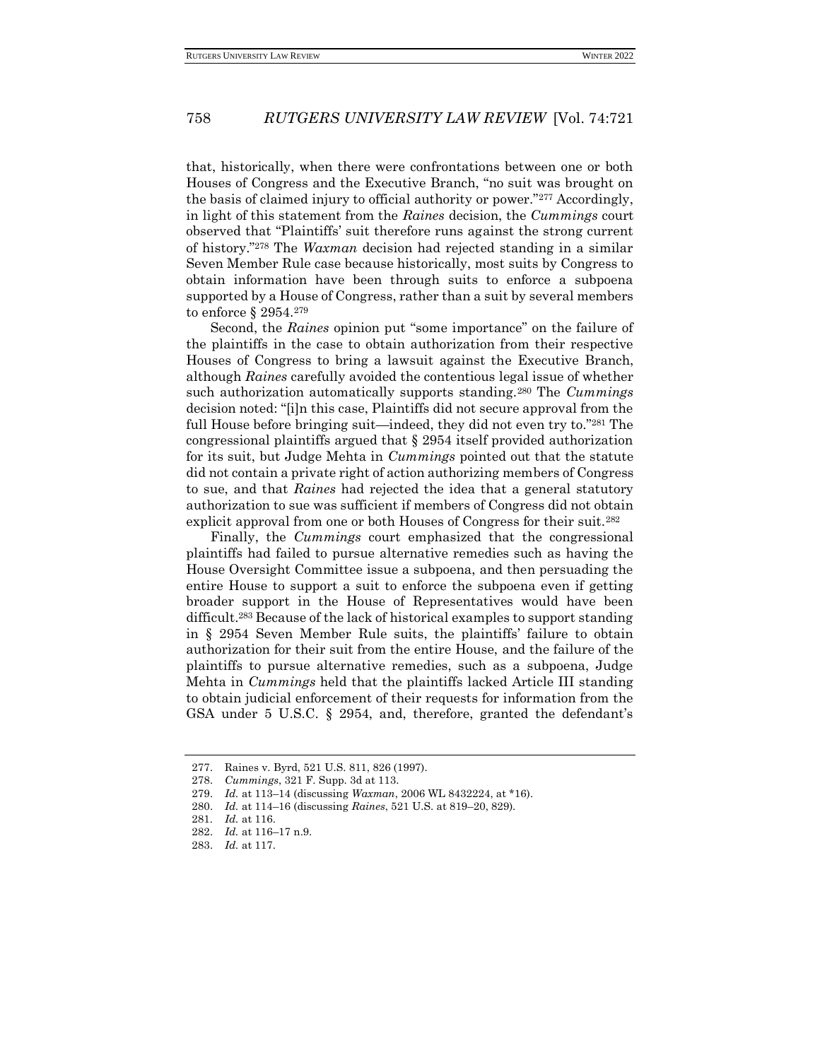that, historically, when there were confrontations between one or both Houses of Congress and the Executive Branch, "no suit was brought on the basis of claimed injury to official authority or power."[277] Accordingly, in light of this statement from the *Raines* decision, the *Cummings* court observed that "Plaintiffs' suit therefore runs against the strong current of history."[278] The *Waxman* decision had rejected standing in a similar Seven Member Rule case because historically, most suits by Congress to obtain information have been through suits to enforce a subpoena supported by a House of Congress, rather than a suit by several members to enforce § 2954.[279]

Second, the *Raines* opinion put "some importance" on the failure of the plaintiffs in the case to obtain authorization from their respective Houses of Congress to bring a lawsuit against the Executive Branch, although *Raines* carefully avoided the contentious legal issue of whether such authorization automatically supports standing.[280] The *Cummings* decision noted: "[i]n this case, Plaintiffs did not secure approval from the full House before bringing suit—indeed, they did not even try to."[281] The congressional plaintiffs argued that § 2954 itself provided authorization for its suit, but Judge Mehta in *Cummings* pointed out that the statute did not contain a private right of action authorizing members of Congress to sue, and that *Raines* had rejected the idea that a general statutory authorization to sue was sufficient if members of Congress did not obtain explicit approval from one or both Houses of Congress for their suit.[282]

Finally, the *Cummings* court emphasized that the congressional plaintiffs had failed to pursue alternative remedies such as having the House Oversight Committee issue a subpoena, and then persuading the entire House to support a suit to enforce the subpoena even if getting broader support in the House of Representatives would have been difficult.[283] Because of the lack of historical examples to support standing in § 2954 Seven Member Rule suits, the plaintiffs' failure to obtain authorization for their suit from the entire House, and the failure of the plaintiffs to pursue alternative remedies, such as a subpoena, Judge Mehta in *Cummings* held that the plaintiffs lacked Article III standing to obtain judicial enforcement of their requests for information from the GSA under 5 U.S.C. § 2954, and, therefore, granted the defendant's

---

277. Raines v. Byrd, 521 U.S. 811, 826 (1997).

278. *Cummings*, 321 F. Supp. 3d at 113.

279. *Id.* at 113–14 (discussing *Waxman*, 2006 WL 8432224, at *16).

280. *Id.* at 114–16 (discussing *Raines*, 521 U.S. at 819–20, 829).

281. *Id.* at 116.

282. *Id.* at 116–17 n.9.

283. *Id.* at 117.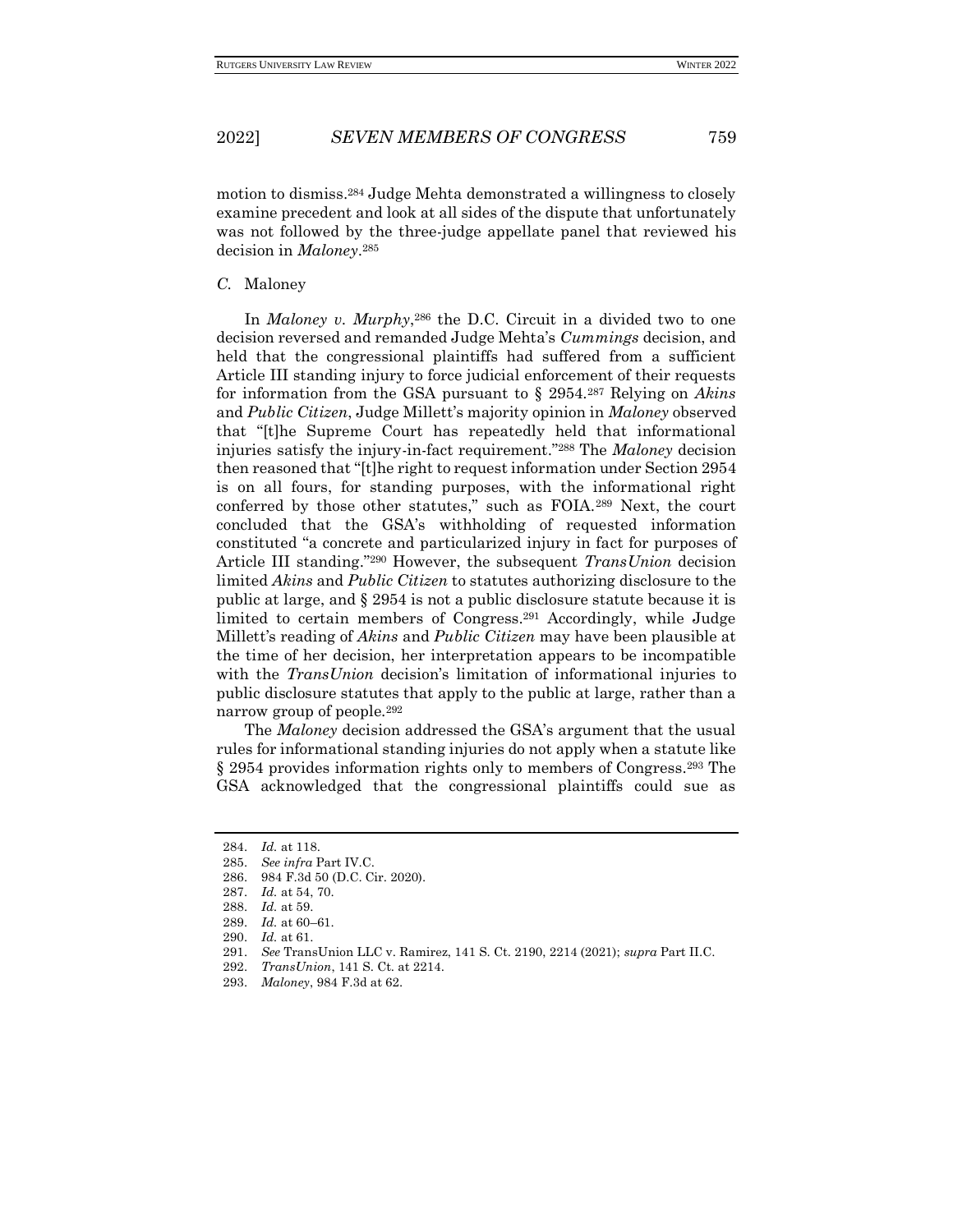motion to dismiss.[284] Judge Mehta demonstrated a willingness to closely examine precedent and look at all sides of the dispute that unfortunately was not followed by the three-judge appellate panel that reviewed his decision in *Maloney*.[285]

### *C.* Maloney

In *Maloney v. Murphy*,[286] the D.C. Circuit in a divided two to one decision reversed and remanded Judge Mehta's *Cummings* decision, and held that the congressional plaintiffs had suffered from a sufficient Article III standing injury to force judicial enforcement of their requests for information from the GSA pursuant to § 2954.[287] Relying on *Akins* and *Public Citizen*, Judge Millett's majority opinion in *Maloney* observed that "[t]he Supreme Court has repeatedly held that informational injuries satisfy the injury-in-fact requirement."[288] The *Maloney* decision then reasoned that "[t]he right to request information under Section 2954 is on all fours, for standing purposes, with the informational right conferred by those other statutes," such as FOIA.[289] Next, the court concluded that the GSA's withholding of requested information constituted "a concrete and particularized injury in fact for purposes of Article III standing."[290] However, the subsequent *TransUnion* decision limited *Akins* and *Public Citizen* to statutes authorizing disclosure to the public at large, and § 2954 is not a public disclosure statute because it is limited to certain members of Congress.[291] Accordingly, while Judge Millett's reading of *Akins* and *Public Citizen* may have been plausible at the time of her decision, her interpretation appears to be incompatible with the *TransUnion* decision's limitation of informational injuries to public disclosure statutes that apply to the public at large, rather than a narrow group of people.[292]

The *Maloney* decision addressed the GSA's argument that the usual rules for informational standing injuries do not apply when a statute like § 2954 provides information rights only to members of Congress.[293] The GSA acknowledged that the congressional plaintiffs could sue as

---

284. *Id.* at 118.
285. *See infra* Part IV.C.
286. 984 F.3d 50 (D.C. Cir. 2020).
287. *Id.* at 54, 70.
288. *Id.* at 59.
289. *Id.* at 60–61.
290. *Id.* at 61.
291. *See* TransUnion LLC v. Ramirez, 141 S. Ct. 2190, 2214 (2021); *supra* Part II.C.
292. *TransUnion*, 141 S. Ct. at 2214.
293. *Maloney*, 984 F.3d at 62.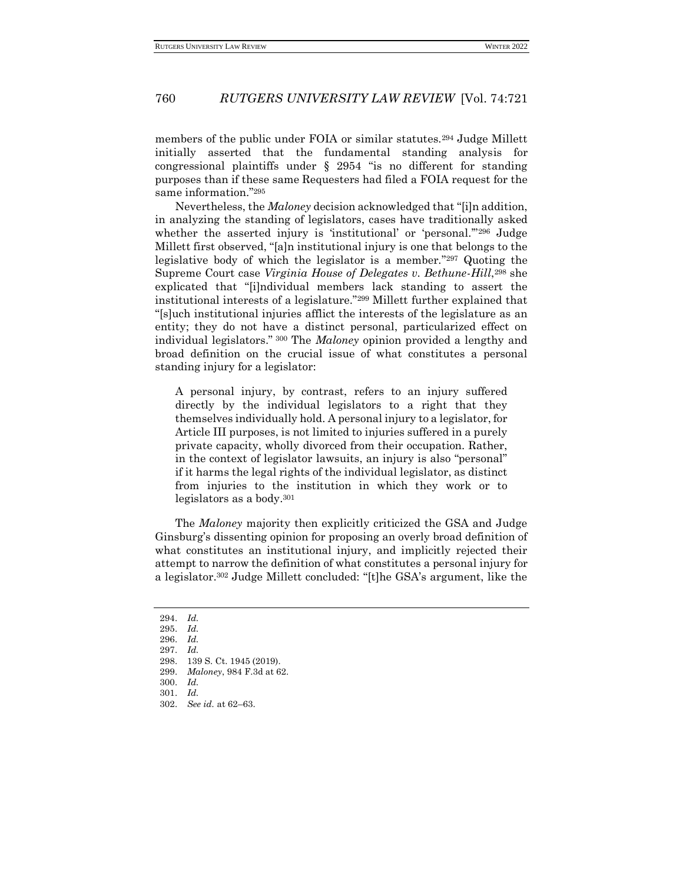members of the public under FOIA or similar statutes.[294] Judge Millett initially asserted that the fundamental standing analysis for congressional plaintiffs under § 2954 "is no different for standing purposes than if these same Requesters had filed a FOIA request for the same information."[295]

Nevertheless, the *Maloney* decision acknowledged that "[i]n addition, in analyzing the standing of legislators, cases have traditionally asked whether the asserted injury is 'institutional' or 'personal.'"[296] Judge Millett first observed, "[a]n institutional injury is one that belongs to the legislative body of which the legislator is a member."[297] Quoting the Supreme Court case *Virginia House of Delegates v. Bethune-Hill*,[298] she explicated that "[i]ndividual members lack standing to assert the institutional interests of a legislature."[299] Millett further explained that "[s]uch institutional injuries afflict the interests of the legislature as an entity; they do not have a distinct personal, particularized effect on individual legislators."[300] The *Maloney* opinion provided a lengthy and broad definition on the crucial issue of what constitutes a personal standing injury for a legislator:

> A personal injury, by contrast, refers to an injury suffered directly by the individual legislators to a right that they themselves individually hold. A personal injury to a legislator, for Article III purposes, is not limited to injuries suffered in a purely private capacity, wholly divorced from their occupation. Rather, in the context of legislator lawsuits, an injury is also "personal" if it harms the legal rights of the individual legislator, as distinct from injuries to the institution in which they work or to legislators as a body.[301]

The *Maloney* majority then explicitly criticized the GSA and Judge Ginsburg's dissenting opinion for proposing an overly broad definition of what constitutes an institutional injury, and implicitly rejected their attempt to narrow the definition of what constitutes a personal injury for a legislator.[302] Judge Millett concluded: "[t]he GSA's argument, like the

---

294. *Id.*
295. *Id.*
296. *Id.*
297. *Id.*
298. 139 S. Ct. 1945 (2019).
299. *Maloney*, 984 F.3d at 62.
300. *Id.*
301. *Id.*
302. *See id.* at 62–63.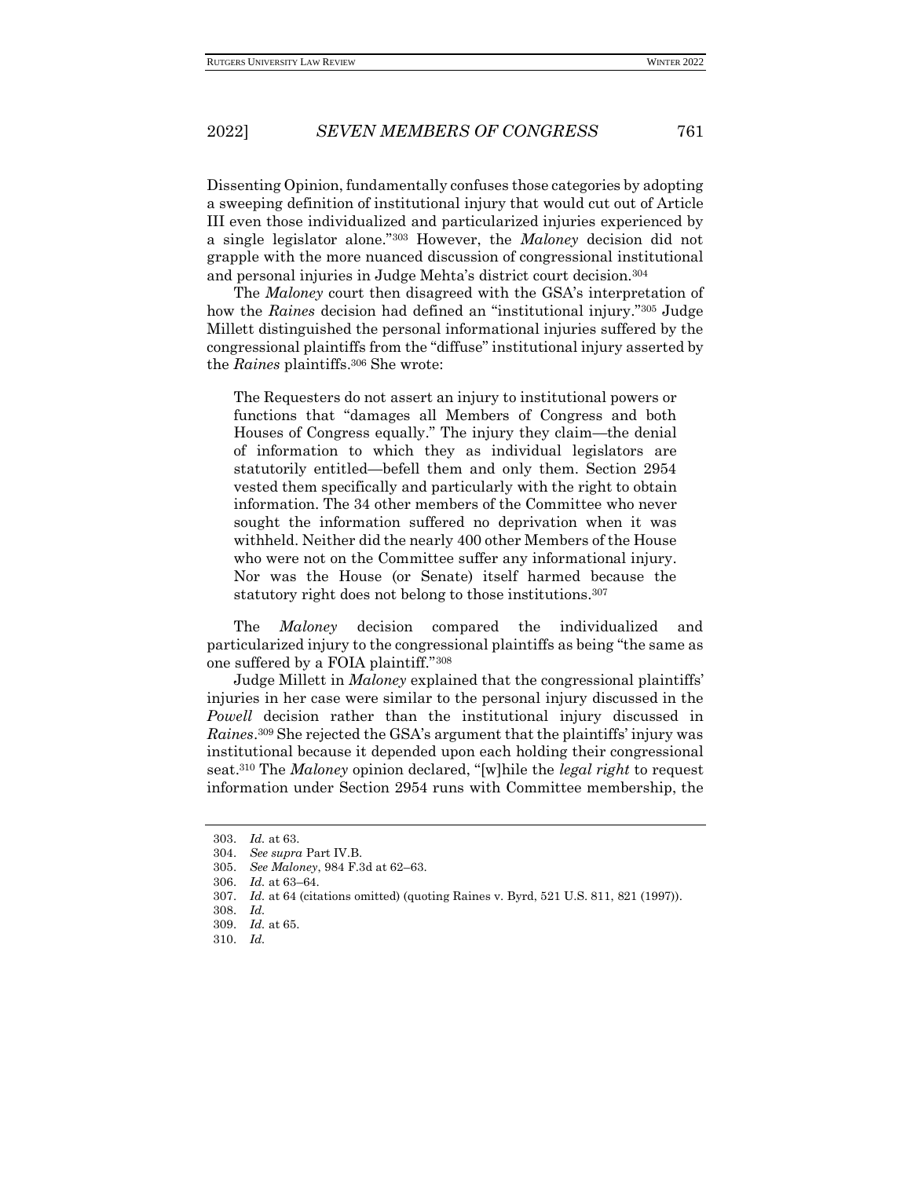Dissenting Opinion, fundamentally confuses those categories by adopting a sweeping definition of institutional injury that would cut out of Article III even those individualized and particularized injuries experienced by a single legislator alone."[303] However, the *Maloney* decision did not grapple with the more nuanced discussion of congressional institutional and personal injuries in Judge Mehta's district court decision.[304]

The *Maloney* court then disagreed with the GSA's interpretation of how the *Raines* decision had defined an "institutional injury."[305] Judge Millett distinguished the personal informational injuries suffered by the congressional plaintiffs from the "diffuse" institutional injury asserted by the *Raines* plaintiffs.[306] She wrote:

> The Requesters do not assert an injury to institutional powers or functions that "damages all Members of Congress and both Houses of Congress equally." The injury they claim—the denial of information to which they as individual legislators are statutorily entitled—befell them and only them. Section 2954 vested them specifically and particularly with the right to obtain information. The 34 other members of the Committee who never sought the information suffered no deprivation when it was withheld. Neither did the nearly 400 other Members of the House who were not on the Committee suffer any informational injury. Nor was the House (or Senate) itself harmed because the statutory right does not belong to those institutions.[307]

The *Maloney* decision compared the individualized and particularized injury to the congressional plaintiffs as being "the same as one suffered by a FOIA plaintiff."[308]

Judge Millett in *Maloney* explained that the congressional plaintiffs' injuries in her case were similar to the personal injury discussed in the *Powell* decision rather than the institutional injury discussed in *Raines*.[309] She rejected the GSA's argument that the plaintiffs' injury was institutional because it depended upon each holding their congressional seat.[310] The *Maloney* opinion declared, "[w]hile the *legal right* to request information under Section 2954 runs with Committee membership, the

---

303. *Id.* at 63.
304. *See supra* Part IV.B.
305. *See Maloney*, 984 F.3d at 62–63.
306. *Id.* at 63–64.
307. *Id.* at 64 (citations omitted) (quoting Raines v. Byrd, 521 U.S. 811, 821 (1997)).
308. *Id.*
309. *Id.* at 65.
310. *Id.*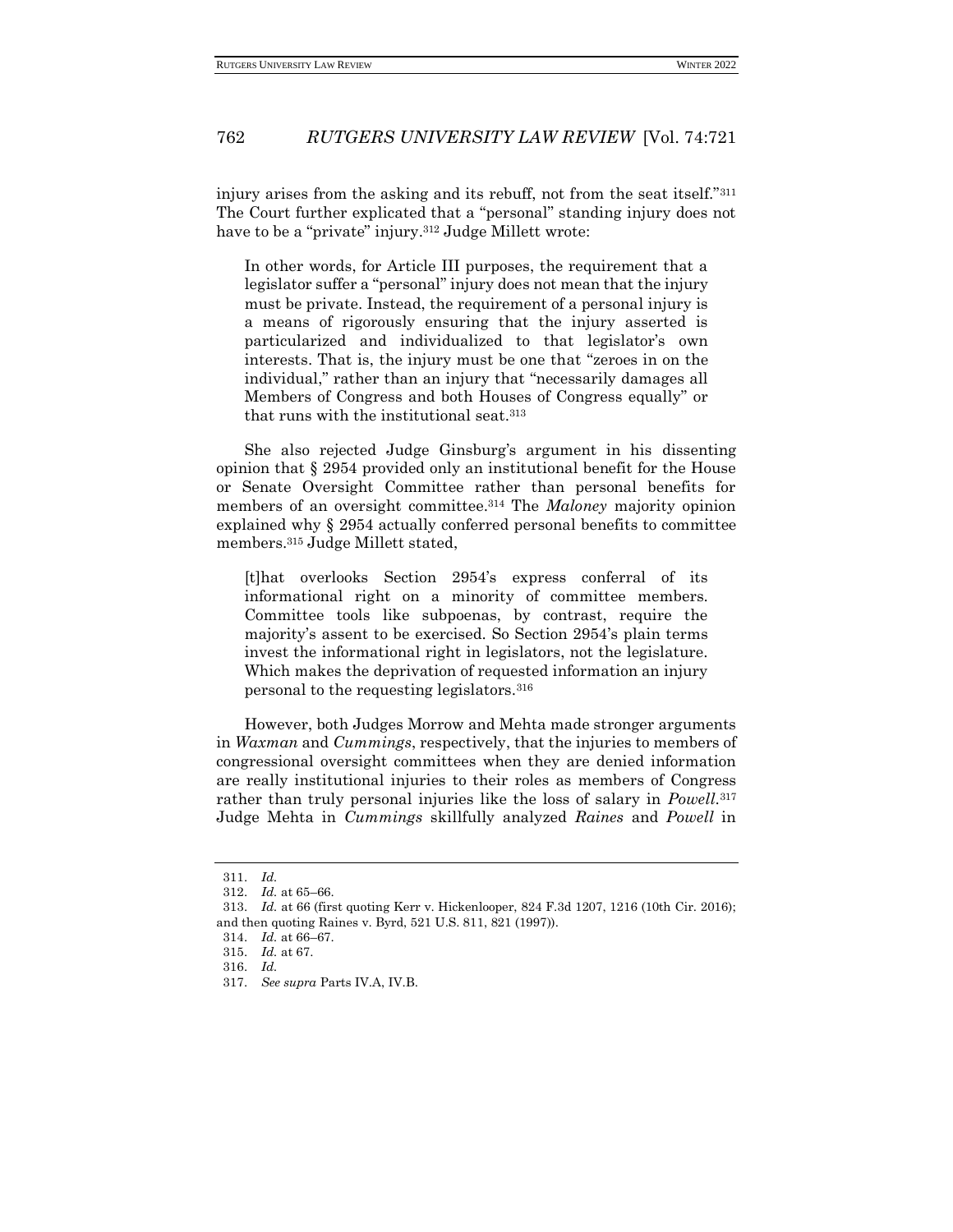injury arises from the asking and its rebuff, not from the seat itself."[311] The Court further explicated that a "personal" standing injury does not have to be a "private" injury.[312] Judge Millett wrote:

> In other words, for Article III purposes, the requirement that a legislator suffer a "personal" injury does not mean that the injury must be private. Instead, the requirement of a personal injury is a means of rigorously ensuring that the injury asserted is particularized and individualized to that legislator's own interests. That is, the injury must be one that "zeroes in on the individual," rather than an injury that "necessarily damages all Members of Congress and both Houses of Congress equally" or that runs with the institutional seat.[313]

She also rejected Judge Ginsburg's argument in his dissenting opinion that § 2954 provided only an institutional benefit for the House or Senate Oversight Committee rather than personal benefits for members of an oversight committee.[314] The *Maloney* majority opinion explained why § 2954 actually conferred personal benefits to committee members.[315] Judge Millett stated,

> [t]hat overlooks Section 2954's express conferral of its informational right on a minority of committee members. Committee tools like subpoenas, by contrast, require the majority's assent to be exercised. So Section 2954's plain terms invest the informational right in legislators, not the legislature. Which makes the deprivation of requested information an injury personal to the requesting legislators.[316]

However, both Judges Morrow and Mehta made stronger arguments in *Waxman* and *Cummings*, respectively, that the injuries to members of congressional oversight committees when they are denied information are really institutional injuries to their roles as members of Congress rather than truly personal injuries like the loss of salary in *Powell*.[317] Judge Mehta in *Cummings* skillfully analyzed *Raines* and *Powell* in

---

311. *Id.*

312. *Id.* at 65–66.

313. *Id.* at 66 (first quoting Kerr v. Hickenlooper, 824 F.3d 1207, 1216 (10th Cir. 2016); and then quoting Raines v. Byrd, 521 U.S. 811, 821 (1997)).

314. *Id.* at 66–67.

315. *Id.* at 67.

316. *Id.*

317. *See supra* Parts IV.A, IV.B.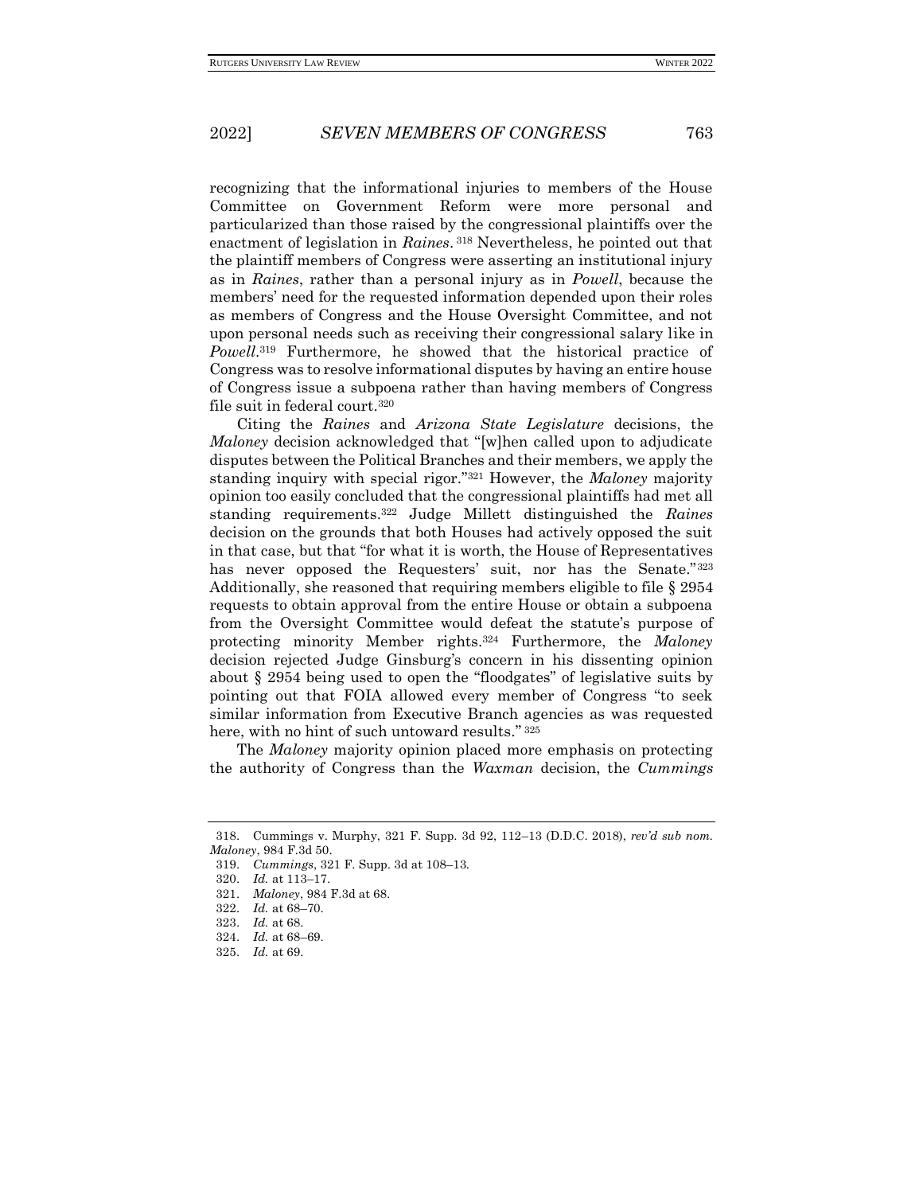recognizing that the informational injuries to members of the House Committee on Government Reform were more personal and particularized than those raised by the congressional plaintiffs over the enactment of legislation in *Raines*.[318] Nevertheless, he pointed out that the plaintiff members of Congress were asserting an institutional injury as in *Raines*, rather than a personal injury as in *Powell*, because the members' need for the requested information depended upon their roles as members of Congress and the House Oversight Committee, and not upon personal needs such as receiving their congressional salary like in *Powell*.[319] Furthermore, he showed that the historical practice of Congress was to resolve informational disputes by having an entire house of Congress issue a subpoena rather than having members of Congress file suit in federal court.[320]

Citing the *Raines* and *Arizona State Legislature* decisions, the *Maloney* decision acknowledged that "[w]hen called upon to adjudicate disputes between the Political Branches and their members, we apply the standing inquiry with special rigor."[321] However, the *Maloney* majority opinion too easily concluded that the congressional plaintiffs had met all standing requirements.[322] Judge Millett distinguished the *Raines* decision on the grounds that both Houses had actively opposed the suit in that case, but that "for what it is worth, the House of Representatives has never opposed the Requesters' suit, nor has the Senate."[323] Additionally, she reasoned that requiring members eligible to file § 2954 requests to obtain approval from the entire House or obtain a subpoena from the Oversight Committee would defeat the statute's purpose of protecting minority Member rights.[324] Furthermore, the *Maloney* decision rejected Judge Ginsburg's concern in his dissenting opinion about § 2954 being used to open the "floodgates" of legislative suits by pointing out that FOIA allowed every member of Congress "to seek similar information from Executive Branch agencies as was requested here, with no hint of such untoward results."[325]

The *Maloney* majority opinion placed more emphasis on protecting the authority of Congress than the *Waxman* decision, the *Cummings*

---

318. Cummings v. Murphy, 321 F. Supp. 3d 92, 112–13 (D.D.C. 2018), *rev'd sub nom. Maloney*, 984 F.3d 50.

319. *Cummings*, 321 F. Supp. 3d at 108–13.

320. *Id.* at 113–17.

321. *Maloney*, 984 F.3d at 68.

322. *Id.* at 68–70.

323. *Id.* at 68.

324. *Id.* at 68–69.

325. *Id.* at 69.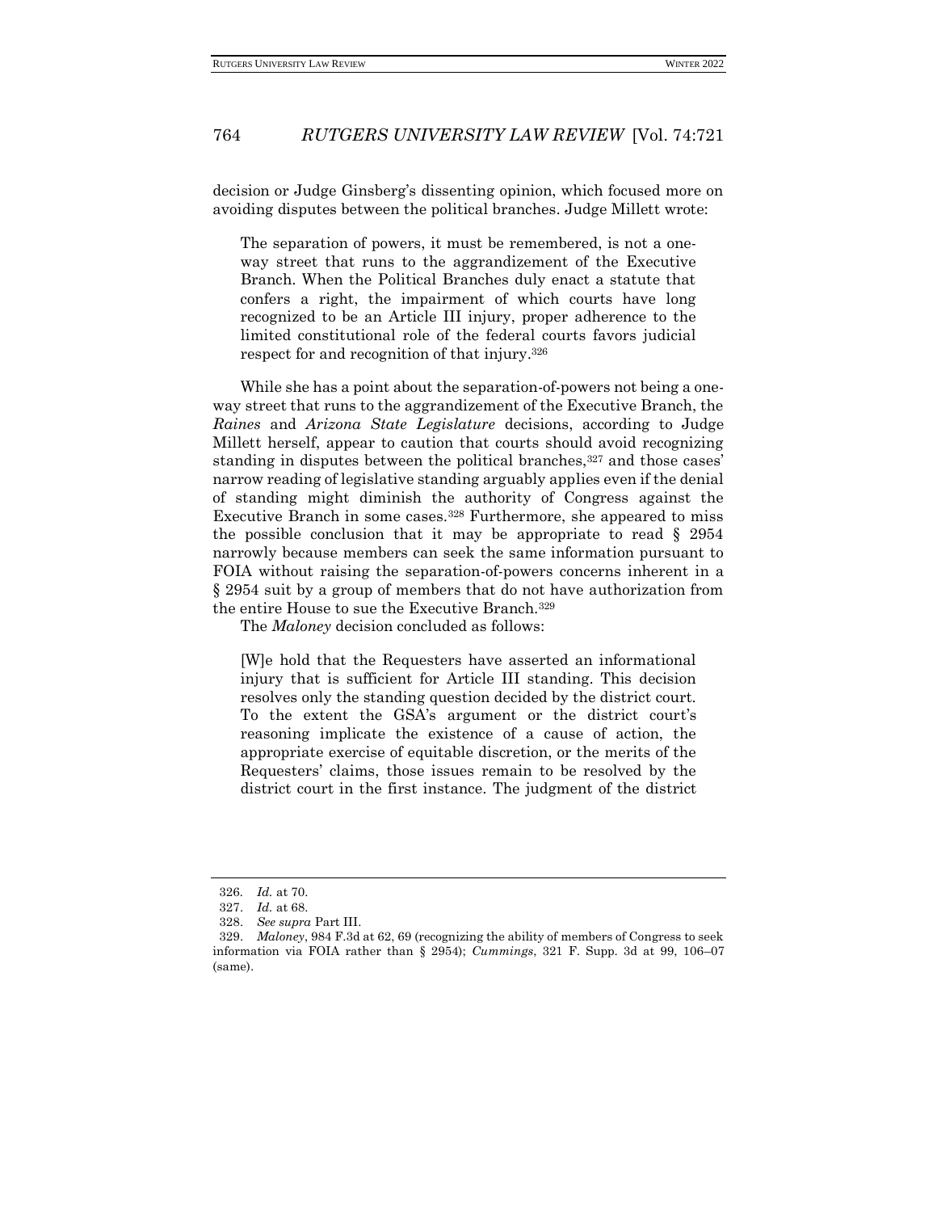decision or Judge Ginsberg's dissenting opinion, which focused more on avoiding disputes between the political branches. Judge Millett wrote:

> The separation of powers, it must be remembered, is not a one-way street that runs to the aggrandizement of the Executive Branch. When the Political Branches duly enact a statute that confers a right, the impairment of which courts have long recognized to be an Article III injury, proper adherence to the limited constitutional role of the federal courts favors judicial respect for and recognition of that injury.[326]

While she has a point about the separation-of-powers not being a one-way street that runs to the aggrandizement of the Executive Branch, the *Raines* and *Arizona State Legislature* decisions, according to Judge Millett herself, appear to caution that courts should avoid recognizing standing in disputes between the political branches,[327] and those cases' narrow reading of legislative standing arguably applies even if the denial of standing might diminish the authority of Congress against the Executive Branch in some cases.[328] Furthermore, she appeared to miss the possible conclusion that it may be appropriate to read § 2954 narrowly because members can seek the same information pursuant to FOIA without raising the separation-of-powers concerns inherent in a § 2954 suit by a group of members that do not have authorization from the entire House to sue the Executive Branch.[329]

The *Maloney* decision concluded as follows:

> [W]e hold that the Requesters have asserted an informational injury that is sufficient for Article III standing. This decision resolves only the standing question decided by the district court. To the extent the GSA's argument or the district court's reasoning implicate the existence of a cause of action, the appropriate exercise of equitable discretion, or the merits of the Requesters' claims, those issues remain to be resolved by the district court in the first instance. The judgment of the district

---

326. *Id.* at 70.

327. *Id.* at 68.

328. *See supra* Part III.

329. *Maloney*, 984 F.3d at 62, 69 (recognizing the ability of members of Congress to seek information via FOIA rather than § 2954); *Cummings*, 321 F. Supp. 3d at 99, 106–07 (same).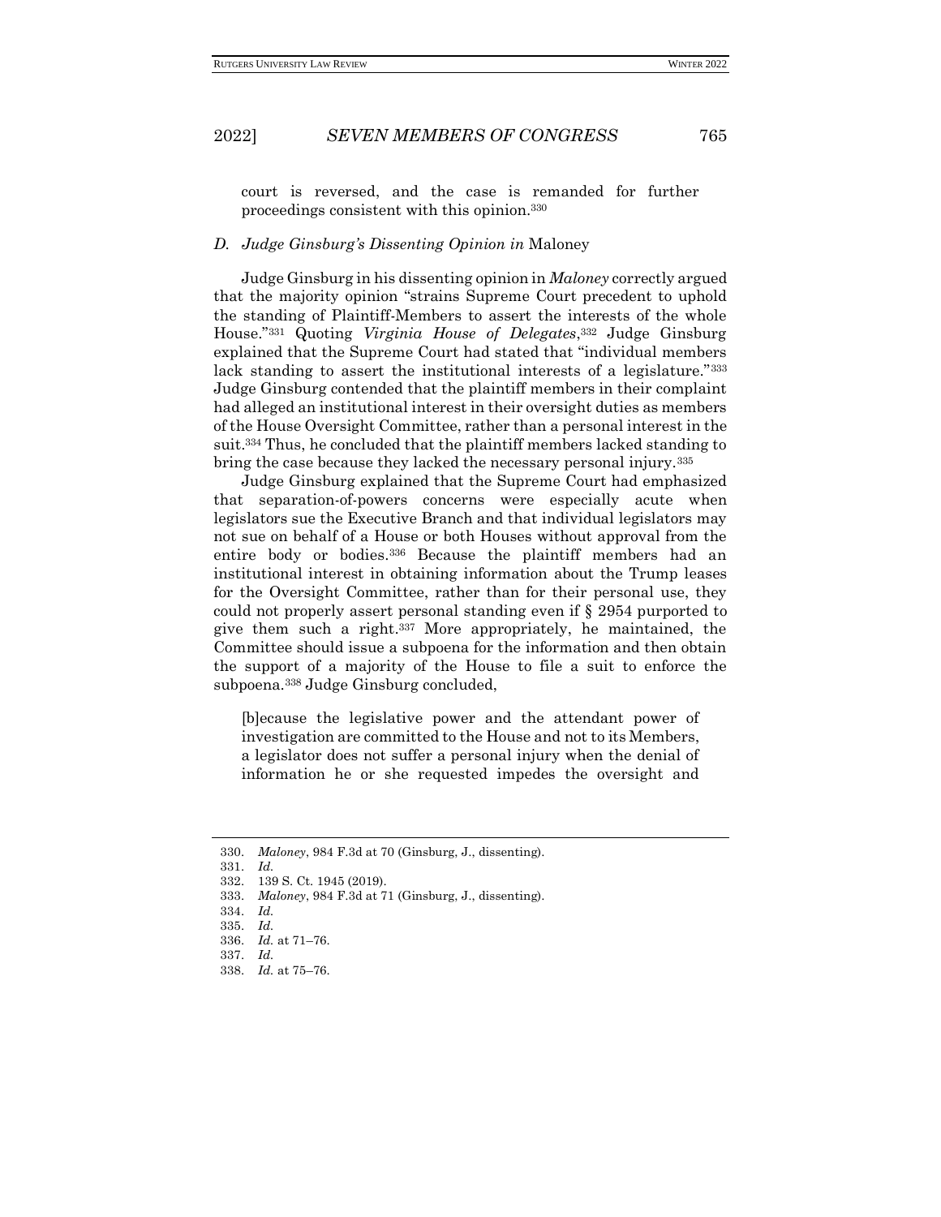court is reversed, and the case is remanded for further proceedings consistent with this opinion.[330]

### D. *Judge Ginsburg's Dissenting Opinion in* Maloney

Judge Ginsburg in his dissenting opinion in *Maloney* correctly argued that the majority opinion "strains Supreme Court precedent to uphold the standing of Plaintiff-Members to assert the interests of the whole House."[331] Quoting *Virginia House of Delegates*,[332] Judge Ginsburg explained that the Supreme Court had stated that "individual members lack standing to assert the institutional interests of a legislature."[333] Judge Ginsburg contended that the plaintiff members in their complaint had alleged an institutional interest in their oversight duties as members of the House Oversight Committee, rather than a personal interest in the suit.[334] Thus, he concluded that the plaintiff members lacked standing to bring the case because they lacked the necessary personal injury.[335]

Judge Ginsburg explained that the Supreme Court had emphasized that separation-of-powers concerns were especially acute when legislators sue the Executive Branch and that individual legislators may not sue on behalf of a House or both Houses without approval from the entire body or bodies.[336] Because the plaintiff members had an institutional interest in obtaining information about the Trump leases for the Oversight Committee, rather than for their personal use, they could not properly assert personal standing even if § 2954 purported to give them such a right.[337] More appropriately, he maintained, the Committee should issue a subpoena for the information and then obtain the support of a majority of the House to file a suit to enforce the subpoena.[338] Judge Ginsburg concluded,

> [b]ecause the legislative power and the attendant power of investigation are committed to the House and not to its Members, a legislator does not suffer a personal injury when the denial of information he or she requested impedes the oversight and

---

330. *Maloney*, 984 F.3d at 70 (Ginsburg, J., dissenting).
331. *Id.*
332. 139 S. Ct. 1945 (2019).
333. *Maloney*, 984 F.3d at 71 (Ginsburg, J., dissenting).
334. *Id.*
335. *Id.*
336. *Id.* at 71–76.
337. *Id.*
338. *Id.* at 75–76.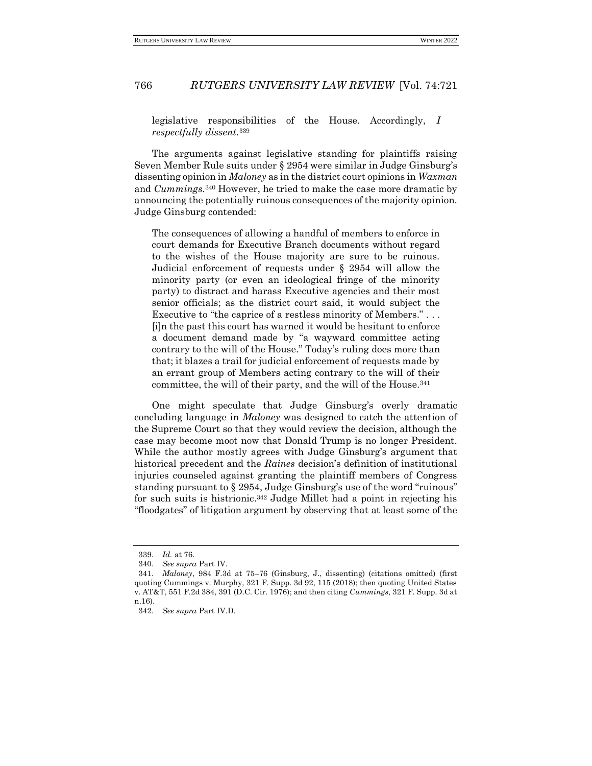legislative responsibilities of the House. Accordingly, *I respectfully dissent*.[339]

The arguments against legislative standing for plaintiffs raising Seven Member Rule suits under § 2954 were similar in Judge Ginsburg's dissenting opinion in *Maloney* as in the district court opinions in *Waxman* and *Cummings*.[340] However, he tried to make the case more dramatic by announcing the potentially ruinous consequences of the majority opinion. Judge Ginsburg contended:

> The consequences of allowing a handful of members to enforce in court demands for Executive Branch documents without regard to the wishes of the House majority are sure to be ruinous. Judicial enforcement of requests under § 2954 will allow the minority party (or even an ideological fringe of the minority party) to distract and harass Executive agencies and their most senior officials; as the district court said, it would subject the Executive to "the caprice of a restless minority of Members." . . . [i]n the past this court has warned it would be hesitant to enforce a document demand made by "a wayward committee acting contrary to the will of the House." Today's ruling does more than that; it blazes a trail for judicial enforcement of requests made by an errant group of Members acting contrary to the will of their committee, the will of their party, and the will of the House.[341]

One might speculate that Judge Ginsburg's overly dramatic concluding language in *Maloney* was designed to catch the attention of the Supreme Court so that they would review the decision, although the case may become moot now that Donald Trump is no longer President. While the author mostly agrees with Judge Ginsburg's argument that historical precedent and the *Raines* decision's definition of institutional injuries counseled against granting the plaintiff members of Congress standing pursuant to § 2954, Judge Ginsburg's use of the word "ruinous" for such suits is histrionic.[342] Judge Millet had a point in rejecting his "floodgates" of litigation argument by observing that at least some of the

---

339. *Id.* at 76.

340. *See supra* Part IV.

341. *Maloney*, 984 F.3d at 75–76 (Ginsburg, J., dissenting) (citations omitted) (first quoting Cummings v. Murphy, 321 F. Supp. 3d 92, 115 (2018); then quoting United States v. AT&T, 551 F.2d 384, 391 (D.C. Cir. 1976); and then citing *Cummings*, 321 F. Supp. 3d at n.16).

342. *See supra* Part IV.D.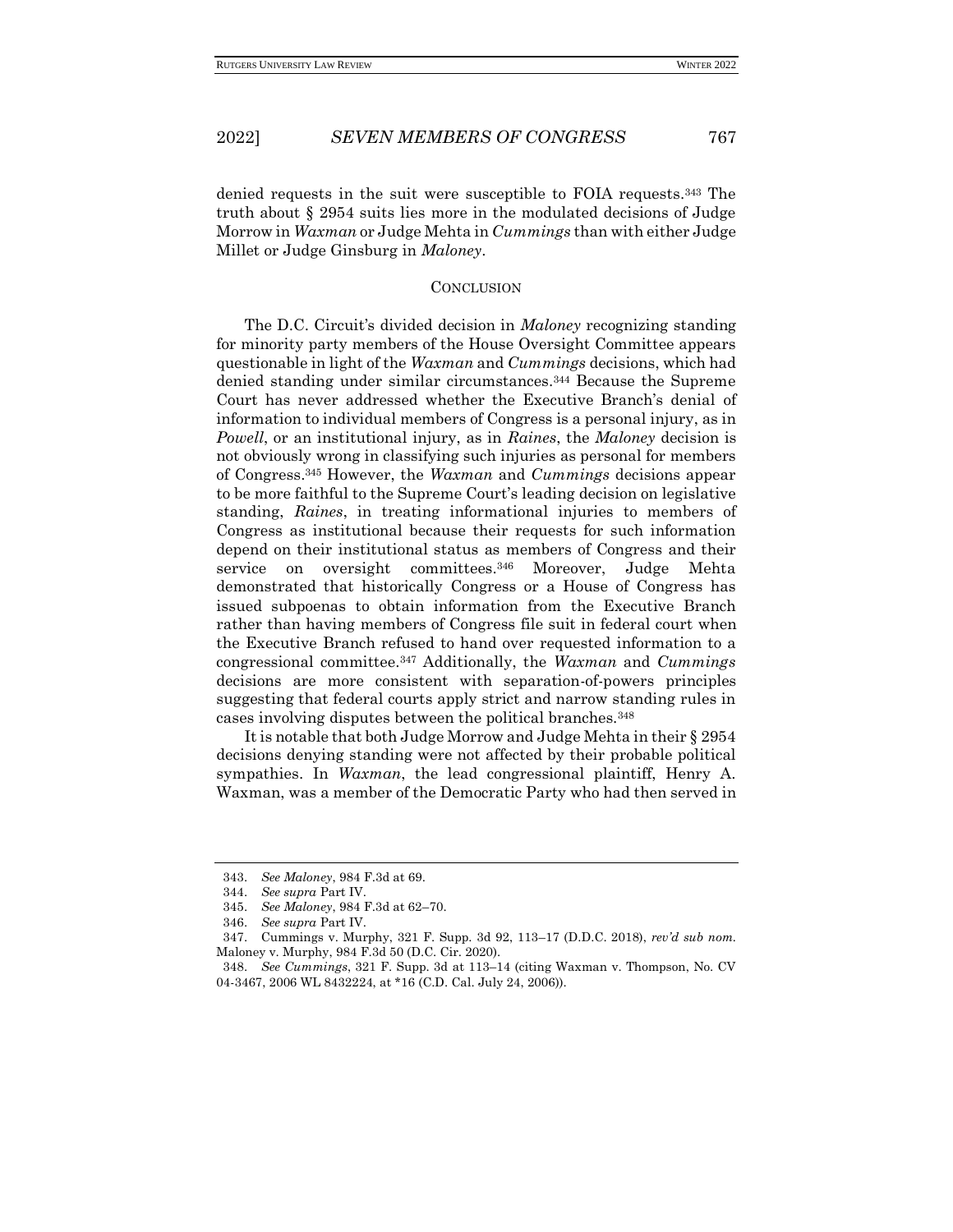denied requests in the suit were susceptible to FOIA requests.[343] The truth about § 2954 suits lies more in the modulated decisions of Judge Morrow in *Waxman* or Judge Mehta in *Cummings* than with either Judge Millet or Judge Ginsburg in *Maloney*.

## CONCLUSION

The D.C. Circuit's divided decision in *Maloney* recognizing standing for minority party members of the House Oversight Committee appears questionable in light of the *Waxman* and *Cummings* decisions, which had denied standing under similar circumstances.[344] Because the Supreme Court has never addressed whether the Executive Branch's denial of information to individual members of Congress is a personal injury, as in *Powell*, or an institutional injury, as in *Raines*, the *Maloney* decision is not obviously wrong in classifying such injuries as personal for members of Congress.[345] However, the *Waxman* and *Cummings* decisions appear to be more faithful to the Supreme Court's leading decision on legislative standing, *Raines*, in treating informational injuries to members of Congress as institutional because their requests for such information depend on their institutional status as members of Congress and their service on oversight committees.[346] Moreover, Judge Mehta demonstrated that historically Congress or a House of Congress has issued subpoenas to obtain information from the Executive Branch rather than having members of Congress file suit in federal court when the Executive Branch refused to hand over requested information to a congressional committee.[347] Additionally, the *Waxman* and *Cummings* decisions are more consistent with separation-of-powers principles suggesting that federal courts apply strict and narrow standing rules in cases involving disputes between the political branches.[348]

It is notable that both Judge Morrow and Judge Mehta in their § 2954 decisions denying standing were not affected by their probable political sympathies. In *Waxman*, the lead congressional plaintiff, Henry A. Waxman, was a member of the Democratic Party who had then served in

---

343. *See Maloney*, 984 F.3d at 69.

344. *See supra* Part IV.

345. *See Maloney*, 984 F.3d at 62–70.

346. *See supra* Part IV.

347. Cummings v. Murphy, 321 F. Supp. 3d 92, 113–17 (D.D.C. 2018), *rev'd sub nom.* Maloney v. Murphy, 984 F.3d 50 (D.C. Cir. 2020).

348. *See Cummings*, 321 F. Supp. 3d at 113–14 (citing Waxman v. Thompson, No. CV 04-3467, 2006 WL 8432224, at *16 (C.D. Cal. July 24, 2006)).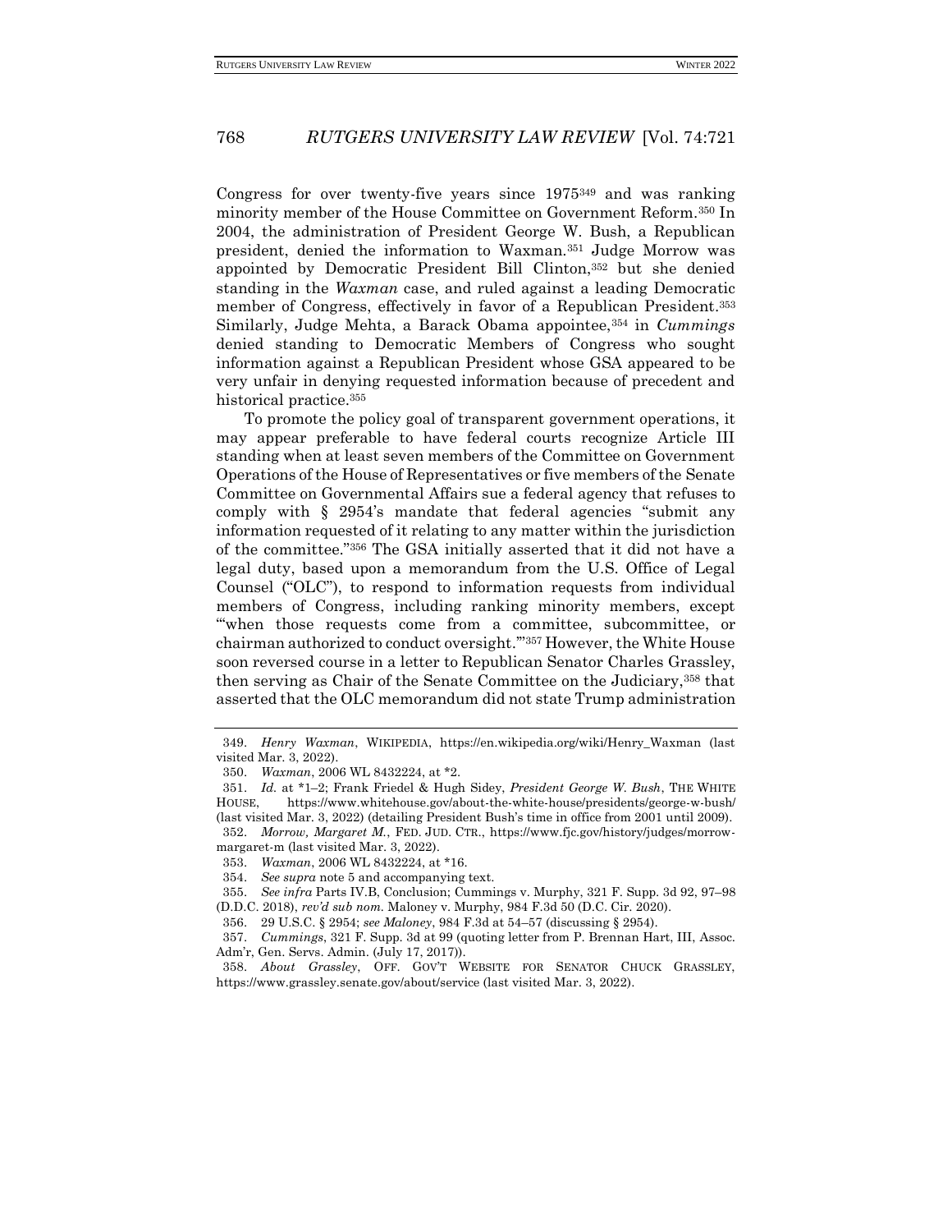Congress for over twenty-five years since 1975[349] and was ranking minority member of the House Committee on Government Reform.[350] In 2004, the administration of President George W. Bush, a Republican president, denied the information to Waxman.[351] Judge Morrow was appointed by Democratic President Bill Clinton,[352] but she denied standing in the *Waxman* case, and ruled against a leading Democratic member of Congress, effectively in favor of a Republican President.[353] Similarly, Judge Mehta, a Barack Obama appointee,[354] in *Cummings* denied standing to Democratic Members of Congress who sought information against a Republican President whose GSA appeared to be very unfair in denying requested information because of precedent and historical practice.[355]

To promote the policy goal of transparent government operations, it may appear preferable to have federal courts recognize Article III standing when at least seven members of the Committee on Government Operations of the House of Representatives or five members of the Senate Committee on Governmental Affairs sue a federal agency that refuses to comply with § 2954's mandate that federal agencies "submit any information requested of it relating to any matter within the jurisdiction of the committee."[356] The GSA initially asserted that it did not have a legal duty, based upon a memorandum from the U.S. Office of Legal Counsel ("OLC"), to respond to information requests from individual members of Congress, including ranking minority members, except "'when those requests come from a committee, subcommittee, or chairman authorized to conduct oversight.'"[357] However, the White House soon reversed course in a letter to Republican Senator Charles Grassley, then serving as Chair of the Senate Committee on the Judiciary,[358] that asserted that the OLC memorandum did not state Trump administration

---

349. *Henry Waxman*, WIKIPEDIA, https://en.wikipedia.org/wiki/Henry_Waxman (last visited Mar. 3, 2022).

350. *Waxman*, 2006 WL 8432224, at *2.

351. *Id.* at *1–2; Frank Friedel & Hugh Sidey, *President George W. Bush*, THE WHITE HOUSE, https://www.whitehouse.gov/about-the-white-house/presidents/george-w-bush/ (last visited Mar. 3, 2022) (detailing President Bush's time in office from 2001 until 2009).

352. *Morrow, Margaret M.*, FED. JUD. CTR., https://www.fjc.gov/history/judges/morrow-margaret-m (last visited Mar. 3, 2022).

353. *Waxman*, 2006 WL 8432224, at *16.

354. *See supra* note 5 and accompanying text.

355. *See infra* Parts IV.B, Conclusion; Cummings v. Murphy, 321 F. Supp. 3d 92, 97–98 (D.D.C. 2018), *rev'd sub nom.* Maloney v. Murphy, 984 F.3d 50 (D.C. Cir. 2020).

356. 29 U.S.C. § 2954; *see Maloney*, 984 F.3d at 54–57 (discussing § 2954).

357. *Cummings*, 321 F. Supp. 3d at 99 (quoting letter from P. Brennan Hart, III, Assoc. Adm'r, Gen. Servs. Admin. (July 17, 2017)).

358. *About Grassley*, OFF. GOV'T WEBSITE FOR SENATOR CHUCK GRASSLEY, https://www.grassley.senate.gov/about/service (last visited Mar. 3, 2022).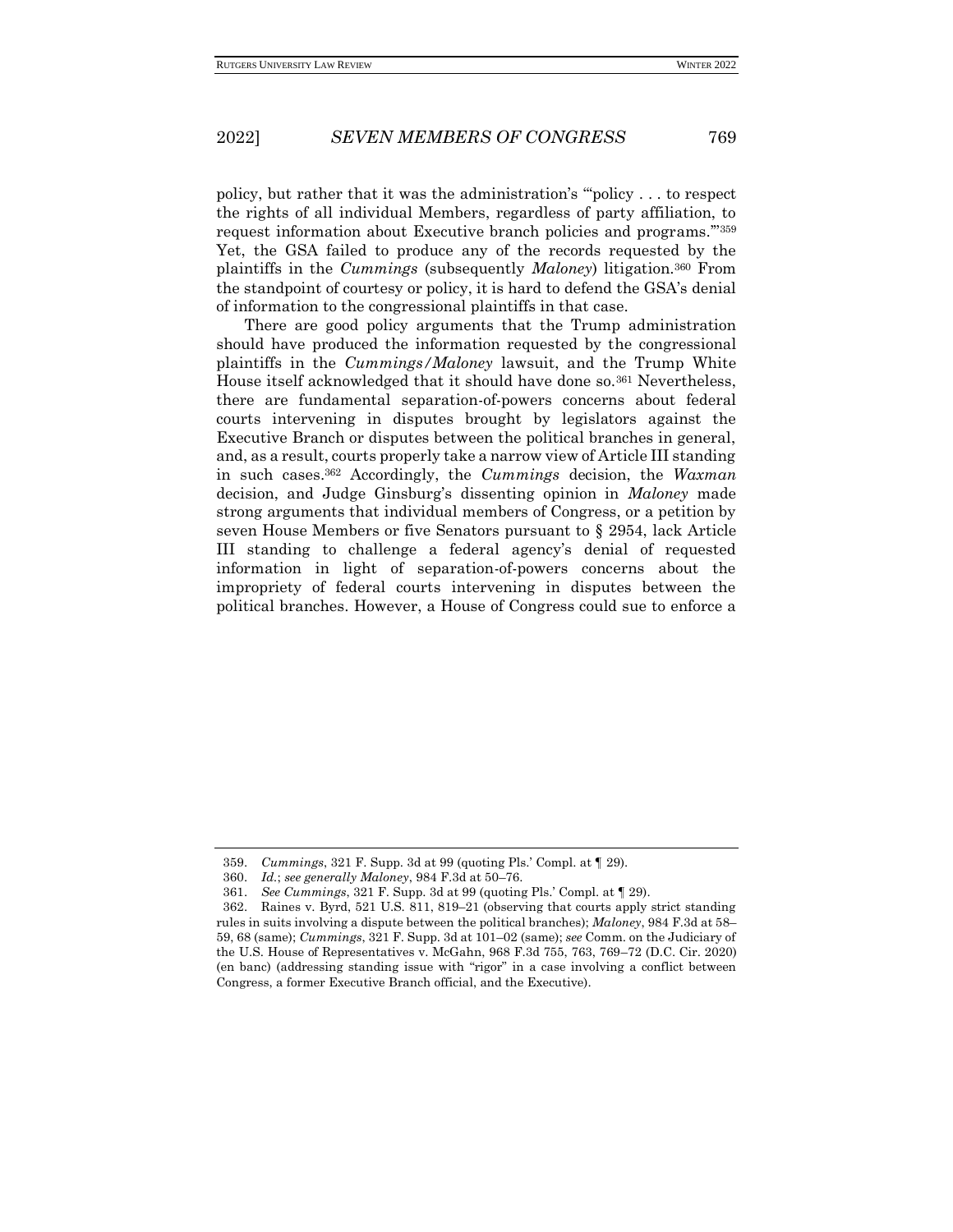policy, but rather that it was the administration's "'policy . . . to respect the rights of all individual Members, regardless of party affiliation, to request information about Executive branch policies and programs.'"[359] Yet, the GSA failed to produce any of the records requested by the plaintiffs in the *Cummings* (subsequently *Maloney*) litigation.[360] From the standpoint of courtesy or policy, it is hard to defend the GSA's denial of information to the congressional plaintiffs in that case.

There are good policy arguments that the Trump administration should have produced the information requested by the congressional plaintiffs in the *Cummings/Maloney* lawsuit, and the Trump White House itself acknowledged that it should have done so.[361] Nevertheless, there are fundamental separation-of-powers concerns about federal courts intervening in disputes brought by legislators against the Executive Branch or disputes between the political branches in general, and, as a result, courts properly take a narrow view of Article III standing in such cases.[362] Accordingly, the *Cummings* decision, the *Waxman* decision, and Judge Ginsburg's dissenting opinion in *Maloney* made strong arguments that individual members of Congress, or a petition by seven House Members or five Senators pursuant to § 2954, lack Article III standing to challenge a federal agency's denial of requested information in light of separation-of-powers concerns about the impropriety of federal courts intervening in disputes between the political branches. However, a House of Congress could sue to enforce a

---

359. *Cummings*, 321 F. Supp. 3d at 99 (quoting Pls.' Compl. at ¶ 29).

360. *Id.*; *see generally Maloney*, 984 F.3d at 50–76.

361. *See Cummings*, 321 F. Supp. 3d at 99 (quoting Pls.' Compl. at ¶ 29).

362. Raines v. Byrd, 521 U.S. 811, 819–21 (observing that courts apply strict standing rules in suits involving a dispute between the political branches); *Maloney*, 984 F.3d at 58–59, 68 (same); *Cummings*, 321 F. Supp. 3d at 101–02 (same); *see* Comm. on the Judiciary of the U.S. House of Representatives v. McGahn, 968 F.3d 755, 763, 769–72 (D.C. Cir. 2020) (en banc) (addressing standing issue with "rigor" in a case involving a conflict between Congress, a former Executive Branch official, and the Executive).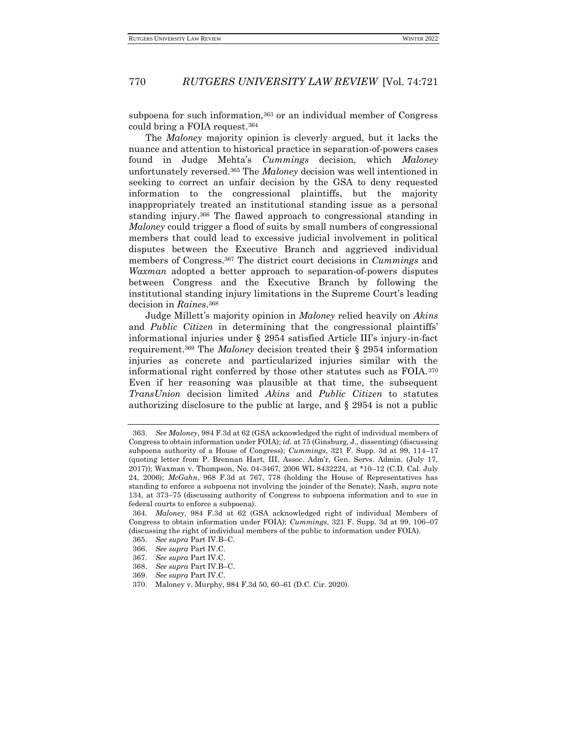subpoena for such information,[363] or an individual member of Congress could bring a FOIA request.[364]

The *Maloney* majority opinion is cleverly argued, but it lacks the nuance and attention to historical practice in separation-of-powers cases found in Judge Mehta's *Cummings* decision, which *Maloney* unfortunately reversed.[365] The *Maloney* decision was well intentioned in seeking to correct an unfair decision by the GSA to deny requested information to the congressional plaintiffs, but the majority inappropriately treated an institutional standing issue as a personal standing injury.[366] The flawed approach to congressional standing in *Maloney* could trigger a flood of suits by small numbers of congressional members that could lead to excessive judicial involvement in political disputes between the Executive Branch and aggrieved individual members of Congress.[367] The district court decisions in *Cummings* and *Waxman* adopted a better approach to separation-of-powers disputes between Congress and the Executive Branch by following the institutional standing injury limitations in the Supreme Court's leading decision in *Raines*.[368]

Judge Millett's majority opinion in *Maloney* relied heavily on *Akins* and *Public Citizen* in determining that the congressional plaintiffs' informational injuries under § 2954 satisfied Article III's injury-in-fact requirement.[369] The *Maloney* decision treated their § 2954 information injuries as concrete and particularized injuries similar with the informational right conferred by those other statutes such as FOIA.[370] Even if her reasoning was plausible at that time, the subsequent *TransUnion* decision limited *Akins* and *Public Citizen* to statutes authorizing disclosure to the public at large, and § 2954 is not a public

---

363. *See Maloney*, 984 F.3d at 62 (GSA acknowledged the right of individual members of Congress to obtain information under FOIA); *id.* at 75 (Ginsburg, J., dissenting) (discussing subpoena authority of a House of Congress); *Cummings*, 321 F. Supp. 3d at 99, 114–17 (quoting letter from P. Brennan Hart, III, Assoc. Adm'r, Gen. Servs. Admin. (July 17, 2017)); Waxman v. Thompson, No. 04-3467, 2006 WL 8432224, at \*10–12 (C.D. Cal. July 24, 2006); *McGahn*, 968 F.3d at 767, 778 (holding the House of Representatives has standing to enforce a subpoena not involving the joinder of the Senate); Nash, *supra* note 134, at 373–75 (discussing authority of Congress to subpoena information and to sue in federal courts to enforce a subpoena).

364. *Maloney*, 984 F.3d at 62 (GSA acknowledged right of individual Members of Congress to obtain information under FOIA); *Cummings*, 321 F. Supp. 3d at 99, 106–07 (discussing the right of individual members of the public to information under FOIA).

365. *See supra* Part IV.B–C.

366. *See supra* Part IV.C.

367. *See supra* Part IV.C.

368. *See supra* Part IV.B–C.

369. *See supra* Part IV.C.

370. Maloney v. Murphy, 984 F.3d 50, 60–61 (D.C. Cir. 2020).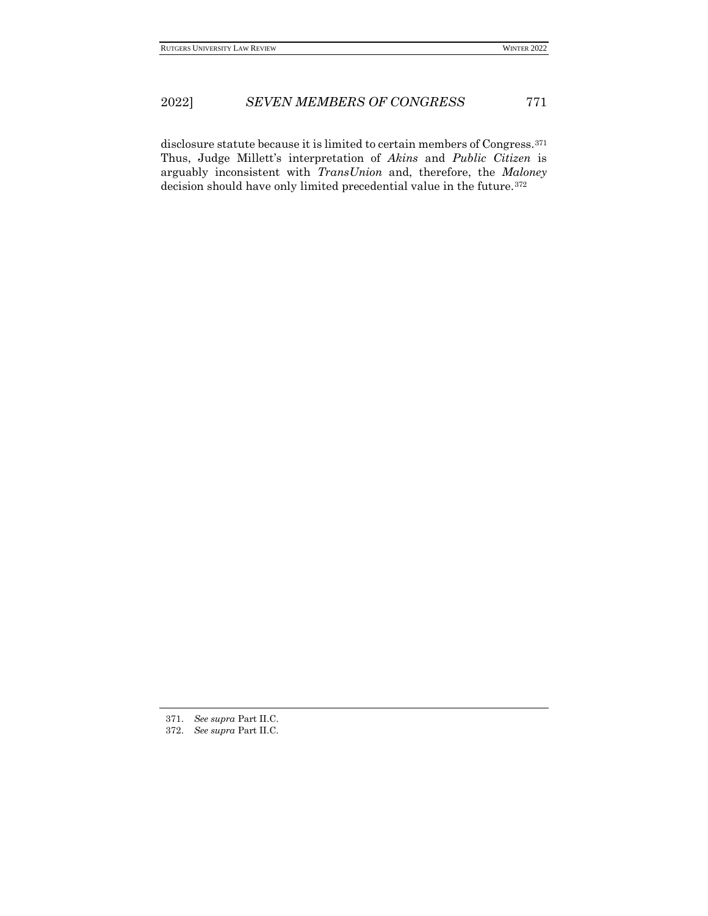disclosure statute because it is limited to certain members of Congress.[371] Thus, Judge Millett's interpretation of *Akins* and *Public Citizen* is arguably inconsistent with *TransUnion* and, therefore, the *Maloney* decision should have only limited precedential value in the future.[372]

371. *See supra* Part II.C.

372. *See supra* Part II.C.